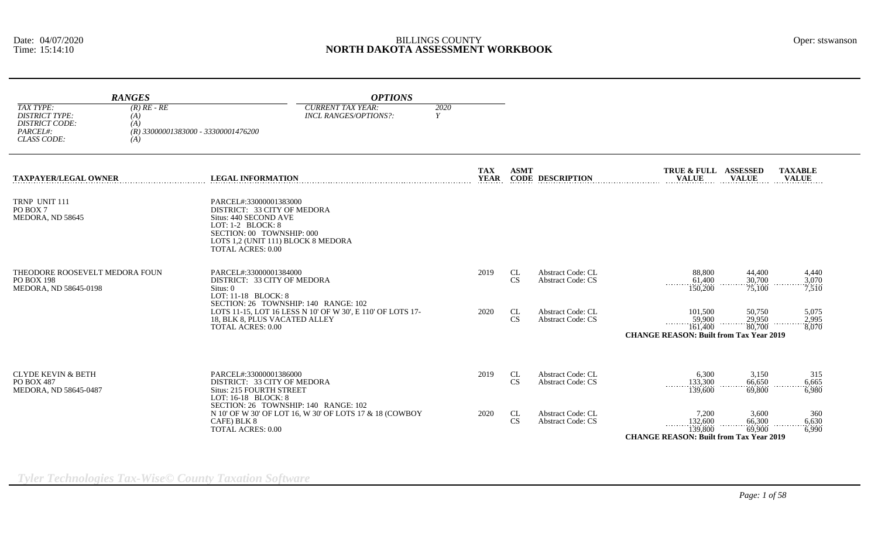Date: 04/07/2020
Time: 15:14:10

# BILLINGS COUNTY
# NORTH DAKOTA ASSESSMENT WORKBOOK

Oper: stswanson

| *RANGES* | | *OPTIONS* | |
|---|---|---|---|
| *TAX TYPE:* | *(R) RE - RE* | *CURRENT TAX YEAR:* | *2020* |
| *DISTRICT TYPE:* | *(A)* | *INCL RANGES/OPTIONS?:* | *Y* |
| *DISTRICT CODE:* | *(A)* | | |
| *PARCEL#:* | *(R) 33000001383000 - 33300001476200* | | |
| *CLASS CODE:* | *(A)* | | |

| TAXPAYER/LEGAL OWNER | LEGAL INFORMATION | TAX YEAR | ASMT CODE | DESCRIPTION | TRUE & FULL VALUE | ASSESSED VALUE | TAXABLE VALUE |
|---|---|---|---|---|---|---|---|
| TRNP UNIT 111<br>PO BOX 7<br>MEDORA, ND 58645 | PARCEL#:33000001383000<br>DISTRICT: 33 CITY OF MEDORA<br>Situs: 440 SECOND AVE<br>LOT: 1-2 BLOCK: 8<br>SECTION: 00 TOWNSHIP: 000<br>LOTS 1,2 (UNIT 111) BLOCK 8 MEDORA<br>TOTAL ACRES: 0.00 | | | | | | |
| THEODORE ROOSEVELT MEDORA FOUN<br>PO BOX 198<br>MEDORA, ND 58645-0198 | PARCEL#:33000001384000<br>DISTRICT: 33 CITY OF MEDORA<br>Situs: 0<br>LOT: 11-18 BLOCK: 8<br>SECTION: 26 TOWNSHIP: 140 RANGE: 102<br>LOTS 11-15, LOT 16 LESS N 10' OF W 30', E 110' OF LOTS 17-18, BLK 8, PLUS VACATED ALLEY<br>TOTAL ACRES: 0.00 | 2019 | CL | Abstract Code: CL | 88,800 | 44,400 | 4,440 |
| | | | CS | Abstract Code: CS | 61,400 | 30,700 | 3,070 |
| | | | | | 150,200 | 75,100 | 7,510 |
| | | 2020 | CL | Abstract Code: CL | 101,500 | 50,750 | 5,075 |
| | | | CS | Abstract Code: CS | 59,900 | 29,950 | 2,995 |
| | | | | | 161,400 | 80,700 | 8,070 |
| | | | | | **CHANGE REASON: Built from Tax Year 2019** | | |
| CLYDE KEVIN & BETH<br>PO BOX 487<br>MEDORA, ND 58645-0487 | PARCEL#:33000001386000<br>DISTRICT: 33 CITY OF MEDORA<br>Situs: 215 FOURTH STREET<br>LOT: 16-18 BLOCK: 8<br>SECTION: 26 TOWNSHIP: 140 RANGE: 102<br>N 10' OF W 30' OF LOT 16, W 30' OF LOTS 17 & 18 (COWBOY CAFE) BLK 8<br>TOTAL ACRES: 0.00 | 2019 | CL | Abstract Code: CL | 6,300 | 3,150 | 315 |
| | | | CS | Abstract Code: CS | 133,300 | 66,650 | 6,665 |
| | | | | | 139,600 | 69,800 | 6,980 |
| | | 2020 | CL | Abstract Code: CL | 7,200 | 3,600 | 360 |
| | | | CS | Abstract Code: CS | 132,600 | 66,300 | 6,630 |
| | | | | | 139,800 | 69,900 | 6,990 |
| | | | | | **CHANGE REASON: Built from Tax Year 2019** | | |

*Tyler Technologies Tax-Wise© County Taxation Software*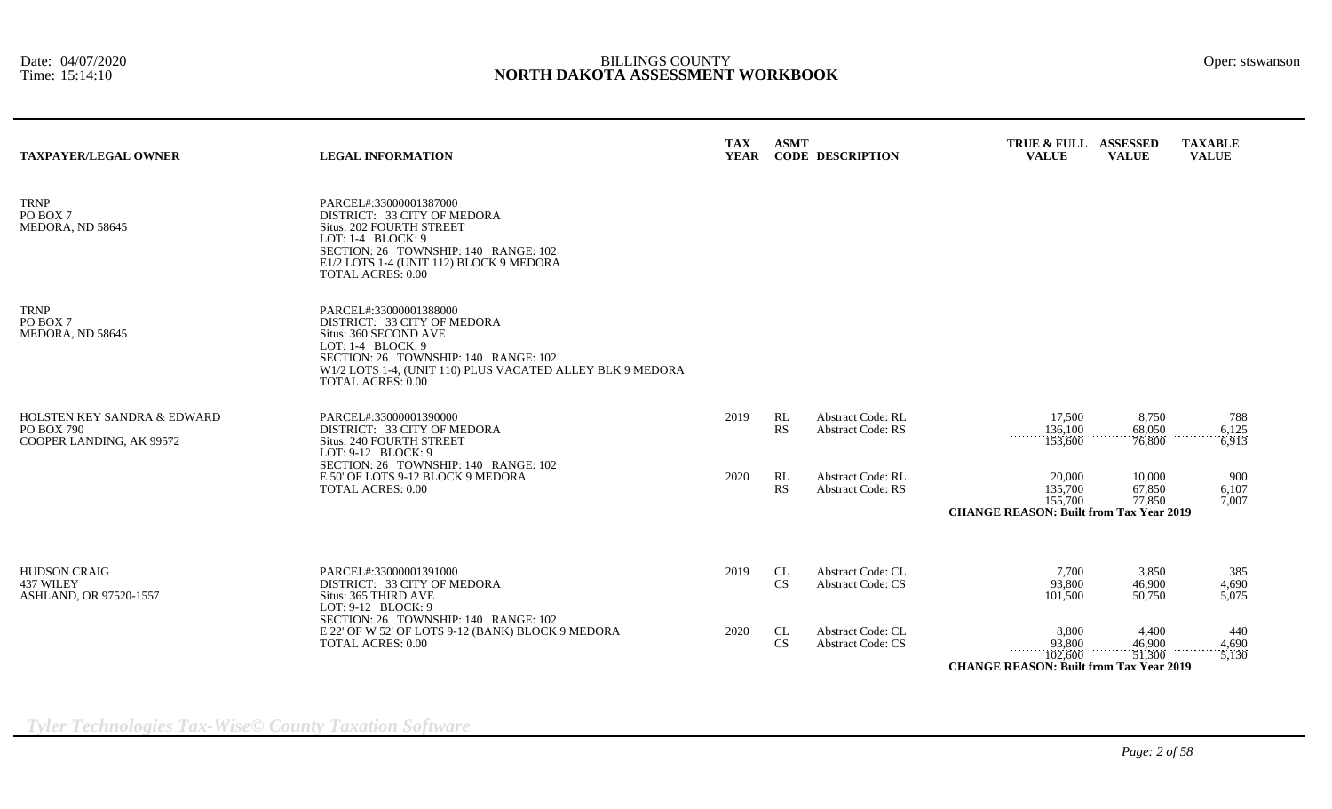| TAXPAYER/LEGAL OWNER | LEGAL INFORMATION | TAX YEAR | ASMT CODE | DESCRIPTION | TRUE & FULL VALUE | ASSESSED VALUE | TAXABLE VALUE |
|---|---|---|---|---|---|---|---|
| TRNP<br>PO BOX 7<br>MEDORA, ND 58645 | PARCEL#:33000001387000<br>DISTRICT: 33 CITY OF MEDORA<br>Situs: 202 FOURTH STREET<br>LOT: 1-4 BLOCK: 9<br>SECTION: 26 TOWNSHIP: 140 RANGE: 102<br>E1/2 LOTS 1-4 (UNIT 112) BLOCK 9 MEDORA<br>TOTAL ACRES: 0.00 | | | | | | |
| TRNP<br>PO BOX 7<br>MEDORA, ND 58645 | PARCEL#:33000001388000<br>DISTRICT: 33 CITY OF MEDORA<br>Situs: 360 SECOND AVE<br>LOT: 1-4 BLOCK: 9<br>SECTION: 26 TOWNSHIP: 140 RANGE: 102<br>W1/2 LOTS 1-4, (UNIT 110) PLUS VACATED ALLEY BLK 9 MEDORA<br>TOTAL ACRES: 0.00 | | | | | | |
| HOLSTEN KEY SANDRA & EDWARD<br>PO BOX 790<br>COOPER LANDING, AK 99572 | PARCEL#:33000001390000<br>DISTRICT: 33 CITY OF MEDORA<br>Situs: 240 FOURTH STREET<br>LOT: 9-12 BLOCK: 9<br>SECTION: 26 TOWNSHIP: 140 RANGE: 102<br>E 50' OF LOTS 9-12 BLOCK 9 MEDORA<br>TOTAL ACRES: 0.00 | 2019 | RL | Abstract Code: RL | 17,500 | 8,750 | 788 |
| | | | RS | Abstract Code: RS | 136,100 | 68,050 | 6,125 |
| | | | | | 153,600 | 76,800 | 6,913 |
| | | 2020 | RL | Abstract Code: RL | 20,000 | 10,000 | 900 |
| | | | RS | Abstract Code: RS | 135,700 | 67,850 | 6,107 |
| | | | | | 155,700 | 77,850 | 7,007 |
| | | | | | **CHANGE REASON: Built from Tax Year 2019** | | |
| HUDSON CRAIG<br>437 WILEY<br>ASHLAND, OR 97520-1557 | PARCEL#:33000001391000<br>DISTRICT: 33 CITY OF MEDORA<br>Situs: 365 THIRD AVE<br>LOT: 9-12 BLOCK: 9<br>SECTION: 26 TOWNSHIP: 140 RANGE: 102<br>E 22' OF W 52' OF LOTS 9-12 (BANK) BLOCK 9 MEDORA<br>TOTAL ACRES: 0.00 | 2019 | CL | Abstract Code: CL | 7,700 | 3,850 | 385 |
| | | | CS | Abstract Code: CS | 93,800 | 46,900 | 4,690 |
| | | | | | 101,500 | 50,750 | 5,075 |
| | | 2020 | CL | Abstract Code: CL | 8,800 | 4,400 | 440 |
| | | | CS | Abstract Code: CS | 93,800 | 46,900 | 4,690 |
| | | | | | 102,600 | 51,300 | 5,130 |
| | | | | | **CHANGE REASON: Built from Tax Year 2019** | | |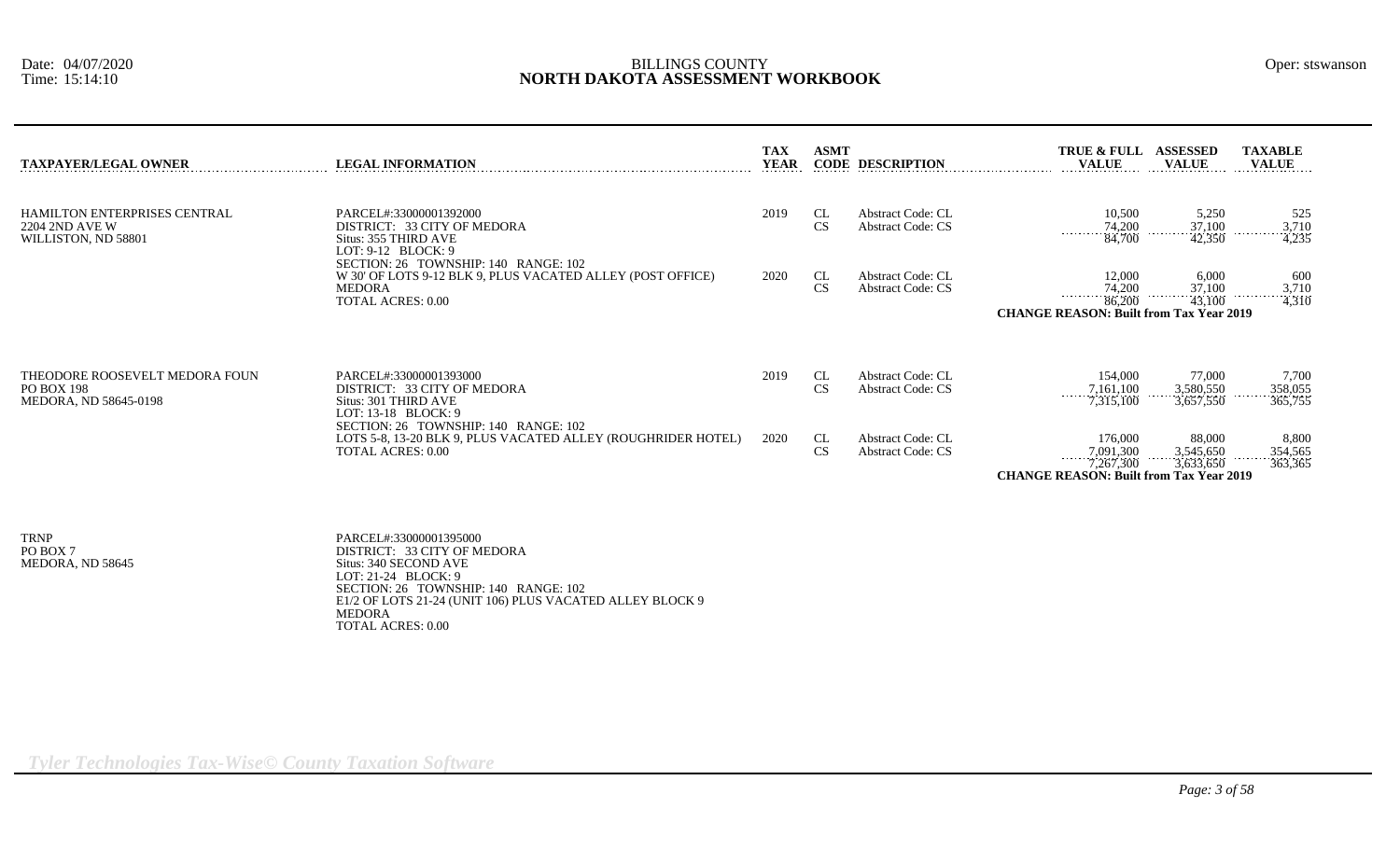| TAXPAYER/LEGAL OWNER | LEGAL INFORMATION | TAX YEAR | ASMT CODE | DESCRIPTION | TRUE & FULL VALUE | ASSESSED VALUE | TAXABLE VALUE |
|---|---|---|---|---|---|---|---|
| HAMILTON ENTERPRISES CENTRAL<br>2204 2ND AVE W<br>WILLISTON, ND 58801 | PARCEL#:33000001392000<br>DISTRICT: 33 CITY OF MEDORA<br>Situs: 355 THIRD AVE<br>LOT: 9-12 BLOCK: 9<br>SECTION: 26 TOWNSHIP: 140 RANGE: 102<br>W 30' OF LOTS 9-12 BLK 9, PLUS VACATED ALLEY (POST OFFICE)<br>MEDORA<br>TOTAL ACRES: 0.00 | 2019 | CL | Abstract Code: CL | 10,500 | 5,250 | 525 |
| | | | CS | Abstract Code: CS | 74,200 | 37,100 | 3,710 |
| | | | | | 84,700 | 42,350 | 4,235 |
| | | 2020 | CL | Abstract Code: CL | 12,000 | 6,000 | 600 |
| | | | CS | Abstract Code: CS | 74,200 | 37,100 | 3,710 |
| | | | | | 86,200 | 43,100 | 4,310 |
| | | | | | **CHANGE REASON: Built from Tax Year 2019** | | |
| THEODORE ROOSEVELT MEDORA FOUN<br>PO BOX 198<br>MEDORA, ND 58645-0198 | PARCEL#:33000001393000<br>DISTRICT: 33 CITY OF MEDORA<br>Situs: 301 THIRD AVE<br>LOT: 13-18 BLOCK: 9<br>SECTION: 26 TOWNSHIP: 140 RANGE: 102<br>LOTS 5-8, 13-20 BLK 9, PLUS VACATED ALLEY (ROUGHRIDER HOTEL)<br>TOTAL ACRES: 0.00 | 2019 | CL | Abstract Code: CL | 154,000 | 77,000 | 7,700 |
| | | | CS | Abstract Code: CS | 7,161,100 | 3,580,550 | 358,055 |
| | | | | | 7,315,100 | 3,657,550 | 365,755 |
| | | 2020 | CL | Abstract Code: CL | 176,000 | 88,000 | 8,800 |
| | | | CS | Abstract Code: CS | 7,091,300 | 3,545,650 | 354,565 |
| | | | | | 7,267,300 | 3,633,650 | 363,365 |
| | | | | | **CHANGE REASON: Built from Tax Year 2019** | | |
| TRNP<br>PO BOX 7<br>MEDORA, ND 58645 | PARCEL#:33000001395000<br>DISTRICT: 33 CITY OF MEDORA<br>Situs: 340 SECOND AVE<br>LOT: 21-24 BLOCK: 9<br>SECTION: 26 TOWNSHIP: 140 RANGE: 102<br>E1/2 OF LOTS 21-24 (UNIT 106) PLUS VACATED ALLEY BLOCK 9<br>MEDORA<br>TOTAL ACRES: 0.00 | | | | | | |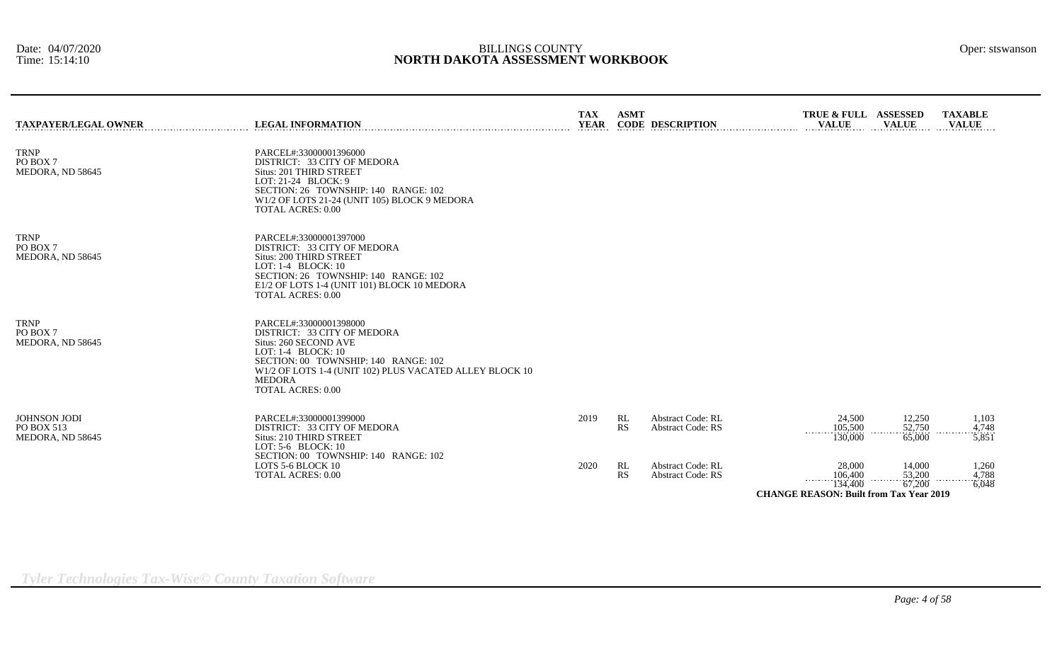# BILLINGS COUNTY
## NORTH DAKOTA ASSESSMENT WORKBOOK

Date: 04/07/2020
Time: 15:14:10

Oper: stswanson

| TAXPAYER/LEGAL OWNER | LEGAL INFORMATION | TAX YEAR | ASMT CODE | DESCRIPTION | TRUE & FULL VALUE | ASSESSED VALUE | TAXABLE VALUE |
|---|---|---|---|---|---|---|---|
| TRNP<br>PO BOX 7<br>MEDORA, ND 58645 | PARCEL#:33000001396000<br>DISTRICT: 33 CITY OF MEDORA<br>Situs: 201 THIRD STREET<br>LOT: 21-24 BLOCK: 9<br>SECTION: 26 TOWNSHIP: 140 RANGE: 102<br>W1/2 OF LOTS 21-24 (UNIT 105) BLOCK 9 MEDORA<br>TOTAL ACRES: 0.00 | | | | | | |
| TRNP<br>PO BOX 7<br>MEDORA, ND 58645 | PARCEL#:33000001397000<br>DISTRICT: 33 CITY OF MEDORA<br>Situs: 200 THIRD STREET<br>LOT: 1-4 BLOCK: 10<br>SECTION: 26 TOWNSHIP: 140 RANGE: 102<br>E1/2 OF LOTS 1-4 (UNIT 101) BLOCK 10 MEDORA<br>TOTAL ACRES: 0.00 | | | | | | |
| TRNP<br>PO BOX 7<br>MEDORA, ND 58645 | PARCEL#:33000001398000<br>DISTRICT: 33 CITY OF MEDORA<br>Situs: 260 SECOND AVE<br>LOT: 1-4 BLOCK: 10<br>SECTION: 00 TOWNSHIP: 140 RANGE: 102<br>W1/2 OF LOTS 1-4 (UNIT 102) PLUS VACATED ALLEY BLOCK 10 MEDORA<br>TOTAL ACRES: 0.00 | | | | | | |
| JOHNSON JODI<br>PO BOX 513<br>MEDORA, ND 58645 | PARCEL#:33000001399000<br>DISTRICT: 33 CITY OF MEDORA<br>Situs: 210 THIRD STREET<br>LOT: 5-6 BLOCK: 10<br>SECTION: 00 TOWNSHIP: 140 RANGE: 102<br>LOTS 5-6 BLOCK 10<br>TOTAL ACRES: 0.00 | 2019 | RL | Abstract Code: RL | 24,500 | 12,250 | 1,103 |
| | | | RS | Abstract Code: RS | 105,500 | 52,750 | 4,748 |
| | | | | | 130,000 | 65,000 | 5,851 |
| | | 2020 | RL | Abstract Code: RL | 28,000 | 14,000 | 1,260 |
| | | | RS | Abstract Code: RS | 106,400 | 53,200 | 4,788 |
| | | | | | 134,400 | 67,200 | 6,048 |

**CHANGE REASON: Built from Tax Year 2019**

*Tyler Technologies Tax-Wise© County Taxation Software*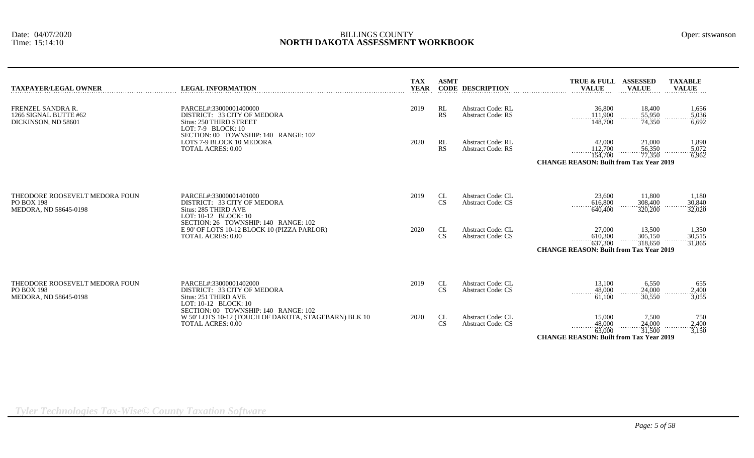| TAXPAYER/LEGAL OWNER | LEGAL INFORMATION | TAX YEAR | ASMT CODE | DESCRIPTION | TRUE & FULL VALUE | ASSESSED VALUE | TAXABLE VALUE |
|---|---|---|---|---|---|---|---|
| FRENZEL SANDRA R.<br>1266 SIGNAL BUTTE #62<br>DICKINSON, ND 58601 | PARCEL#:33000001400000<br>DISTRICT: 33 CITY OF MEDORA<br>Situs: 250 THIRD STREET<br>LOT: 7-9 BLOCK: 10<br>SECTION: 00 TOWNSHIP: 140 RANGE: 102 | 2019 | RL | Abstract Code: RL | 36,800 | 18,400 | 1,656 |
| | | | RS | Abstract Code: RS | 111,900 | 55,950 | 5,036 |
| | | | | | 148,700 | 74,350 | 6,692 |
| | LOTS 7-9 BLOCK 10 MEDORA<br>TOTAL ACRES: 0.00 | 2020 | RL | Abstract Code: RL | 42,000 | 21,000 | 1,890 |
| | | | RS | Abstract Code: RS | 112,700 | 56,350 | 5,072 |
| | | | | | 154,700 | 77,350 | 6,962 |
| | | | | **CHANGE REASON: Built from Tax Year 2019** | | | |
| THEODORE ROOSEVELT MEDORA FOUN<br>PO BOX 198<br>MEDORA, ND 58645-0198 | PARCEL#:33000001401000<br>DISTRICT: 33 CITY OF MEDORA<br>Situs: 285 THIRD AVE<br>LOT: 10-12 BLOCK: 10<br>SECTION: 26 TOWNSHIP: 140 RANGE: 102 | 2019 | CL | Abstract Code: CL | 23,600 | 11,800 | 1,180 |
| | | | CS | Abstract Code: CS | 616,800 | 308,400 | 30,840 |
| | | | | | 640,400 | 320,200 | 32,020 |
| | E 90' OF LOTS 10-12 BLOCK 10 (PIZZA PARLOR)<br>TOTAL ACRES: 0.00 | 2020 | CL | Abstract Code: CL | 27,000 | 13,500 | 1,350 |
| | | | CS | Abstract Code: CS | 610,300 | 305,150 | 30,515 |
| | | | | | 637,300 | 318,650 | 31,865 |
| | | | | **CHANGE REASON: Built from Tax Year 2019** | | | |
| THEODORE ROOSEVELT MEDORA FOUN<br>PO BOX 198<br>MEDORA, ND 58645-0198 | PARCEL#:33000001402000<br>DISTRICT: 33 CITY OF MEDORA<br>Situs: 251 THIRD AVE<br>LOT: 10-12 BLOCK: 10<br>SECTION: 00 TOWNSHIP: 140 RANGE: 102 | 2019 | CL | Abstract Code: CL | 13,100 | 6,550 | 655 |
| | | | CS | Abstract Code: CS | 48,000 | 24,000 | 2,400 |
| | | | | | 61,100 | 30,550 | 3,055 |
| | W 50' LOTS 10-12 (TOUCH OF DAKOTA, STAGEBARN) BLK 10<br>TOTAL ACRES: 0.00 | 2020 | CL | Abstract Code: CL | 15,000 | 7,500 | 750 |
| | | | CS | Abstract Code: CS | 48,000 | 24,000 | 2,400 |
| | | | | | 63,000 | 31,500 | 3,150 |
| | | | | **CHANGE REASON: Built from Tax Year 2019** | | | |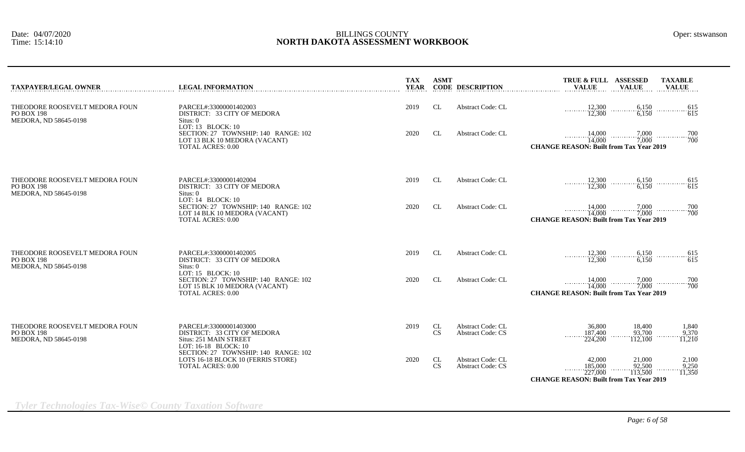# BILLINGS COUNTY
## NORTH DAKOTA ASSESSMENT WORKBOOK

Date: 04/07/2020
Time: 15:14:10

Oper: stswanson

| TAXPAYER/LEGAL OWNER | LEGAL INFORMATION | TAX YEAR | ASMT CODE | DESCRIPTION | TRUE & FULL VALUE | ASSESSED VALUE | TAXABLE VALUE |
|---|---|---|---|---|---|---|---|
| THEODORE ROOSEVELT MEDORA FOUN<br>PO BOX 198<br>MEDORA, ND 58645-0198 | PARCEL#:33000001402003<br>DISTRICT: 33 CITY OF MEDORA<br>Situs: 0<br>LOT: 13 BLOCK: 10<br>SECTION: 27 TOWNSHIP: 140 RANGE: 102<br>LOT 13 BLK 10 MEDORA (VACANT)<br>TOTAL ACRES: 0.00 | 2019 | CL | Abstract Code: CL | 12,300<br>12,300 | 6,150<br>6,150 | 615<br>615 |
| | | 2020 | CL | Abstract Code: CL | 14,000<br>14,000 | 7,000<br>7,000 | 700<br>700 |
| | | | | | **CHANGE REASON: Built from Tax Year 2019** | | |
| THEODORE ROOSEVELT MEDORA FOUN<br>PO BOX 198<br>MEDORA, ND 58645-0198 | PARCEL#:33000001402004<br>DISTRICT: 33 CITY OF MEDORA<br>Situs: 0<br>LOT: 14 BLOCK: 10<br>SECTION: 27 TOWNSHIP: 140 RANGE: 102<br>LOT 14 BLK 10 MEDORA (VACANT)<br>TOTAL ACRES: 0.00 | 2019 | CL | Abstract Code: CL | 12,300<br>12,300 | 6,150<br>6,150 | 615<br>615 |
| | | 2020 | CL | Abstract Code: CL | 14,000<br>14,000 | 7,000<br>7,000 | 700<br>700 |
| | | | | | **CHANGE REASON: Built from Tax Year 2019** | | |
| THEODORE ROOSEVELT MEDORA FOUN<br>PO BOX 198<br>MEDORA, ND 58645-0198 | PARCEL#:33000001402005<br>DISTRICT: 33 CITY OF MEDORA<br>Situs: 0<br>LOT: 15 BLOCK: 10<br>SECTION: 27 TOWNSHIP: 140 RANGE: 102<br>LOT 15 BLK 10 MEDORA (VACANT)<br>TOTAL ACRES: 0.00 | 2019 | CL | Abstract Code: CL | 12,300<br>12,300 | 6,150<br>6,150 | 615<br>615 |
| | | 2020 | CL | Abstract Code: CL | 14,000<br>14,000 | 7,000<br>7,000 | 700<br>700 |
| | | | | | **CHANGE REASON: Built from Tax Year 2019** | | |
| THEODORE ROOSEVELT MEDORA FOUN<br>PO BOX 198<br>MEDORA, ND 58645-0198 | PARCEL#:33000001403000<br>DISTRICT: 33 CITY OF MEDORA<br>Situs: 251 MAIN STREET<br>LOT: 16-18 BLOCK: 10<br>SECTION: 27 TOWNSHIP: 140 RANGE: 102<br>LOTS 16-18 BLOCK 10 (FERRIS STORE)<br>TOTAL ACRES: 0.00 | 2019 | CL<br>CS | Abstract Code: CL<br>Abstract Code: CS | 36,800<br>187,400<br>224,200 | 18,400<br>93,700<br>112,100 | 1,840<br>9,370<br>11,210 |
| | | 2020 | CL<br>CS | Abstract Code: CL<br>Abstract Code: CS | 42,000<br>185,000<br>227,000 | 21,000<br>92,500<br>113,500 | 2,100<br>9,250<br>11,350 |
| | | | | | **CHANGE REASON: Built from Tax Year 2019** | | |

*Tyler Technologies Tax-Wise© County Taxation Software*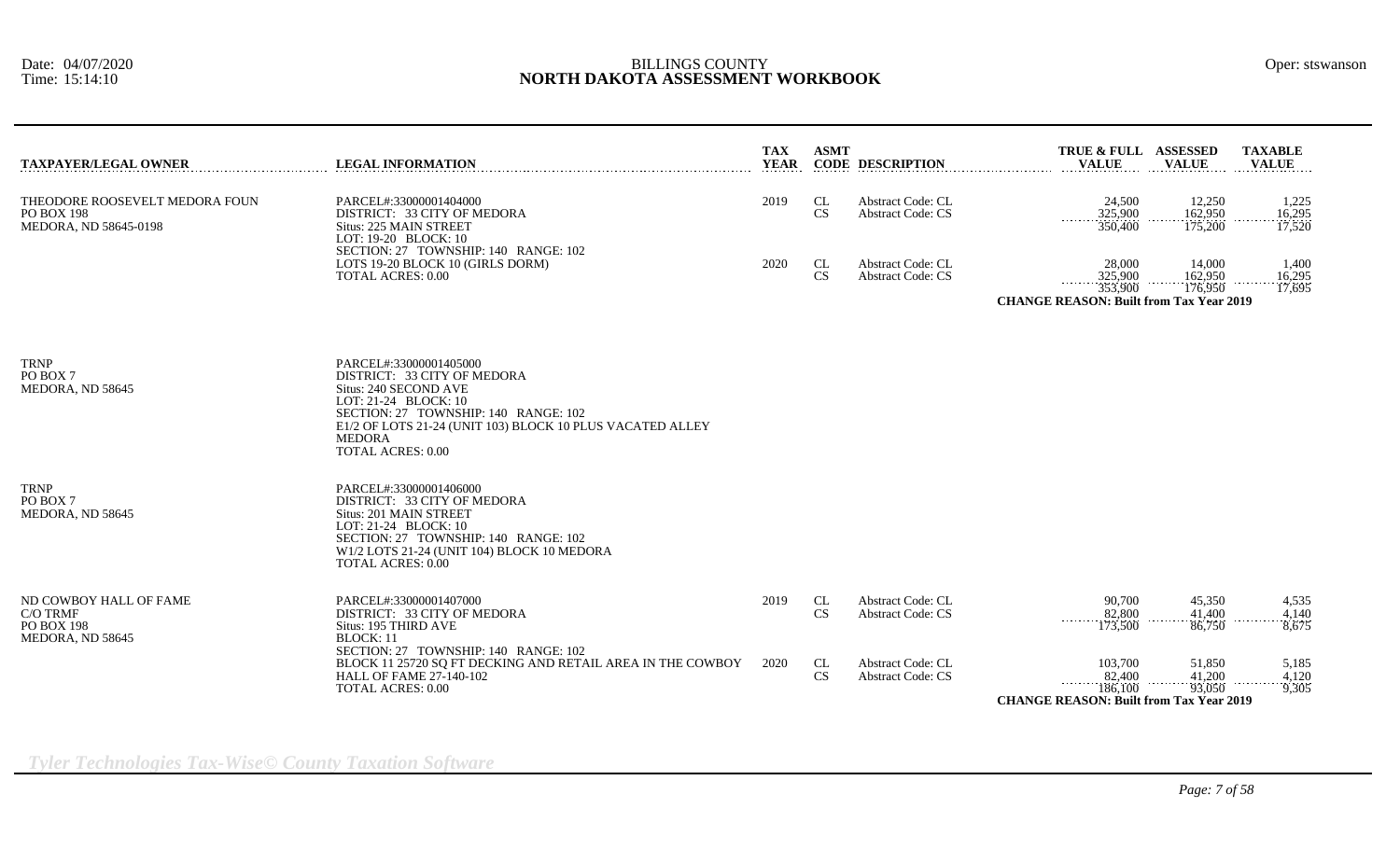| TAXPAYER/LEGAL OWNER | LEGAL INFORMATION | TAX YEAR | ASMT CODE | DESCRIPTION | TRUE & FULL VALUE | ASSESSED VALUE | TAXABLE VALUE |
|---|---|---|---|---|---|---|---|
| THEODORE ROOSEVELT MEDORA FOUN<br>PO BOX 198<br>MEDORA, ND 58645-0198 | PARCEL#:33000001404000<br>DISTRICT: 33 CITY OF MEDORA<br>Situs: 225 MAIN STREET<br>LOT: 19-20 BLOCK: 10<br>SECTION: 27 TOWNSHIP: 140 RANGE: 102<br>LOTS 19-20 BLOCK 10 (GIRLS DORM)<br>TOTAL ACRES: 0.00 | 2019 | CL | Abstract Code: CL | 24,500 | 12,250 | 1,225 |
| | | | CS | Abstract Code: CS | 325,900 | 162,950 | 16,295 |
| | | | | | 350,400 | 175,200 | 17,520 |
| | | 2020 | CL | Abstract Code: CL | 28,000 | 14,000 | 1,400 |
| | | | CS | Abstract Code: CS | 325,900 | 162,950 | 16,295 |
| | | | | | 353,900 | 176,950 | 17,695 |
| | | | | | **CHANGE REASON: Built from Tax Year 2019** | | |
| TRNP<br>PO BOX 7<br>MEDORA, ND 58645 | PARCEL#:33000001405000<br>DISTRICT: 33 CITY OF MEDORA<br>Situs: 240 SECOND AVE<br>LOT: 21-24 BLOCK: 10<br>SECTION: 27 TOWNSHIP: 140 RANGE: 102<br>E1/2 OF LOTS 21-24 (UNIT 103) BLOCK 10 PLUS VACATED ALLEY MEDORA<br>TOTAL ACRES: 0.00 | | | | | | |
| TRNP<br>PO BOX 7<br>MEDORA, ND 58645 | PARCEL#:33000001406000<br>DISTRICT: 33 CITY OF MEDORA<br>Situs: 201 MAIN STREET<br>LOT: 21-24 BLOCK: 10<br>SECTION: 27 TOWNSHIP: 140 RANGE: 102<br>W1/2 LOTS 21-24 (UNIT 104) BLOCK 10 MEDORA<br>TOTAL ACRES: 0.00 | | | | | | |
| ND COWBOY HALL OF FAME<br>C/O TRMF<br>PO BOX 198<br>MEDORA, ND 58645 | PARCEL#:33000001407000<br>DISTRICT: 33 CITY OF MEDORA<br>Situs: 195 THIRD AVE<br>BLOCK: 11<br>SECTION: 27 TOWNSHIP: 140 RANGE: 102<br>BLOCK 11 25720 SQ FT DECKING AND RETAIL AREA IN THE COWBOY HALL OF FAME 27-140-102<br>TOTAL ACRES: 0.00 | 2019 | CL | Abstract Code: CL | 90,700 | 45,350 | 4,535 |
| | | | CS | Abstract Code: CS | 82,800 | 41,400 | 4,140 |
| | | | | | 173,500 | 86,750 | 8,675 |
| | | 2020 | CL | Abstract Code: CL | 103,700 | 51,850 | 5,185 |
| | | | CS | Abstract Code: CS | 82,400 | 41,200 | 4,120 |
| | | | | | 186,100 | 93,050 | 9,305 |
| | | | | | **CHANGE REASON: Built from Tax Year 2019** | | |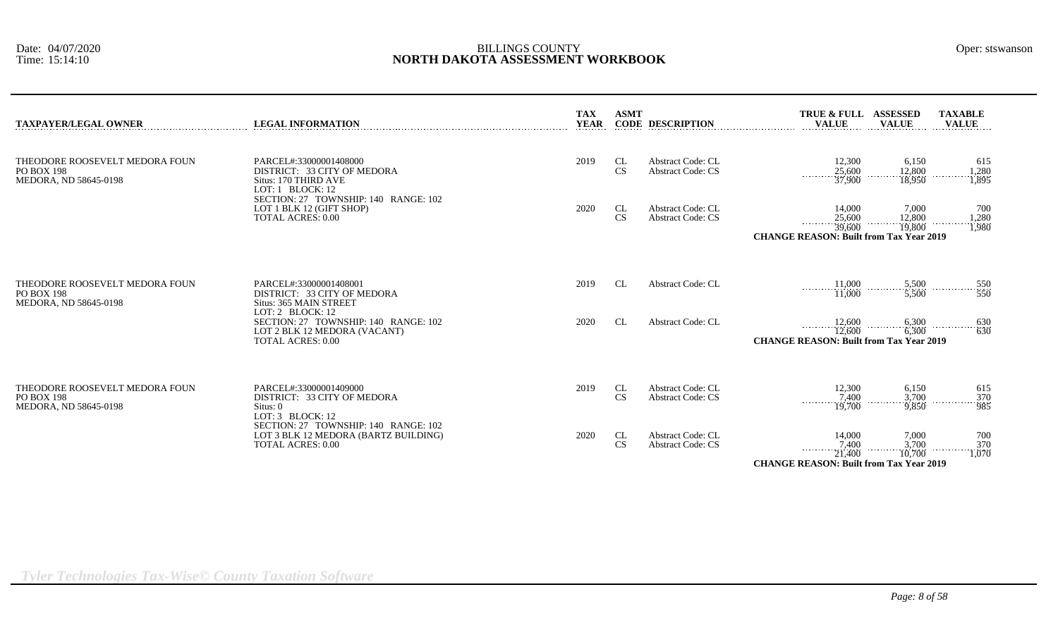BILLINGS COUNTY
**NORTH DAKOTA ASSESSMENT WORKBOOK**

Date: 04/07/2020
Time: 15:14:10

Oper: stswanson

| TAXPAYER/LEGAL OWNER | LEGAL INFORMATION | TAX YEAR | ASMT CODE | DESCRIPTION | TRUE & FULL VALUE | ASSESSED VALUE | TAXABLE VALUE |
|---|---|---|---|---|---|---|---|
| THEODORE ROOSEVELT MEDORA FOUN<br>PO BOX 198<br>MEDORA, ND 58645-0198 | PARCEL#:33000001408000<br>DISTRICT: 33 CITY OF MEDORA<br>Situs: 170 THIRD AVE<br>LOT: 1 BLOCK: 12<br>SECTION: 27 TOWNSHIP: 140 RANGE: 102<br>LOT 1 BLK 12 (GIFT SHOP)<br>TOTAL ACRES: 0.00 | 2019 | CL | Abstract Code: CL | 12,300 | 6,150 | 615 |
| | | | CS | Abstract Code: CS | 25,600 | 12,800 | 1,280 |
| | | | | | 37,900 | 18,950 | 1,895 |
| | | 2020 | CL | Abstract Code: CL | 14,000 | 7,000 | 700 |
| | | | CS | Abstract Code: CS | 25,600 | 12,800 | 1,280 |
| | | | | | 39,600 | 19,800 | 1,980 |
| | | | | | **CHANGE REASON: Built from Tax Year 2019** | | |
| THEODORE ROOSEVELT MEDORA FOUN<br>PO BOX 198<br>MEDORA, ND 58645-0198 | PARCEL#:33000001408001<br>DISTRICT: 33 CITY OF MEDORA<br>Situs: 365 MAIN STREET<br>LOT: 2 BLOCK: 12<br>SECTION: 27 TOWNSHIP: 140 RANGE: 102<br>LOT 2 BLK 12 MEDORA (VACANT)<br>TOTAL ACRES: 0.00 | 2019 | CL | Abstract Code: CL | 11,000 | 5,500 | 550 |
| | | | | | 11,000 | 5,500 | 550 |
| | | 2020 | CL | Abstract Code: CL | 12,600 | 6,300 | 630 |
| | | | | | 12,600 | 6,300 | 630 |
| | | | | | **CHANGE REASON: Built from Tax Year 2019** | | |
| THEODORE ROOSEVELT MEDORA FOUN<br>PO BOX 198<br>MEDORA, ND 58645-0198 | PARCEL#:33000001409000<br>DISTRICT: 33 CITY OF MEDORA<br>Situs: 0<br>LOT: 3 BLOCK: 12<br>SECTION: 27 TOWNSHIP: 140 RANGE: 102<br>LOT 3 BLK 12 MEDORA (BARTZ BUILDING)<br>TOTAL ACRES: 0.00 | 2019 | CL | Abstract Code: CL | 12,300 | 6,150 | 615 |
| | | | CS | Abstract Code: CS | 7,400 | 3,700 | 370 |
| | | | | | 19,700 | 9,850 | 985 |
| | | 2020 | CL | Abstract Code: CL | 14,000 | 7,000 | 700 |
| | | | CS | Abstract Code: CS | 7,400 | 3,700 | 370 |
| | | | | | 21,400 | 10,700 | 1,070 |
| | | | | | **CHANGE REASON: Built from Tax Year 2019** | | |

*Tyler Technologies Tax-Wise© County Taxation Software*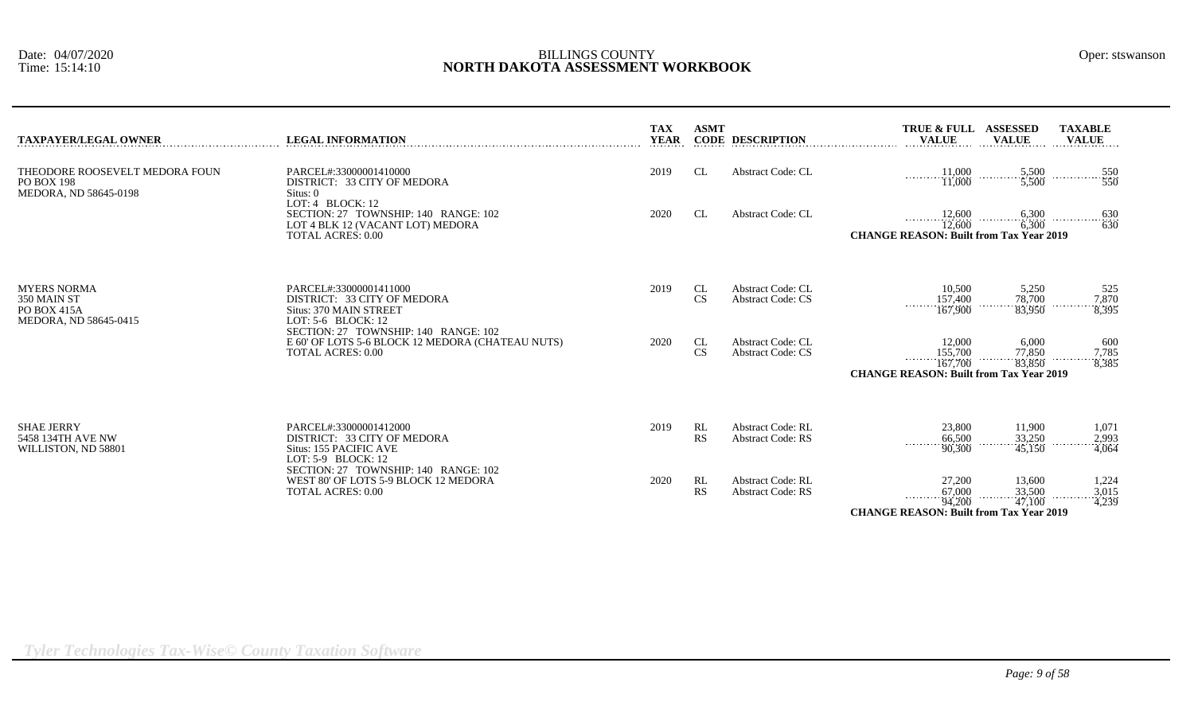BILLINGS COUNTY

# NORTH DAKOTA ASSESSMENT WORKBOOK

Date: 04/07/2020
Time: 15:14:10

Oper: stswanson

| TAXPAYER/LEGAL OWNER | LEGAL INFORMATION | TAX YEAR | ASMT CODE | DESCRIPTION | TRUE & FULL VALUE | ASSESSED VALUE | TAXABLE VALUE |
|---|---|---|---|---|---|---|---|
| THEODORE ROOSEVELT MEDORA FOUN<br>PO BOX 198<br>MEDORA, ND 58645-0198 | PARCEL#:33000001410000<br>DISTRICT: 33 CITY OF MEDORA<br>Situs: 0<br>LOT: 4 BLOCK: 12 | 2019 | CL | Abstract Code: CL | 11,000 | 5,500 | 550 |
| | | | | | 11,000 | 5,500 | 550 |
| | SECTION: 27 TOWNSHIP: 140 RANGE: 102<br>LOT 4 BLK 12 (VACANT LOT) MEDORA<br>TOTAL ACRES: 0.00 | 2020 | CL | Abstract Code: CL | 12,600 | 6,300 | 630 |
| | | | | | 12,600 | 6,300 | 630 |
| | | | | | **CHANGE REASON: Built from Tax Year 2019** | | |
| MYERS NORMA<br>350 MAIN ST<br>PO BOX 415A<br>MEDORA, ND 58645-0415 | PARCEL#:33000001411000<br>DISTRICT: 33 CITY OF MEDORA<br>Situs: 370 MAIN STREET<br>LOT: 5-6 BLOCK: 12 | 2019 | CL | Abstract Code: CL | 10,500 | 5,250 | 525 |
| | | | CS | Abstract Code: CS | 157,400 | 78,700 | 7,870 |
| | | | | | 167,900 | 83,950 | 8,395 |
| | SECTION: 27 TOWNSHIP: 140 RANGE: 102<br>E 60' OF LOTS 5-6 BLOCK 12 MEDORA (CHATEAU NUTS)<br>TOTAL ACRES: 0.00 | 2020 | CL | Abstract Code: CL | 12,000 | 6,000 | 600 |
| | | | CS | Abstract Code: CS | 155,700 | 77,850 | 7,785 |
| | | | | | 167,700 | 83,850 | 8,385 |
| | | | | | **CHANGE REASON: Built from Tax Year 2019** | | |
| SHAE JERRY<br>5458 134TH AVE NW<br>WILLISTON, ND 58801 | PARCEL#:33000001412000<br>DISTRICT: 33 CITY OF MEDORA<br>Situs: 155 PACIFIC AVE<br>LOT: 5-9 BLOCK: 12 | 2019 | RL | Abstract Code: RL | 23,800 | 11,900 | 1,071 |
| | | | RS | Abstract Code: RS | 66,500 | 33,250 | 2,993 |
| | | | | | 90,300 | 45,150 | 4,064 |
| | SECTION: 27 TOWNSHIP: 140 RANGE: 102<br>WEST 80' OF LOTS 5-9 BLOCK 12 MEDORA<br>TOTAL ACRES: 0.00 | 2020 | RL | Abstract Code: RL | 27,200 | 13,600 | 1,224 |
| | | | RS | Abstract Code: RS | 67,000 | 33,500 | 3,015 |
| | | | | | 94,200 | 47,100 | 4,239 |
| | | | | | **CHANGE REASON: Built from Tax Year 2019** | | |

*Tyler Technologies Tax-Wise© County Taxation Software*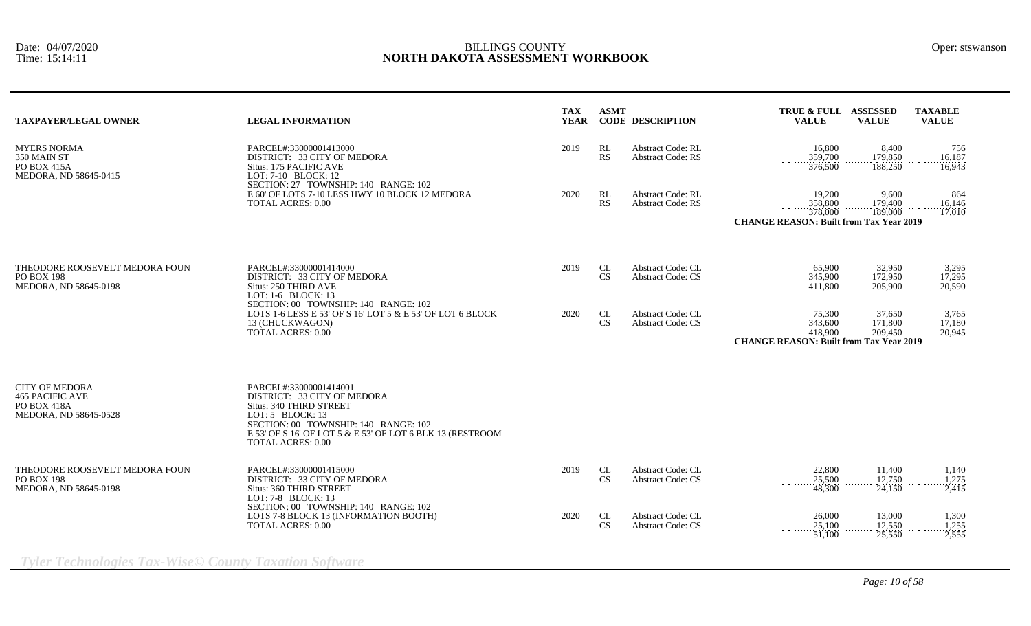BILLINGS COUNTY
# NORTH DAKOTA ASSESSMENT WORKBOOK

Date: 04/07/2020
Time: 15:14:11
Oper: stswanson

| TAXPAYER/LEGAL OWNER | LEGAL INFORMATION | TAX YEAR | ASMT CODE | DESCRIPTION | TRUE & FULL VALUE | ASSESSED VALUE | TAXABLE VALUE |
|---|---|---|---|---|---|---|---|
| MYERS NORMA<br>350 MAIN ST<br>PO BOX 415A<br>MEDORA, ND 58645-0415 | PARCEL#:33000001413000<br>DISTRICT: 33 CITY OF MEDORA<br>Situs: 175 PACIFIC AVE<br>LOT: 7-10 BLOCK: 12<br>SECTION: 27 TOWNSHIP: 140 RANGE: 102<br>E 60' OF LOTS 7-10 LESS HWY 10 BLOCK 12 MEDORA<br>TOTAL ACRES: 0.00 | 2019 | RL | Abstract Code: RL | 16,800 | 8,400 | 756 |
| | | | RS | Abstract Code: RS | 359,700 | 179,850 | 16,187 |
| | | | | | 376,500 | 188,250 | 16,943 |
| | | 2020 | RL | Abstract Code: RL | 19,200 | 9,600 | 864 |
| | | | RS | Abstract Code: RS | 358,800 | 179,400 | 16,146 |
| | | | | | 378,000 | 189,000 | 17,010 |
| | | | | | **CHANGE REASON: Built from Tax Year 2019** | | |
| THEODORE ROOSEVELT MEDORA FOUN<br>PO BOX 198<br>MEDORA, ND 58645-0198 | PARCEL#:33000001414000<br>DISTRICT: 33 CITY OF MEDORA<br>Situs: 250 THIRD AVE<br>LOT: 1-6 BLOCK: 13<br>SECTION: 00 TOWNSHIP: 140 RANGE: 102<br>LOTS 1-6 LESS E 53' OF S 16' LOT 5 & E 53' OF LOT 6 BLOCK 13 (CHUCKWAGON)<br>TOTAL ACRES: 0.00 | 2019 | CL | Abstract Code: CL | 65,900 | 32,950 | 3,295 |
| | | | CS | Abstract Code: CS | 345,900 | 172,950 | 17,295 |
| | | | | | 411,800 | 205,900 | 20,590 |
| | | 2020 | CL | Abstract Code: CL | 75,300 | 37,650 | 3,765 |
| | | | CS | Abstract Code: CS | 343,600 | 171,800 | 17,180 |
| | | | | | 418,900 | 209,450 | 20,945 |
| | | | | | **CHANGE REASON: Built from Tax Year 2019** | | |
| CITY OF MEDORA<br>465 PACIFIC AVE<br>PO BOX 418A<br>MEDORA, ND 58645-0528 | PARCEL#:33000001414001<br>DISTRICT: 33 CITY OF MEDORA<br>Situs: 340 THIRD STREET<br>LOT: 5 BLOCK: 13<br>SECTION: 00 TOWNSHIP: 140 RANGE: 102<br>E 53' OF S 16' OF LOT 5 & E 53' OF LOT 6 BLK 13 (RESTROOM<br>TOTAL ACRES: 0.00 | | | | | | |
| THEODORE ROOSEVELT MEDORA FOUN<br>PO BOX 198<br>MEDORA, ND 58645-0198 | PARCEL#:33000001415000<br>DISTRICT: 33 CITY OF MEDORA<br>Situs: 360 THIRD STREET<br>LOT: 7-8 BLOCK: 13<br>SECTION: 00 TOWNSHIP: 140 RANGE: 102<br>LOTS 7-8 BLOCK 13 (INFORMATION BOOTH)<br>TOTAL ACRES: 0.00 | 2019 | CL | Abstract Code: CL | 22,800 | 11,400 | 1,140 |
| | | | CS | Abstract Code: CS | 25,500 | 12,750 | 1,275 |
| | | | | | 48,300 | 24,150 | 2,415 |
| | | 2020 | CL | Abstract Code: CL | 26,000 | 13,000 | 1,300 |
| | | | CS | Abstract Code: CS | 25,100 | 12,550 | 1,255 |
| | | | | | 51,100 | 25,550 | 2,555 |

*Tyler Technologies Tax-Wise© County Taxation Software*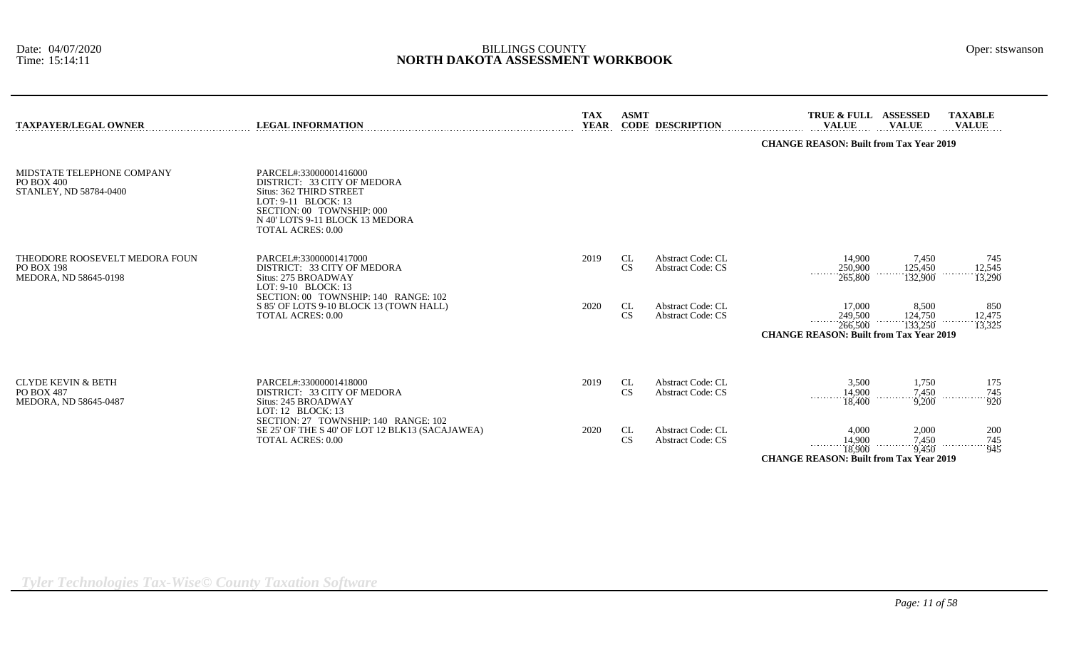# BILLINGS COUNTY
## NORTH DAKOTA ASSESSMENT WORKBOOK

Date: 04/07/2020
Time: 15:14:11

Oper: stswanson

| TAXPAYER/LEGAL OWNER | LEGAL INFORMATION | TAX YEAR | ASMT CODE | DESCRIPTION | TRUE & FULL VALUE | ASSESSED VALUE | TAXABLE VALUE |
|---|---|---|---|---|---|---|---|
| | | | | | **CHANGE REASON: Built from Tax Year 2019** | | |
| MIDSTATE TELEPHONE COMPANY<br>PO BOX 400<br>STANLEY, ND 58784-0400 | PARCEL#:33000001416000<br>DISTRICT: 33 CITY OF MEDORA<br>Situs: 362 THIRD STREET<br>LOT: 9-11 BLOCK: 13<br>SECTION: 00 TOWNSHIP: 000<br>N 40' LOTS 9-11 BLOCK 13 MEDORA<br>TOTAL ACRES: 0.00 | | | | | | |
| THEODORE ROOSEVELT MEDORA FOUN<br>PO BOX 198<br>MEDORA, ND 58645-0198 | PARCEL#:33000001417000<br>DISTRICT: 33 CITY OF MEDORA<br>Situs: 275 BROADWAY<br>LOT: 9-10 BLOCK: 13<br>SECTION: 00 TOWNSHIP: 140 RANGE: 102<br>S 85' OF LOTS 9-10 BLOCK 13 (TOWN HALL)<br>TOTAL ACRES: 0.00 | 2019 | CL | Abstract Code: CL | 14,900 | 7,450 | 745 |
| | | | CS | Abstract Code: CS | 250,900 | 125,450 | 12,545 |
| | | | | | 265,800 | 132,900 | 13,290 |
| | | 2020 | CL | Abstract Code: CL | 17,000 | 8,500 | 850 |
| | | | CS | Abstract Code: CS | 249,500 | 124,750 | 12,475 |
| | | | | | 266,500 | 133,250 | 13,325 |
| | | | | | **CHANGE REASON: Built from Tax Year 2019** | | |
| CLYDE KEVIN & BETH<br>PO BOX 487<br>MEDORA, ND 58645-0487 | PARCEL#:33000001418000<br>DISTRICT: 33 CITY OF MEDORA<br>Situs: 245 BROADWAY<br>LOT: 12 BLOCK: 13<br>SECTION: 27 TOWNSHIP: 140 RANGE: 102<br>SE 25' OF THE S 40' OF LOT 12 BLK13 (SACAJAWEA)<br>TOTAL ACRES: 0.00 | 2019 | CL | Abstract Code: CL | 3,500 | 1,750 | 175 |
| | | | CS | Abstract Code: CS | 14,900 | 7,450 | 745 |
| | | | | | 18,400 | 9,200 | 920 |
| | | 2020 | CL | Abstract Code: CL | 4,000 | 2,000 | 200 |
| | | | CS | Abstract Code: CS | 14,900 | 7,450 | 745 |
| | | | | | 18,900 | 9,450 | 945 |
| | | | | | **CHANGE REASON: Built from Tax Year 2019** | | |

*Tyler Technologies Tax-Wise© County Taxation Software*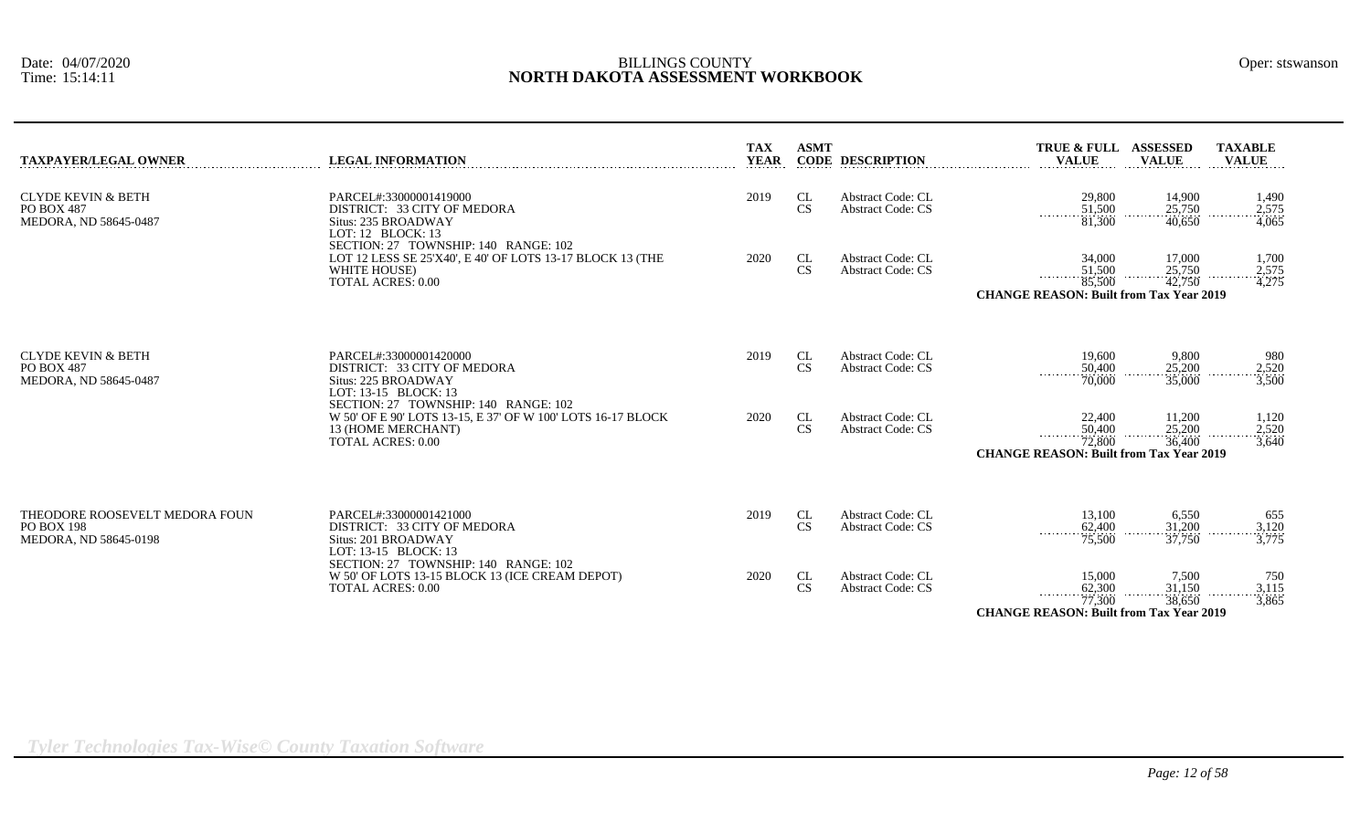| TAXPAYER/LEGAL OWNER | LEGAL INFORMATION | TAX YEAR | ASMT CODE | DESCRIPTION | TRUE & FULL VALUE | ASSESSED VALUE | TAXABLE VALUE |
|---|---|---|---|---|---|---|---|
| CLYDE KEVIN & BETH<br>PO BOX 487<br>MEDORA, ND 58645-0487 | PARCEL#:33000001419000<br>DISTRICT: 33 CITY OF MEDORA<br>Situs: 235 BROADWAY<br>LOT: 12 BLOCK: 13<br>SECTION: 27 TOWNSHIP: 140 RANGE: 102<br>LOT 12 LESS SE 25'X40', E 40' OF LOTS 13-17 BLOCK 13 (THE WHITE HOUSE)<br>TOTAL ACRES: 0.00 | 2019 | CL | Abstract Code: CL | 29,800 | 14,900 | 1,490 |
| | | | CS | Abstract Code: CS | 51,500 | 25,750 | 2,575 |
| | | | | | 81,300 | 40,650 | 4,065 |
| | | 2020 | CL | Abstract Code: CL | 34,000 | 17,000 | 1,700 |
| | | | CS | Abstract Code: CS | 51,500 | 25,750 | 2,575 |
| | | | | | 85,500 | 42,750 | 4,275 |
| | | | | | **CHANGE REASON: Built from Tax Year 2019** | | |
| CLYDE KEVIN & BETH<br>PO BOX 487<br>MEDORA, ND 58645-0487 | PARCEL#:33000001420000<br>DISTRICT: 33 CITY OF MEDORA<br>Situs: 225 BROADWAY<br>LOT: 13-15 BLOCK: 13<br>SECTION: 27 TOWNSHIP: 140 RANGE: 102<br>W 50' OF E 90' LOTS 13-15, E 37' OF W 100' LOTS 16-17 BLOCK 13 (HOME MERCHANT)<br>TOTAL ACRES: 0.00 | 2019 | CL | Abstract Code: CL | 19,600 | 9,800 | 980 |
| | | | CS | Abstract Code: CS | 50,400 | 25,200 | 2,520 |
| | | | | | 70,000 | 35,000 | 3,500 |
| | | 2020 | CL | Abstract Code: CL | 22,400 | 11,200 | 1,120 |
| | | | CS | Abstract Code: CS | 50,400 | 25,200 | 2,520 |
| | | | | | 72,800 | 36,400 | 3,640 |
| | | | | | **CHANGE REASON: Built from Tax Year 2019** | | |
| THEODORE ROOSEVELT MEDORA FOUN<br>PO BOX 198<br>MEDORA, ND 58645-0198 | PARCEL#:33000001421000<br>DISTRICT: 33 CITY OF MEDORA<br>Situs: 201 BROADWAY<br>LOT: 13-15 BLOCK: 13<br>SECTION: 27 TOWNSHIP: 140 RANGE: 102<br>W 50' OF LOTS 13-15 BLOCK 13 (ICE CREAM DEPOT)<br>TOTAL ACRES: 0.00 | 2019 | CL | Abstract Code: CL | 13,100 | 6,550 | 655 |
| | | | CS | Abstract Code: CS | 62,400 | 31,200 | 3,120 |
| | | | | | 75,500 | 37,750 | 3,775 |
| | | 2020 | CL | Abstract Code: CL | 15,000 | 7,500 | 750 |
| | | | CS | Abstract Code: CS | 62,300 | 31,150 | 3,115 |
| | | | | | 77,300 | 38,650 | 3,865 |
| | | | | | **CHANGE REASON: Built from Tax Year 2019** | | |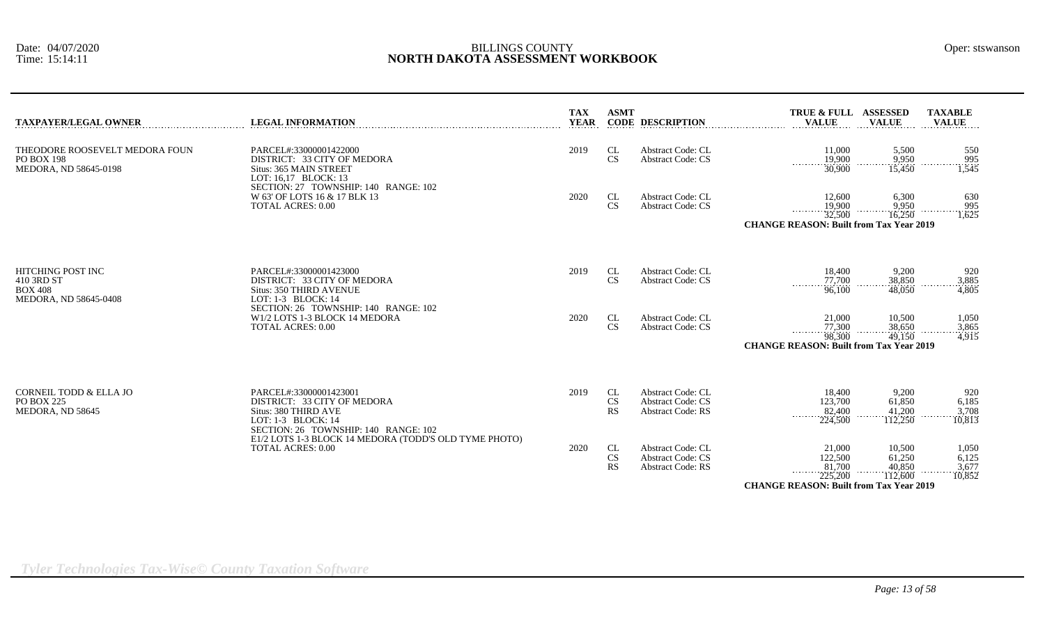Date: 04/07/2020
Time: 15:14:11

BILLINGS COUNTY
**NORTH DAKOTA ASSESSMENT WORKBOOK**

Oper: stswanson

| TAXPAYER/LEGAL OWNER | LEGAL INFORMATION | TAX YEAR | ASMT CODE | DESCRIPTION | TRUE & FULL VALUE | ASSESSED VALUE | TAXABLE VALUE |
|---|---|---|---|---|---|---|---|
| THEODORE ROOSEVELT MEDORA FOUN<br>PO BOX 198<br>MEDORA, ND 58645-0198 | PARCEL#:33000001422000<br>DISTRICT: 33 CITY OF MEDORA<br>Situs: 365 MAIN STREET<br>LOT: 16,17 BLOCK: 13<br>SECTION: 27 TOWNSHIP: 140 RANGE: 102<br>W 63' OF LOTS 16 & 17 BLK 13<br>TOTAL ACRES: 0.00 | 2019 | CL | Abstract Code: CL | 11,000 | 5,500 | 550 |
| | | | CS | Abstract Code: CS | 19,900 | 9,950 | 995 |
| | | | | | 30,900 | 15,450 | 1,545 |
| | | 2020 | CL | Abstract Code: CL | 12,600 | 6,300 | 630 |
| | | | CS | Abstract Code: CS | 19,900 | 9,950 | 995 |
| | | | | | 32,500 | 16,250 | 1,625 |
| | | | | **CHANGE REASON: Built from Tax Year 2019** | | | |
| HITCHING POST INC<br>410 3RD ST<br>BOX 408<br>MEDORA, ND 58645-0408 | PARCEL#:33000001423000<br>DISTRICT: 33 CITY OF MEDORA<br>Situs: 350 THIRD AVENUE<br>LOT: 1-3 BLOCK: 14<br>SECTION: 26 TOWNSHIP: 140 RANGE: 102<br>W1/2 LOTS 1-3 BLOCK 14 MEDORA<br>TOTAL ACRES: 0.00 | 2019 | CL | Abstract Code: CL | 18,400 | 9,200 | 920 |
| | | | CS | Abstract Code: CS | 77,700 | 38,850 | 3,885 |
| | | | | | 96,100 | 48,050 | 4,805 |
| | | 2020 | CL | Abstract Code: CL | 21,000 | 10,500 | 1,050 |
| | | | CS | Abstract Code: CS | 77,300 | 38,650 | 3,865 |
| | | | | | 98,300 | 49,150 | 4,915 |
| | | | | **CHANGE REASON: Built from Tax Year 2019** | | | |
| CORNEIL TODD & ELLA JO<br>PO BOX 225<br>MEDORA, ND 58645 | PARCEL#:33000001423001<br>DISTRICT: 33 CITY OF MEDORA<br>Situs: 380 THIRD AVE<br>LOT: 1-3 BLOCK: 14<br>SECTION: 26 TOWNSHIP: 140 RANGE: 102<br>E1/2 LOTS 1-3 BLOCK 14 MEDORA (TODD'S OLD TYME PHOTO)<br>TOTAL ACRES: 0.00 | 2019 | CL | Abstract Code: CL | 18,400 | 9,200 | 920 |
| | | | CS | Abstract Code: CS | 123,700 | 61,850 | 6,185 |
| | | | RS | Abstract Code: RS | 82,400 | 41,200 | 3,708 |
| | | | | | 224,500 | 112,250 | 10,813 |
| | | 2020 | CL | Abstract Code: CL | 21,000 | 10,500 | 1,050 |
| | | | CS | Abstract Code: CS | 122,500 | 61,250 | 6,125 |
| | | | RS | Abstract Code: RS | 81,700 | 40,850 | 3,677 |
| | | | | | 225,200 | 112,600 | 10,852 |
| | | | | **CHANGE REASON: Built from Tax Year 2019** | | | |

*Tyler Technologies Tax-Wise© County Taxation Software*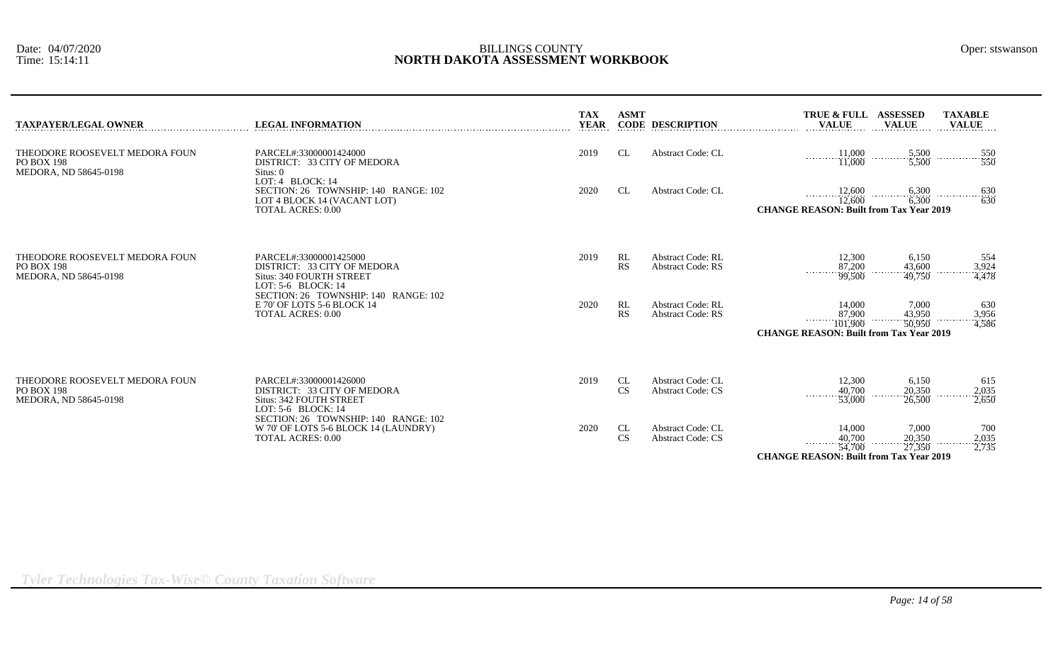BILLINGS COUNTY

# NORTH DAKOTA ASSESSMENT WORKBOOK

Date: 04/07/2020
Time: 15:14:11

Oper: stswanson

| TAXPAYER/LEGAL OWNER | LEGAL INFORMATION | TAX YEAR | ASMT CODE | DESCRIPTION | TRUE & FULL VALUE | ASSESSED VALUE | TAXABLE VALUE |
|---|---|---|---|---|---|---|---|
| THEODORE ROOSEVELT MEDORA FOUN<br>PO BOX 198<br>MEDORA, ND 58645-0198 | PARCEL#:33000001424000<br>DISTRICT: 33 CITY OF MEDORA<br>Situs: 0<br>LOT: 4 BLOCK: 14 | 2019 | CL | Abstract Code: CL | 11,000 | 5,500 | 550 |
| | | | | | 11,000 | 5,500 | 550 |
| | SECTION: 26 TOWNSHIP: 140 RANGE: 102<br>LOT 4 BLOCK 14 (VACANT LOT)<br>TOTAL ACRES: 0.00 | 2020 | CL | Abstract Code: CL | 12,600 | 6,300 | 630 |
| | | | | | 12,600 | 6,300 | 630 |
| | | | | | **CHANGE REASON: Built from Tax Year 2019** | | |
| THEODORE ROOSEVELT MEDORA FOUN<br>PO BOX 198<br>MEDORA, ND 58645-0198 | PARCEL#:33000001425000<br>DISTRICT: 33 CITY OF MEDORA<br>Situs: 340 FOURTH STREET<br>LOT: 5-6 BLOCK: 14 | 2019 | RL | Abstract Code: RL | 12,300 | 6,150 | 554 |
| | | | RS | Abstract Code: RS | 87,200 | 43,600 | 3,924 |
| | | | | | 99,500 | 49,750 | 4,478 |
| | SECTION: 26 TOWNSHIP: 140 RANGE: 102<br>E 70' OF LOTS 5-6 BLOCK 14<br>TOTAL ACRES: 0.00 | 2020 | RL | Abstract Code: RL | 14,000 | 7,000 | 630 |
| | | | RS | Abstract Code: RS | 87,900 | 43,950 | 3,956 |
| | | | | | 101,900 | 50,950 | 4,586 |
| | | | | | **CHANGE REASON: Built from Tax Year 2019** | | |
| THEODORE ROOSEVELT MEDORA FOUN<br>PO BOX 198<br>MEDORA, ND 58645-0198 | PARCEL#:33000001426000<br>DISTRICT: 33 CITY OF MEDORA<br>Situs: 342 FOUTH STREET<br>LOT: 5-6 BLOCK: 14 | 2019 | CL | Abstract Code: CL | 12,300 | 6,150 | 615 |
| | | | CS | Abstract Code: CS | 40,700 | 20,350 | 2,035 |
| | | | | | 53,000 | 26,500 | 2,650 |
| | SECTION: 26 TOWNSHIP: 140 RANGE: 102<br>W 70' OF LOTS 5-6 BLOCK 14 (LAUNDRY)<br>TOTAL ACRES: 0.00 | 2020 | CL | Abstract Code: CL | 14,000 | 7,000 | 700 |
| | | | CS | Abstract Code: CS | 40,700 | 20,350 | 2,035 |
| | | | | | 54,700 | 27,350 | 2,735 |
| | | | | | **CHANGE REASON: Built from Tax Year 2019** | | |

*Tyler Technologies Tax-Wise© County Taxation Software*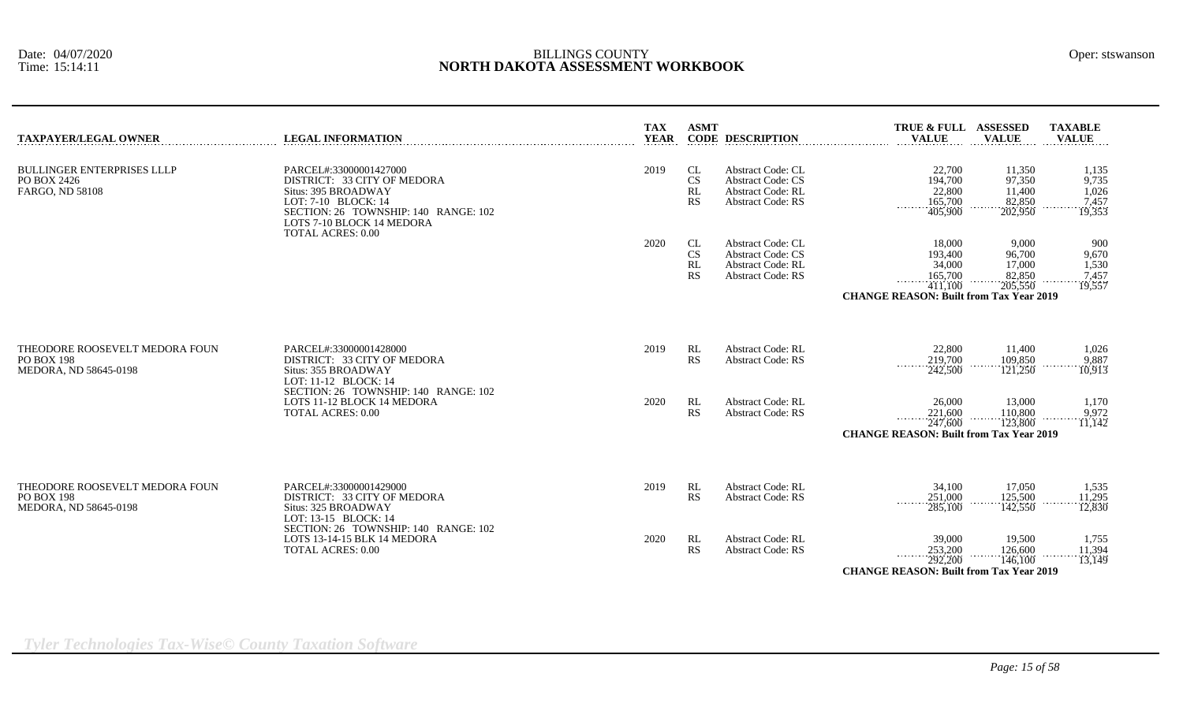| TAXPAYER/LEGAL OWNER | LEGAL INFORMATION | TAX YEAR | ASMT CODE | DESCRIPTION | TRUE & FULL VALUE | ASSESSED VALUE | TAXABLE VALUE |
|---|---|---|---|---|---|---|---|
| BULLINGER ENTERPRISES LLLP<br>PO BOX 2426<br>FARGO, ND 58108 | PARCEL#:33000001427000<br>DISTRICT: 33 CITY OF MEDORA<br>Situs: 395 BROADWAY<br>LOT: 7-10 BLOCK: 14<br>SECTION: 26 TOWNSHIP: 140 RANGE: 102<br>LOTS 7-10 BLOCK 14 MEDORA<br>TOTAL ACRES: 0.00 | 2019 | CL | Abstract Code: CL | 22,700 | 11,350 | 1,135 |
| | | | CS | Abstract Code: CS | 194,700 | 97,350 | 9,735 |
| | | | RL | Abstract Code: RL | 22,800 | 11,400 | 1,026 |
| | | | RS | Abstract Code: RS | 165,700 | 82,850 | 7,457 |
| | | | | | 405,900 | 202,950 | 19,353 |
| | | 2020 | CL | Abstract Code: CL | 18,000 | 9,000 | 900 |
| | | | CS | Abstract Code: CS | 193,400 | 96,700 | 9,670 |
| | | | RL | Abstract Code: RL | 34,000 | 17,000 | 1,530 |
| | | | RS | Abstract Code: RS | 165,700 | 82,850 | 7,457 |
| | | | | | 411,100 | 205,550 | 19,557 |
| | | | | **CHANGE REASON: Built from Tax Year 2019** | | | |
| THEODORE ROOSEVELT MEDORA FOUN<br>PO BOX 198<br>MEDORA, ND 58645-0198 | PARCEL#:33000001428000<br>DISTRICT: 33 CITY OF MEDORA<br>Situs: 355 BROADWAY<br>LOT: 11-12 BLOCK: 14<br>SECTION: 26 TOWNSHIP: 140 RANGE: 102<br>LOTS 11-12 BLOCK 14 MEDORA<br>TOTAL ACRES: 0.00 | 2019 | RL | Abstract Code: RL | 22,800 | 11,400 | 1,026 |
| | | | RS | Abstract Code: RS | 219,700 | 109,850 | 9,887 |
| | | | | | 242,500 | 121,250 | 10,913 |
| | | 2020 | RL | Abstract Code: RL | 26,000 | 13,000 | 1,170 |
| | | | RS | Abstract Code: RS | 221,600 | 110,800 | 9,972 |
| | | | | | 247,600 | 123,800 | 11,142 |
| | | | | **CHANGE REASON: Built from Tax Year 2019** | | | |
| THEODORE ROOSEVELT MEDORA FOUN<br>PO BOX 198<br>MEDORA, ND 58645-0198 | PARCEL#:33000001429000<br>DISTRICT: 33 CITY OF MEDORA<br>Situs: 325 BROADWAY<br>LOT: 13-15 BLOCK: 14<br>SECTION: 26 TOWNSHIP: 140 RANGE: 102<br>LOTS 13-14-15 BLK 14 MEDORA<br>TOTAL ACRES: 0.00 | 2019 | RL | Abstract Code: RL | 34,100 | 17,050 | 1,535 |
| | | | RS | Abstract Code: RS | 251,000 | 125,500 | 11,295 |
| | | | | | 285,100 | 142,550 | 12,830 |
| | | 2020 | RL | Abstract Code: RL | 39,000 | 19,500 | 1,755 |
| | | | RS | Abstract Code: RS | 253,200 | 126,600 | 11,394 |
| | | | | | 292,200 | 146,100 | 13,149 |
| | | | | **CHANGE REASON: Built from Tax Year 2019** | | | |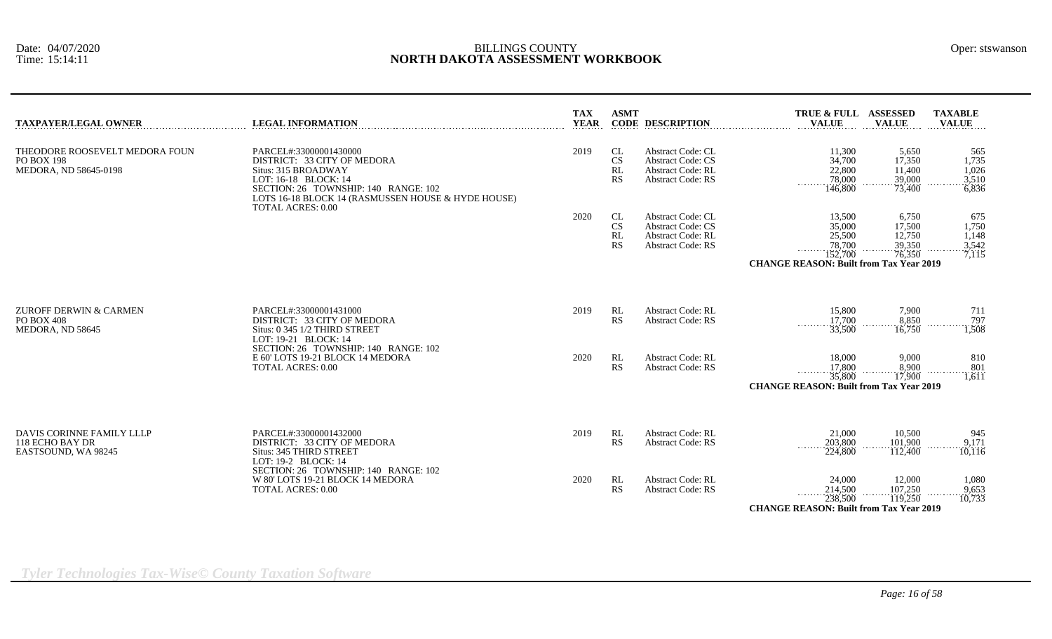| TAXPAYER/LEGAL OWNER | LEGAL INFORMATION | TAX YEAR | ASMT CODE | DESCRIPTION | TRUE & FULL VALUE | ASSESSED VALUE | TAXABLE VALUE |
|---|---|---|---|---|---|---|---|
| THEODORE ROOSEVELT MEDORA FOUN<br>PO BOX 198<br>MEDORA, ND 58645-0198 | PARCEL#:33000001430000<br>DISTRICT: 33 CITY OF MEDORA<br>Situs: 315 BROADWAY<br>LOT: 16-18 BLOCK: 14<br>SECTION: 26 TOWNSHIP: 140 RANGE: 102<br>LOTS 16-18 BLOCK 14 (RASMUSSEN HOUSE & HYDE HOUSE)<br>TOTAL ACRES: 0.00 | 2019 | CL | Abstract Code: CL | 11,300 | 5,650 | 565 |
| | | | CS | Abstract Code: CS | 34,700 | 17,350 | 1,735 |
| | | | RL | Abstract Code: RL | 22,800 | 11,400 | 1,026 |
| | | | RS | Abstract Code: RS | 78,000 | 39,000 | 3,510 |
| | | | | | 146,800 | 73,400 | 6,836 |
| | | 2020 | CL | Abstract Code: CL | 13,500 | 6,750 | 675 |
| | | | CS | Abstract Code: CS | 35,000 | 17,500 | 1,750 |
| | | | RL | Abstract Code: RL | 25,500 | 12,750 | 1,148 |
| | | | RS | Abstract Code: RS | 78,700 | 39,350 | 3,542 |
| | | | | | 152,700 | 76,350 | 7,115 |
| | | | | | **CHANGE REASON: Built from Tax Year 2019** | | |
| ZUROFF DERWIN & CARMEN<br>PO BOX 408<br>MEDORA, ND 58645 | PARCEL#:33000001431000<br>DISTRICT: 33 CITY OF MEDORA<br>Situs: 0 345 1/2 THIRD STREET<br>LOT: 19-21 BLOCK: 14<br>SECTION: 26 TOWNSHIP: 140 RANGE: 102<br>E 60' LOTS 19-21 BLOCK 14 MEDORA<br>TOTAL ACRES: 0.00 | 2019 | RL | Abstract Code: RL | 15,800 | 7,900 | 711 |
| | | | RS | Abstract Code: RS | 17,700 | 8,850 | 797 |
| | | | | | 33,500 | 16,750 | 1,508 |
| | | 2020 | RL | Abstract Code: RL | 18,000 | 9,000 | 810 |
| | | | RS | Abstract Code: RS | 17,800 | 8,900 | 801 |
| | | | | | 35,800 | 17,900 | 1,611 |
| | | | | | **CHANGE REASON: Built from Tax Year 2019** | | |
| DAVIS CORINNE FAMILY LLLP<br>118 ECHO BAY DR<br>EASTSOUND, WA 98245 | PARCEL#:33000001432000<br>DISTRICT: 33 CITY OF MEDORA<br>Situs: 345 THIRD STREET<br>LOT: 19-2 BLOCK: 14<br>SECTION: 26 TOWNSHIP: 140 RANGE: 102<br>W 80' LOTS 19-21 BLOCK 14 MEDORA<br>TOTAL ACRES: 0.00 | 2019 | RL | Abstract Code: RL | 21,000 | 10,500 | 945 |
| | | | RS | Abstract Code: RS | 203,800 | 101,900 | 9,171 |
| | | | | | 224,800 | 112,400 | 10,116 |
| | | 2020 | RL | Abstract Code: RL | 24,000 | 12,000 | 1,080 |
| | | | RS | Abstract Code: RS | 214,500 | 107,250 | 9,653 |
| | | | | | 238,500 | 119,250 | 10,733 |
| | | | | | **CHANGE REASON: Built from Tax Year 2019** | | |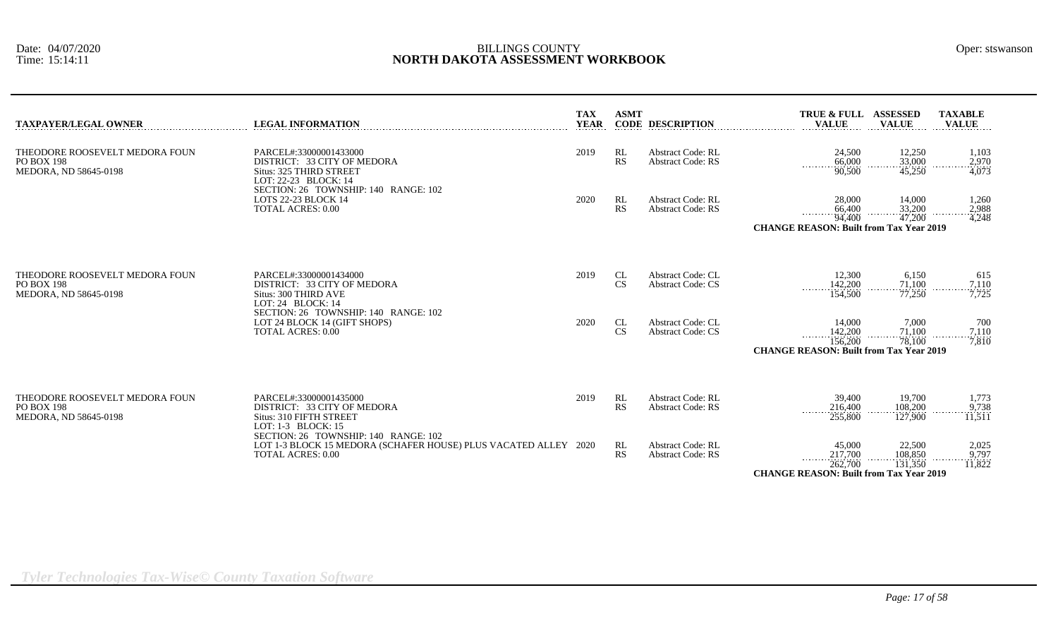Date: 04/07/2020
Time: 15:14:11

BILLINGS COUNTY
**NORTH DAKOTA ASSESSMENT WORKBOOK**

Oper: stswanson

| TAXPAYER/LEGAL OWNER | LEGAL INFORMATION | TAX YEAR | ASMT CODE | DESCRIPTION | TRUE & FULL VALUE | ASSESSED VALUE | TAXABLE VALUE |
|---|---|---|---|---|---|---|---|
| THEODORE ROOSEVELT MEDORA FOUN<br>PO BOX 198<br>MEDORA, ND 58645-0198 | PARCEL#:33000001433000<br>DISTRICT: 33 CITY OF MEDORA<br>Situs: 325 THIRD STREET<br>LOT: 22-23 BLOCK: 14<br>SECTION: 26 TOWNSHIP: 140 RANGE: 102 | 2019 | RL | Abstract Code: RL | 24,500 | 12,250 | 1,103 |
| | | | RS | Abstract Code: RS | 66,000 | 33,000 | 2,970 |
| | | | | | 90,500 | 45,250 | 4,073 |
| | LOTS 22-23 BLOCK 14<br>TOTAL ACRES: 0.00 | 2020 | RL | Abstract Code: RL | 28,000 | 14,000 | 1,260 |
| | | | RS | Abstract Code: RS | 66,400 | 33,200 | 2,988 |
| | | | | | 94,400 | 47,200 | 4,248 |
| | | | | | **CHANGE REASON: Built from Tax Year 2019** | | |
| THEODORE ROOSEVELT MEDORA FOUN<br>PO BOX 198<br>MEDORA, ND 58645-0198 | PARCEL#:33000001434000<br>DISTRICT: 33 CITY OF MEDORA<br>Situs: 300 THIRD AVE<br>LOT: 24 BLOCK: 14<br>SECTION: 26 TOWNSHIP: 140 RANGE: 102 | 2019 | CL | Abstract Code: CL | 12,300 | 6,150 | 615 |
| | | | CS | Abstract Code: CS | 142,200 | 71,100 | 7,110 |
| | | | | | 154,500 | 77,250 | 7,725 |
| | LOT 24 BLOCK 14 (GIFT SHOPS)<br>TOTAL ACRES: 0.00 | 2020 | CL | Abstract Code: CL | 14,000 | 7,000 | 700 |
| | | | CS | Abstract Code: CS | 142,200 | 71,100 | 7,110 |
| | | | | | 156,200 | 78,100 | 7,810 |
| | | | | | **CHANGE REASON: Built from Tax Year 2019** | | |
| THEODORE ROOSEVELT MEDORA FOUN<br>PO BOX 198<br>MEDORA, ND 58645-0198 | PARCEL#:33000001435000<br>DISTRICT: 33 CITY OF MEDORA<br>Situs: 310 FIFTH STREET<br>LOT: 1-3 BLOCK: 15<br>SECTION: 26 TOWNSHIP: 140 RANGE: 102 | 2019 | RL | Abstract Code: RL | 39,400 | 19,700 | 1,773 |
| | | | RS | Abstract Code: RS | 216,400 | 108,200 | 9,738 |
| | | | | | 255,800 | 127,900 | 11,511 |
| | LOT 1-3 BLOCK 15 MEDORA (SCHAFER HOUSE) PLUS VACATED ALLEY<br>TOTAL ACRES: 0.00 | 2020 | RL | Abstract Code: RL | 45,000 | 22,500 | 2,025 |
| | | | RS | Abstract Code: RS | 217,700 | 108,850 | 9,797 |
| | | | | | 262,700 | 131,350 | 11,822 |
| | | | | | **CHANGE REASON: Built from Tax Year 2019** | | |

*Tyler Technologies Tax-Wise© County Taxation Software*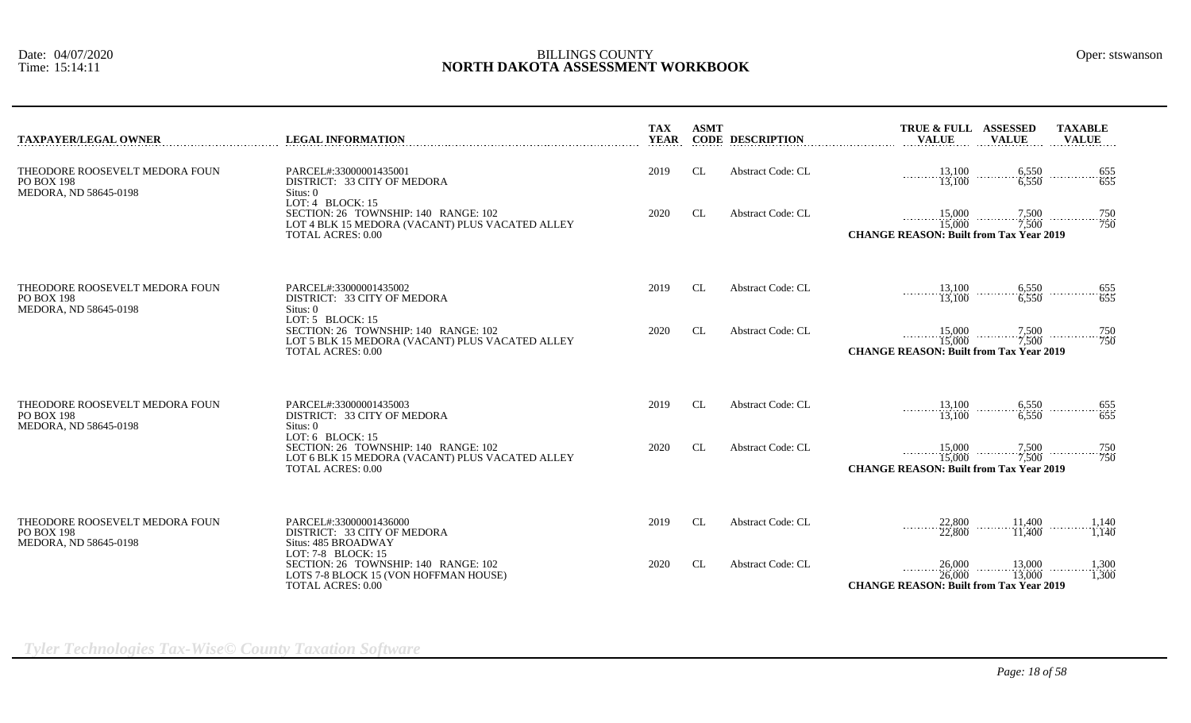Date: 04/07/2020
Time: 15:14:11

BILLINGS COUNTY
**NORTH DAKOTA ASSESSMENT WORKBOOK**

Oper: stswanson

| TAXPAYER/LEGAL OWNER | LEGAL INFORMATION | TAX YEAR | ASMT CODE | DESCRIPTION | TRUE & FULL VALUE | ASSESSED VALUE | TAXABLE VALUE |
|---|---|---|---|---|---|---|---|
| THEODORE ROOSEVELT MEDORA FOUN<br>PO BOX 198<br>MEDORA, ND 58645-0198 | PARCEL#:33000001435001<br>DISTRICT: 33 CITY OF MEDORA<br>Situs: 0<br>LOT: 4 BLOCK: 15 | 2019 | CL | Abstract Code: CL | 13,100<br>13,100 | 6,550<br>6,550 | 655<br>655 |
| | SECTION: 26 TOWNSHIP: 140 RANGE: 102<br>LOT 4 BLK 15 MEDORA (VACANT) PLUS VACATED ALLEY<br>TOTAL ACRES: 0.00 | 2020 | CL | Abstract Code: CL | 15,000<br>15,000 | 7,500<br>7,500 | 750<br>750 |
| | | | | | **CHANGE REASON: Built from Tax Year 2019** | | |
| THEODORE ROOSEVELT MEDORA FOUN<br>PO BOX 198<br>MEDORA, ND 58645-0198 | PARCEL#:33000001435002<br>DISTRICT: 33 CITY OF MEDORA<br>Situs: 0<br>LOT: 5 BLOCK: 15 | 2019 | CL | Abstract Code: CL | 13,100<br>13,100 | 6,550<br>6,550 | 655<br>655 |
| | SECTION: 26 TOWNSHIP: 140 RANGE: 102<br>LOT 5 BLK 15 MEDORA (VACANT) PLUS VACATED ALLEY<br>TOTAL ACRES: 0.00 | 2020 | CL | Abstract Code: CL | 15,000<br>15,000 | 7,500<br>7,500 | 750<br>750 |
| | | | | | **CHANGE REASON: Built from Tax Year 2019** | | |
| THEODORE ROOSEVELT MEDORA FOUN<br>PO BOX 198<br>MEDORA, ND 58645-0198 | PARCEL#:33000001435003<br>DISTRICT: 33 CITY OF MEDORA<br>Situs: 0<br>LOT: 6 BLOCK: 15 | 2019 | CL | Abstract Code: CL | 13,100<br>13,100 | 6,550<br>6,550 | 655<br>655 |
| | SECTION: 26 TOWNSHIP: 140 RANGE: 102<br>LOT 6 BLK 15 MEDORA (VACANT) PLUS VACATED ALLEY<br>TOTAL ACRES: 0.00 | 2020 | CL | Abstract Code: CL | 15,000<br>15,000 | 7,500<br>7,500 | 750<br>750 |
| | | | | | **CHANGE REASON: Built from Tax Year 2019** | | |
| THEODORE ROOSEVELT MEDORA FOUN<br>PO BOX 198<br>MEDORA, ND 58645-0198 | PARCEL#:33000001436000<br>DISTRICT: 33 CITY OF MEDORA<br>Situs: 485 BROADWAY<br>LOT: 7-8 BLOCK: 15 | 2019 | CL | Abstract Code: CL | 22,800<br>22,800 | 11,400<br>11,400 | 1,140<br>1,140 |
| | SECTION: 26 TOWNSHIP: 140 RANGE: 102<br>LOTS 7-8 BLOCK 15 (VON HOFFMAN HOUSE)<br>TOTAL ACRES: 0.00 | 2020 | CL | Abstract Code: CL | 26,000<br>26,000 | 13,000<br>13,000 | 1,300<br>1,300 |
| | | | | | **CHANGE REASON: Built from Tax Year 2019** | | |

*Tyler Technologies Tax-Wise© County Taxation Software*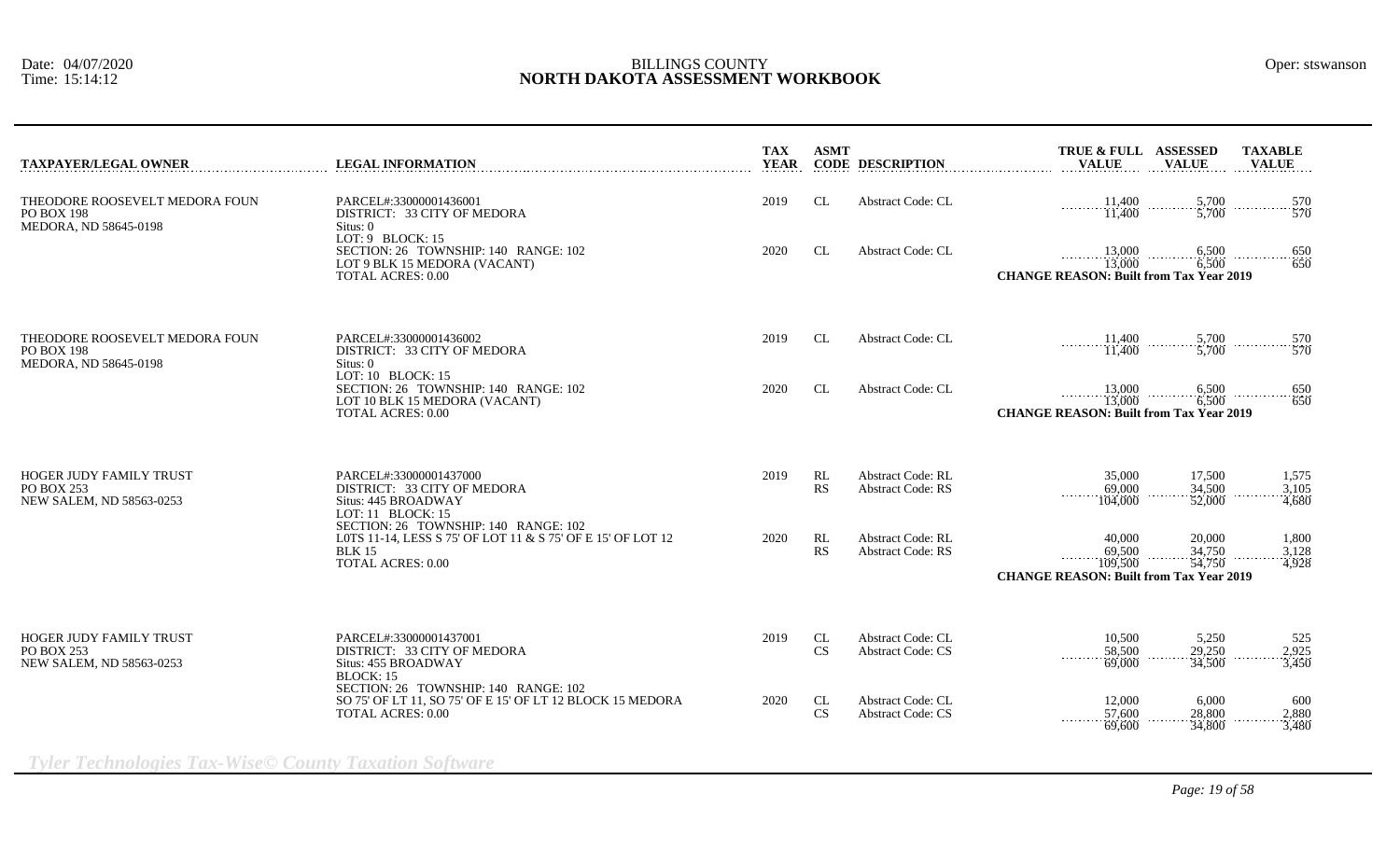Date: 04/07/2020
Time: 15:14:12

BILLINGS COUNTY
**NORTH DAKOTA ASSESSMENT WORKBOOK**

Oper: stswanson

| TAXPAYER/LEGAL OWNER | LEGAL INFORMATION | TAX YEAR | ASMT CODE | DESCRIPTION | TRUE & FULL VALUE | ASSESSED VALUE | TAXABLE VALUE |
|---|---|---|---|---|---|---|---|
| THEODORE ROOSEVELT MEDORA FOUN<br>PO BOX 198<br>MEDORA, ND 58645-0198 | PARCEL#:33000001436001<br>DISTRICT: 33 CITY OF MEDORA<br>Situs: 0<br>LOT: 9 BLOCK: 15 | 2019 | CL | Abstract Code: CL | 11,400 | 5,700 | 570 |
| | | | | | 11,400 | 5,700 | 570 |
| | SECTION: 26 TOWNSHIP: 140 RANGE: 102<br>LOT 9 BLK 15 MEDORA (VACANT)<br>TOTAL ACRES: 0.00 | 2020 | CL | Abstract Code: CL | 13,000 | 6,500 | 650 |
| | | | | | 13,000 | 6,500 | 650 |
| | | | | **CHANGE REASON: Built from Tax Year 2019** | | | |
| THEODORE ROOSEVELT MEDORA FOUN<br>PO BOX 198<br>MEDORA, ND 58645-0198 | PARCEL#:33000001436002<br>DISTRICT: 33 CITY OF MEDORA<br>Situs: 0<br>LOT: 10 BLOCK: 15 | 2019 | CL | Abstract Code: CL | 11,400 | 5,700 | 570 |
| | | | | | 11,400 | 5,700 | 570 |
| | SECTION: 26 TOWNSHIP: 140 RANGE: 102<br>LOT 10 BLK 15 MEDORA (VACANT)<br>TOTAL ACRES: 0.00 | 2020 | CL | Abstract Code: CL | 13,000 | 6,500 | 650 |
| | | | | | 13,000 | 6,500 | 650 |
| | | | | **CHANGE REASON: Built from Tax Year 2019** | | | |
| HOGER JUDY FAMILY TRUST<br>PO BOX 253<br>NEW SALEM, ND 58563-0253 | PARCEL#:33000001437000<br>DISTRICT: 33 CITY OF MEDORA<br>Situs: 445 BROADWAY<br>LOT: 11 BLOCK: 15 | 2019 | RL | Abstract Code: RL | 35,000 | 17,500 | 1,575 |
| | | | RS | Abstract Code: RS | 69,000 | 34,500 | 3,105 |
| | | | | | 104,000 | 52,000 | 4,680 |
| | SECTION: 26 TOWNSHIP: 140 RANGE: 102<br>L0TS 11-14, LESS S 75' OF LOT 11 & S 75' OF E 15' OF LOT 12 BLK 15<br>TOTAL ACRES: 0.00 | 2020 | RL | Abstract Code: RL | 40,000 | 20,000 | 1,800 |
| | | | RS | Abstract Code: RS | 69,500 | 34,750 | 3,128 |
| | | | | | 109,500 | 54,750 | 4,928 |
| | | | | **CHANGE REASON: Built from Tax Year 2019** | | | |
| HOGER JUDY FAMILY TRUST<br>PO BOX 253<br>NEW SALEM, ND 58563-0253 | PARCEL#:33000001437001<br>DISTRICT: 33 CITY OF MEDORA<br>Situs: 455 BROADWAY<br>BLOCK: 15 | 2019 | CL | Abstract Code: CL | 10,500 | 5,250 | 525 |
| | | | CS | Abstract Code: CS | 58,500 | 29,250 | 2,925 |
| | | | | | 69,000 | 34,500 | 3,450 |
| | SECTION: 26 TOWNSHIP: 140 RANGE: 102<br>SO 75' OF LT 11, SO 75' OF E 15' OF LT 12 BLOCK 15 MEDORA<br>TOTAL ACRES: 0.00 | 2020 | CL | Abstract Code: CL | 12,000 | 6,000 | 600 |
| | | | CS | Abstract Code: CS | 57,600 | 28,800 | 2,880 |
| | | | | | 69,600 | 34,800 | 3,480 |

*Tyler Technologies Tax-Wise© County Taxation Software*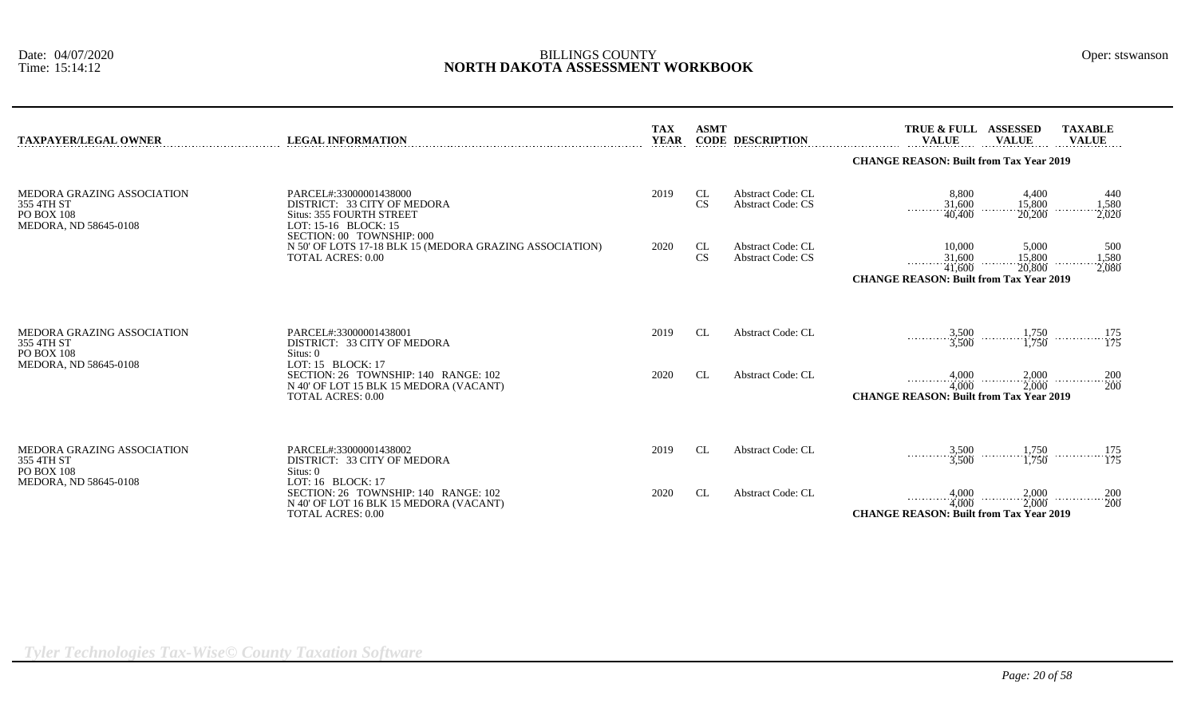# BILLINGS COUNTY
## NORTH DAKOTA ASSESSMENT WORKBOOK

Date: 04/07/2020
Time: 15:14:12

Oper: stswanson

| TAXPAYER/LEGAL OWNER | LEGAL INFORMATION | TAX YEAR | ASMT CODE | DESCRIPTION | TRUE & FULL VALUE | ASSESSED VALUE | TAXABLE VALUE |
|---|---|---|---|---|---|---|---|
| | | | | | **CHANGE REASON: Built from Tax Year 2019** | | |
| MEDORA GRAZING ASSOCIATION<br>355 4TH ST<br>PO BOX 108<br>MEDORA, ND 58645-0108 | PARCEL#:33000001438000<br>DISTRICT: 33 CITY OF MEDORA<br>Situs: 355 FOURTH STREET<br>LOT: 15-16 BLOCK: 15<br>SECTION: 00 TOWNSHIP: 000<br>N 50' OF LOTS 17-18 BLK 15 (MEDORA GRAZING ASSOCIATION)<br>TOTAL ACRES: 0.00 | 2019 | CL<br>CS | Abstract Code: CL<br>Abstract Code: CS | 8,800<br>31,600<br>40,400 | 4,400<br>15,800<br>20,200 | 440<br>1,580<br>2,020 |
| | | 2020 | CL<br>CS | Abstract Code: CL<br>Abstract Code: CS | 10,000<br>31,600<br>41,600 | 5,000<br>15,800<br>20,800 | 500<br>1,580<br>2,080 |
| | | | | | **CHANGE REASON: Built from Tax Year 2019** | | |
| MEDORA GRAZING ASSOCIATION<br>355 4TH ST<br>PO BOX 108<br>MEDORA, ND 58645-0108 | PARCEL#:33000001438001<br>DISTRICT: 33 CITY OF MEDORA<br>Situs: 0<br>LOT: 15 BLOCK: 17<br>SECTION: 26 TOWNSHIP: 140 RANGE: 102<br>N 40' OF LOT 15 BLK 15 MEDORA (VACANT)<br>TOTAL ACRES: 0.00 | 2019 | CL | Abstract Code: CL | 3,500<br>3,500 | 1,750<br>1,750 | 175<br>175 |
| | | 2020 | CL | Abstract Code: CL | 4,000<br>4,000 | 2,000<br>2,000 | 200<br>200 |
| | | | | | **CHANGE REASON: Built from Tax Year 2019** | | |
| MEDORA GRAZING ASSOCIATION<br>355 4TH ST<br>PO BOX 108<br>MEDORA, ND 58645-0108 | PARCEL#:33000001438002<br>DISTRICT: 33 CITY OF MEDORA<br>Situs: 0<br>LOT: 16 BLOCK: 17<br>SECTION: 26 TOWNSHIP: 140 RANGE: 102<br>N 40' OF LOT 16 BLK 15 MEDORA (VACANT)<br>TOTAL ACRES: 0.00 | 2019 | CL | Abstract Code: CL | 3,500<br>3,500 | 1,750<br>1,750 | 175<br>175 |
| | | 2020 | CL | Abstract Code: CL | 4,000<br>4,000 | 2,000<br>2,000 | 200<br>200 |
| | | | | | **CHANGE REASON: Built from Tax Year 2019** | | |

*Tyler Technologies Tax-Wise© County Taxation Software*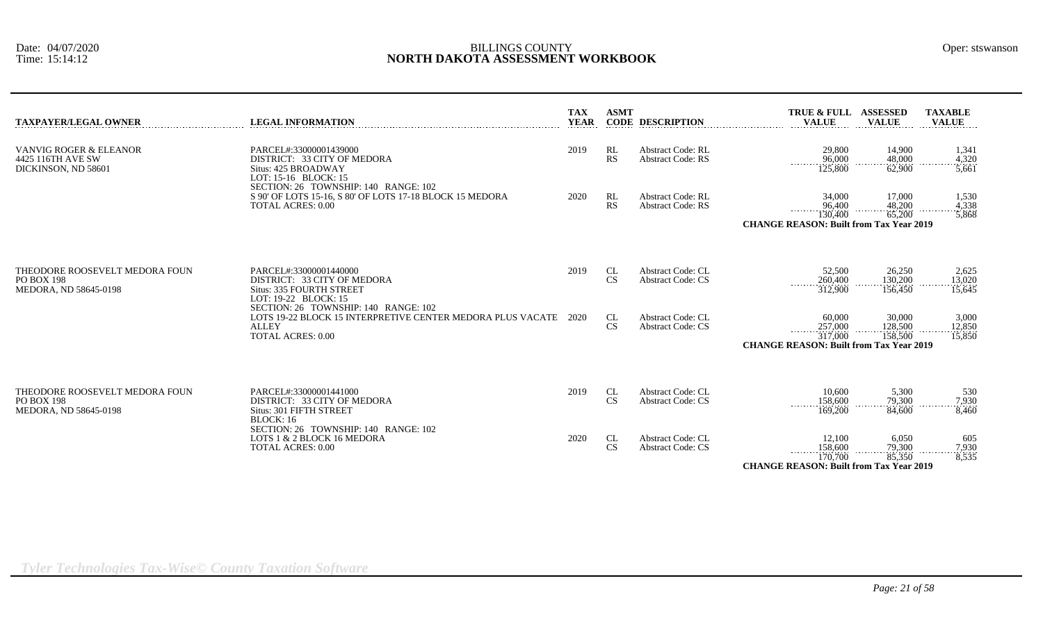BILLINGS COUNTY

# NORTH DAKOTA ASSESSMENT WORKBOOK

Date: 04/07/2020
Time: 15:14:12

Oper: stswanson

| TAXPAYER/LEGAL OWNER | LEGAL INFORMATION | TAX YEAR | ASMT CODE | DESCRIPTION | TRUE & FULL VALUE | ASSESSED VALUE | TAXABLE VALUE |
|---|---|---|---|---|---|---|---|
| VANVIG ROGER & ELEANOR<br>4425 116TH AVE SW<br>DICKINSON, ND 58601 | PARCEL#:33000001439000<br>DISTRICT: 33 CITY OF MEDORA<br>Situs: 425 BROADWAY<br>LOT: 15-16 BLOCK: 15<br>SECTION: 26 TOWNSHIP: 140 RANGE: 102 | 2019 | RL<br>RS | Abstract Code: RL<br>Abstract Code: RS | 29,800<br>96,000<br>125,800 | 14,900<br>48,000<br>62,900 | 1,341<br>4,320<br>5,661 |
| | S 90' OF LOTS 15-16, S 80' OF LOTS 17-18 BLOCK 15 MEDORA<br>TOTAL ACRES: 0.00 | 2020 | RL<br>RS | Abstract Code: RL<br>Abstract Code: RS | 34,000<br>96,400<br>130,400 | 17,000<br>48,200<br>65,200 | 1,530<br>4,338<br>5,868 |
| | | | | | **CHANGE REASON: Built from Tax Year 2019** | | |
| THEODORE ROOSEVELT MEDORA FOUN<br>PO BOX 198<br>MEDORA, ND 58645-0198 | PARCEL#:33000001440000<br>DISTRICT: 33 CITY OF MEDORA<br>Situs: 335 FOURTH STREET<br>LOT: 19-22 BLOCK: 15<br>SECTION: 26 TOWNSHIP: 140 RANGE: 102 | 2019 | CL<br>CS | Abstract Code: CL<br>Abstract Code: CS | 52,500<br>260,400<br>312,900 | 26,250<br>130,200<br>156,450 | 2,625<br>13,020<br>15,645 |
| | LOTS 19-22 BLOCK 15 INTERPRETIVE CENTER MEDORA PLUS VACATE ALLEY<br>TOTAL ACRES: 0.00 | 2020 | CL<br>CS | Abstract Code: CL<br>Abstract Code: CS | 60,000<br>257,000<br>317,000 | 30,000<br>128,500<br>158,500 | 3,000<br>12,850<br>15,850 |
| | | | | | **CHANGE REASON: Built from Tax Year 2019** | | |
| THEODORE ROOSEVELT MEDORA FOUN<br>PO BOX 198<br>MEDORA, ND 58645-0198 | PARCEL#:33000001441000<br>DISTRICT: 33 CITY OF MEDORA<br>Situs: 301 FIFTH STREET<br>BLOCK: 16<br>SECTION: 26 TOWNSHIP: 140 RANGE: 102 | 2019 | CL<br>CS | Abstract Code: CL<br>Abstract Code: CS | 10,600<br>158,600<br>169,200 | 5,300<br>79,300<br>84,600 | 530<br>7,930<br>8,460 |
| | LOTS 1 & 2 BLOCK 16 MEDORA<br>TOTAL ACRES: 0.00 | 2020 | CL<br>CS | Abstract Code: CL<br>Abstract Code: CS | 12,100<br>158,600<br>170,700 | 6,050<br>79,300<br>85,350 | 605<br>7,930<br>8,535 |
| | | | | | **CHANGE REASON: Built from Tax Year 2019** | | |

*Tyler Technologies Tax-Wise© County Taxation Software*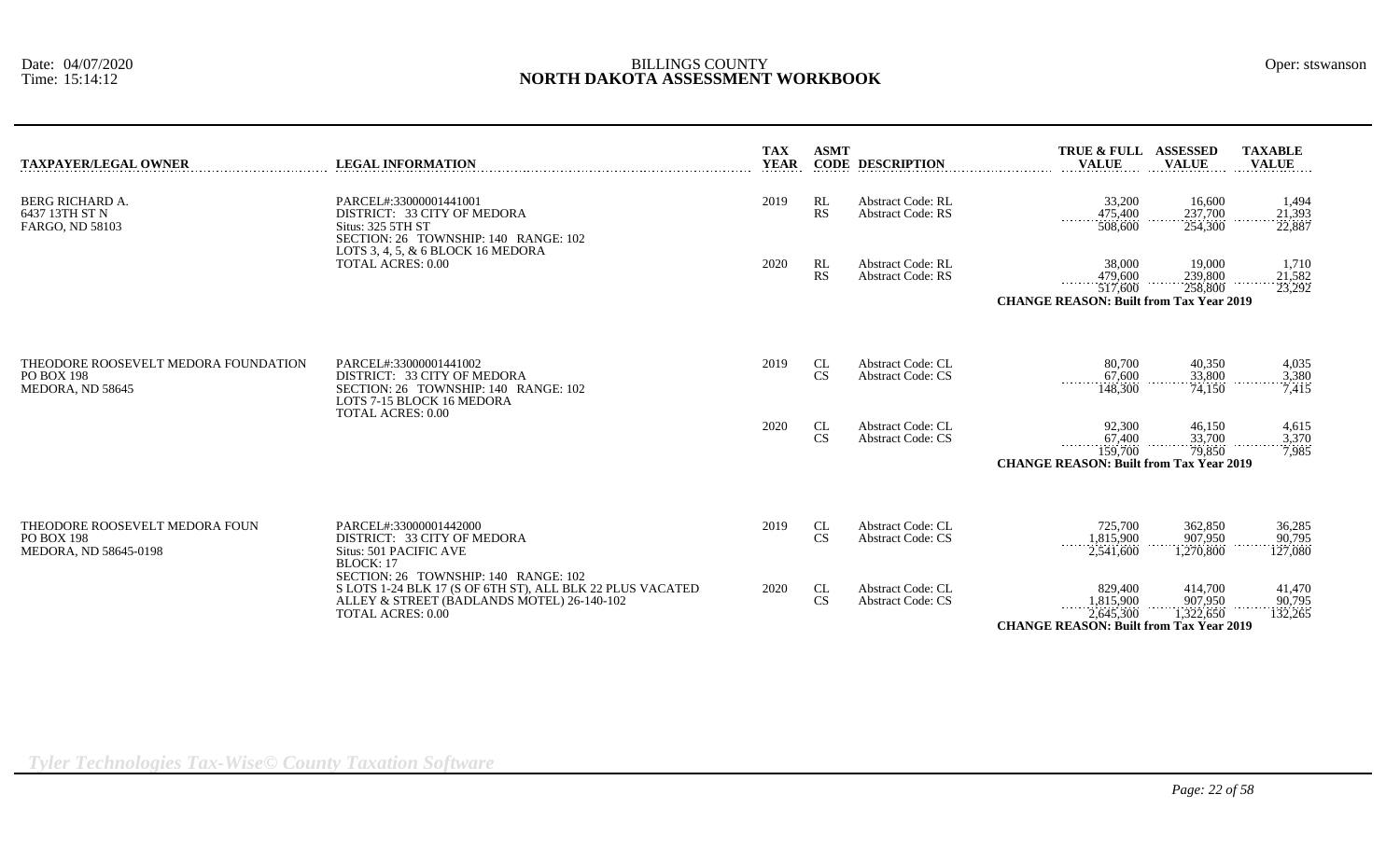BILLINGS COUNTY
**NORTH DAKOTA ASSESSMENT WORKBOOK**

Date: 04/07/2020
Time: 15:14:12

Oper: stswanson

| TAXPAYER/LEGAL OWNER | LEGAL INFORMATION | TAX YEAR | ASMT CODE | DESCRIPTION | TRUE & FULL VALUE | ASSESSED VALUE | TAXABLE VALUE |
|---|---|---|---|---|---|---|---|
| BERG RICHARD A.<br>6437 13TH ST N<br>FARGO, ND 58103 | PARCEL#:33000001441001<br>DISTRICT: 33 CITY OF MEDORA<br>Situs: 325 5TH ST<br>SECTION: 26 TOWNSHIP: 140 RANGE: 102<br>LOTS 3, 4, 5, & 6 BLOCK 16 MEDORA<br>TOTAL ACRES: 0.00 | 2019 | RL | Abstract Code: RL | 33,200 | 16,600 | 1,494 |
| | | | RS | Abstract Code: RS | 475,400 | 237,700 | 21,393 |
| | | | | | 508,600 | 254,300 | 22,887 |
| | | 2020 | RL | Abstract Code: RL | 38,000 | 19,000 | 1,710 |
| | | | RS | Abstract Code: RS | 479,600 | 239,800 | 21,582 |
| | | | | | 517,600 | 258,800 | 23,292 |
| | | | | | **CHANGE REASON: Built from Tax Year 2019** | | |
| THEODORE ROOSEVELT MEDORA FOUNDATION<br>PO BOX 198<br>MEDORA, ND 58645 | PARCEL#:33000001441002<br>DISTRICT: 33 CITY OF MEDORA<br>SECTION: 26 TOWNSHIP: 140 RANGE: 102<br>LOTS 7-15 BLOCK 16 MEDORA<br>TOTAL ACRES: 0.00 | 2019 | CL | Abstract Code: CL | 80,700 | 40,350 | 4,035 |
| | | | CS | Abstract Code: CS | 67,600 | 33,800 | 3,380 |
| | | | | | 148,300 | 74,150 | 7,415 |
| | | 2020 | CL | Abstract Code: CL | 92,300 | 46,150 | 4,615 |
| | | | CS | Abstract Code: CS | 67,400 | 33,700 | 3,370 |
| | | | | | 159,700 | 79,850 | 7,985 |
| | | | | | **CHANGE REASON: Built from Tax Year 2019** | | |
| THEODORE ROOSEVELT MEDORA FOUN<br>PO BOX 198<br>MEDORA, ND 58645-0198 | PARCEL#:33000001442000<br>DISTRICT: 33 CITY OF MEDORA<br>Situs: 501 PACIFIC AVE<br>BLOCK: 17<br>SECTION: 26 TOWNSHIP: 140 RANGE: 102<br>S LOTS 1-24 BLK 17 (S OF 6TH ST), ALL BLK 22 PLUS VACATED ALLEY & STREET (BADLANDS MOTEL) 26-140-102<br>TOTAL ACRES: 0.00 | 2019 | CL | Abstract Code: CL | 725,700 | 362,850 | 36,285 |
| | | | CS | Abstract Code: CS | 1,815,900 | 907,950 | 90,795 |
| | | | | | 2,541,600 | 1,270,800 | 127,080 |
| | | 2020 | CL | Abstract Code: CL | 829,400 | 414,700 | 41,470 |
| | | | CS | Abstract Code: CS | 1,815,900 | 907,950 | 90,795 |
| | | | | | 2,645,300 | 1,322,650 | 132,265 |
| | | | | | **CHANGE REASON: Built from Tax Year 2019** | | |

*Tyler Technologies Tax-Wise© County Taxation Software*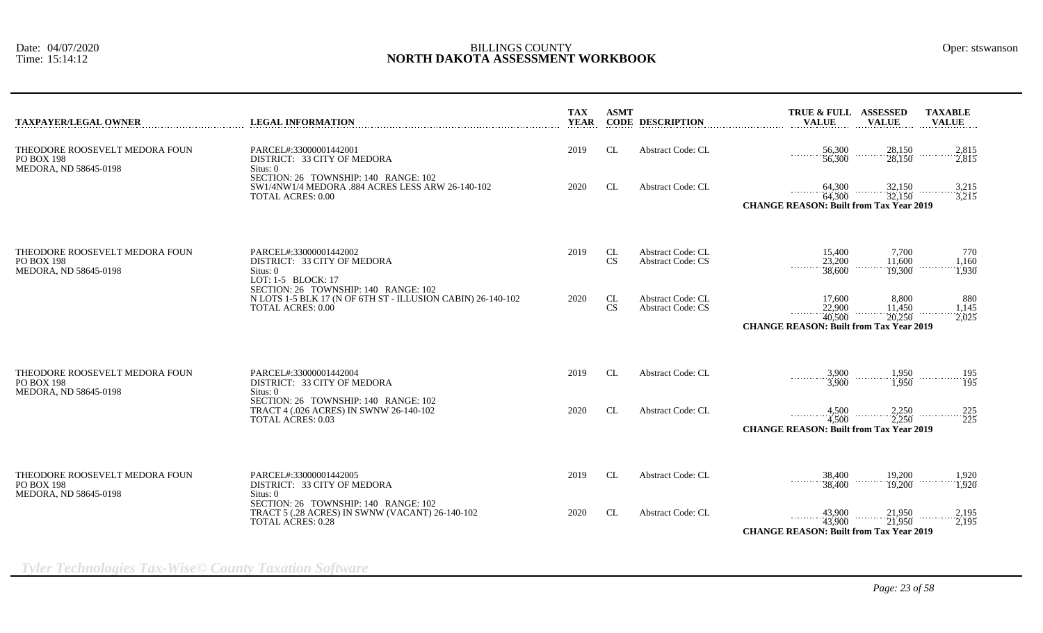| TAXPAYER/LEGAL OWNER | LEGAL INFORMATION | TAX YEAR | ASMT CODE | DESCRIPTION | TRUE & FULL VALUE | ASSESSED VALUE | TAXABLE VALUE |
|---|---|---|---|---|---|---|---|
| THEODORE ROOSEVELT MEDORA FOUN<br>PO BOX 198<br>MEDORA, ND 58645-0198 | PARCEL#:33000001442001<br>DISTRICT: 33 CITY OF MEDORA<br>Situs: 0<br>SECTION: 26 TOWNSHIP: 140 RANGE: 102<br>SW1/4NW1/4 MEDORA .884 ACRES LESS ARW 26-140-102<br>TOTAL ACRES: 0.00 | 2019 | CL | Abstract Code: CL | 56,300 | 28,150 | 2,815 |
| | | | | | 56,300 | 28,150 | 2,815 |
| | | 2020 | CL | Abstract Code: CL | 64,300 | 32,150 | 3,215 |
| | | | | | 64,300 | 32,150 | 3,215 |
| | | | | | **CHANGE REASON: Built from Tax Year 2019** | | |
| THEODORE ROOSEVELT MEDORA FOUN<br>PO BOX 198<br>MEDORA, ND 58645-0198 | PARCEL#:33000001442002<br>DISTRICT: 33 CITY OF MEDORA<br>Situs: 0<br>LOT: 1-5 BLOCK: 17<br>SECTION: 26 TOWNSHIP: 140 RANGE: 102<br>N LOTS 1-5 BLK 17 (N OF 6TH ST - ILLUSION CABIN) 26-140-102<br>TOTAL ACRES: 0.00 | 2019 | CL | Abstract Code: CL | 15,400 | 7,700 | 770 |
| | | | CS | Abstract Code: CS | 23,200 | 11,600 | 1,160 |
| | | | | | 38,600 | 19,300 | 1,930 |
| | | 2020 | CL | Abstract Code: CL | 17,600 | 8,800 | 880 |
| | | | CS | Abstract Code: CS | 22,900 | 11,450 | 1,145 |
| | | | | | 40,500 | 20,250 | 2,025 |
| | | | | | **CHANGE REASON: Built from Tax Year 2019** | | |
| THEODORE ROOSEVELT MEDORA FOUN<br>PO BOX 198<br>MEDORA, ND 58645-0198 | PARCEL#:33000001442004<br>DISTRICT: 33 CITY OF MEDORA<br>Situs: 0<br>SECTION: 26 TOWNSHIP: 140 RANGE: 102<br>TRACT 4 (.026 ACRES) IN SWNW 26-140-102<br>TOTAL ACRES: 0.03 | 2019 | CL | Abstract Code: CL | 3,900 | 1,950 | 195 |
| | | | | | 3,900 | 1,950 | 195 |
| | | 2020 | CL | Abstract Code: CL | 4,500 | 2,250 | 225 |
| | | | | | 4,500 | 2,250 | 225 |
| | | | | | **CHANGE REASON: Built from Tax Year 2019** | | |
| THEODORE ROOSEVELT MEDORA FOUN<br>PO BOX 198<br>MEDORA, ND 58645-0198 | PARCEL#:33000001442005<br>DISTRICT: 33 CITY OF MEDORA<br>Situs: 0<br>SECTION: 26 TOWNSHIP: 140 RANGE: 102<br>TRACT 5 (.28 ACRES) IN SWNW (VACANT) 26-140-102<br>TOTAL ACRES: 0.28 | 2019 | CL | Abstract Code: CL | 38,400 | 19,200 | 1,920 |
| | | | | | 38,400 | 19,200 | 1,920 |
| | | 2020 | CL | Abstract Code: CL | 43,900 | 21,950 | 2,195 |
| | | | | | 43,900 | 21,950 | 2,195 |
| | | | | | **CHANGE REASON: Built from Tax Year 2019** | | |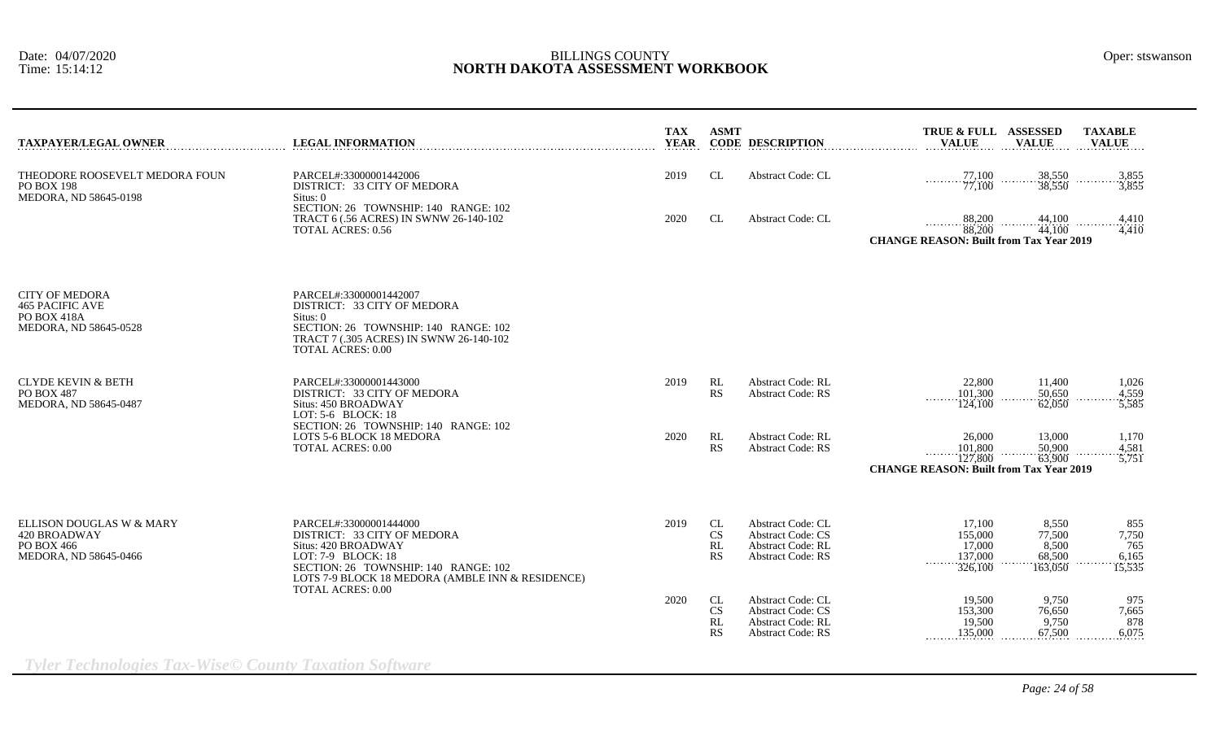# BILLINGS COUNTY
## NORTH DAKOTA ASSESSMENT WORKBOOK

Date: 04/07/2020
Time: 15:14:12

Oper: stswanson

| TAXPAYER/LEGAL OWNER | LEGAL INFORMATION | TAX YEAR | ASMT CODE | DESCRIPTION | TRUE & FULL VALUE | ASSESSED VALUE | TAXABLE VALUE |
|---|---|---|---|---|---|---|---|
| THEODORE ROOSEVELT MEDORA FOUN<br>PO BOX 198<br>MEDORA, ND 58645-0198 | PARCEL#:33000001442006<br>DISTRICT: 33 CITY OF MEDORA<br>Situs: 0<br>SECTION: 26 TOWNSHIP: 140 RANGE: 102<br>TRACT 6 (.56 ACRES) IN SWNW 26-140-102<br>TOTAL ACRES: 0.56 | 2019 | CL | Abstract Code: CL | 77,100 | 38,550 | 3,855 |
| | | | | | 77,100 | 38,550 | 3,855 |
| | | 2020 | CL | Abstract Code: CL | 88,200 | 44,100 | 4,410 |
| | | | | | 88,200 | 44,100 | 4,410 |
| | | | | **CHANGE REASON: Built from Tax Year 2019** | | | |
| CITY OF MEDORA<br>465 PACIFIC AVE<br>PO BOX 418A<br>MEDORA, ND 58645-0528 | PARCEL#:33000001442007<br>DISTRICT: 33 CITY OF MEDORA<br>Situs: 0<br>SECTION: 26 TOWNSHIP: 140 RANGE: 102<br>TRACT 7 (.305 ACRES) IN SWNW 26-140-102<br>TOTAL ACRES: 0.00 | | | | | | |
| CLYDE KEVIN & BETH<br>PO BOX 487<br>MEDORA, ND 58645-0487 | PARCEL#:33000001443000<br>DISTRICT: 33 CITY OF MEDORA<br>Situs: 450 BROADWAY<br>LOT: 5-6 BLOCK: 18<br>SECTION: 26 TOWNSHIP: 140 RANGE: 102<br>LOTS 5-6 BLOCK 18 MEDORA<br>TOTAL ACRES: 0.00 | 2019 | RL | Abstract Code: RL | 22,800 | 11,400 | 1,026 |
| | | | RS | Abstract Code: RS | 101,300 | 50,650 | 4,559 |
| | | | | | 124,100 | 62,050 | 5,585 |
| | | 2020 | RL | Abstract Code: RL | 26,000 | 13,000 | 1,170 |
| | | | RS | Abstract Code: RS | 101,800 | 50,900 | 4,581 |
| | | | | | 127,800 | 63,900 | 5,751 |
| | | | | **CHANGE REASON: Built from Tax Year 2019** | | | |
| ELLISON DOUGLAS W & MARY<br>420 BROADWAY<br>PO BOX 466<br>MEDORA, ND 58645-0466 | PARCEL#:33000001444000<br>DISTRICT: 33 CITY OF MEDORA<br>Situs: 420 BROADWAY<br>LOT: 7-9 BLOCK: 18<br>SECTION: 26 TOWNSHIP: 140 RANGE: 102<br>LOTS 7-9 BLOCK 18 MEDORA (AMBLE INN & RESIDENCE)<br>TOTAL ACRES: 0.00 | 2019 | CL | Abstract Code: CL | 17,100 | 8,550 | 855 |
| | | | CS | Abstract Code: CS | 155,000 | 77,500 | 7,750 |
| | | | RL | Abstract Code: RL | 17,000 | 8,500 | 765 |
| | | | RS | Abstract Code: RS | 137,000 | 68,500 | 6,165 |
| | | | | | 326,100 | 163,050 | 15,535 |
| | | 2020 | CL | Abstract Code: CL | 19,500 | 9,750 | 975 |
| | | | CS | Abstract Code: CS | 153,300 | 76,650 | 7,665 |
| | | | RL | Abstract Code: RL | 19,500 | 9,750 | 878 |
| | | | RS | Abstract Code: RS | 135,000 | 67,500 | 6,075 |

*Tyler Technologies Tax-Wise© County Taxation Software*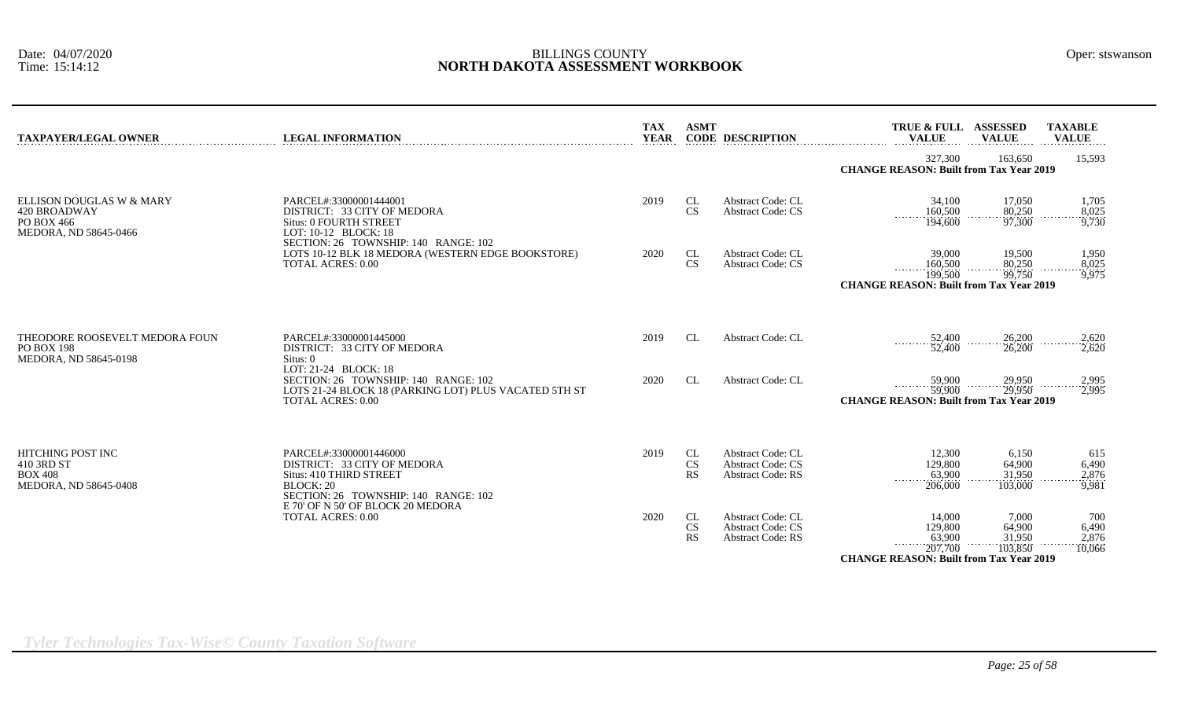| TAXPAYER/LEGAL OWNER | LEGAL INFORMATION | TAX YEAR | ASMT CODE | DESCRIPTION | TRUE & FULL VALUE | ASSESSED VALUE | TAXABLE VALUE |
|---|---|---|---|---|---|---|---|
| | | | | | 327,300 | 163,650 | 15,593 |
| | | | | | **CHANGE REASON: Built from Tax Year 2019** | | |
| ELLISON DOUGLAS W & MARY<br>420 BROADWAY<br>PO BOX 466<br>MEDORA, ND 58645-0466 | PARCEL#:33000001444001<br>DISTRICT: 33 CITY OF MEDORA<br>Situs: 0 FOURTH STREET<br>LOT: 10-12 BLOCK: 18<br>SECTION: 26 TOWNSHIP: 140 RANGE: 102<br>LOTS 10-12 BLK 18 MEDORA (WESTERN EDGE BOOKSTORE)<br>TOTAL ACRES: 0.00 | 2019 | CL | Abstract Code: CL | 34,100 | 17,050 | 1,705 |
| | | | CS | Abstract Code: CS | 160,500 | 80,250 | 8,025 |
| | | | | | 194,600 | 97,300 | 9,730 |
| | | 2020 | CL | Abstract Code: CL | 39,000 | 19,500 | 1,950 |
| | | | CS | Abstract Code: CS | 160,500 | 80,250 | 8,025 |
| | | | | | 199,500 | 99,750 | 9,975 |
| | | | | | **CHANGE REASON: Built from Tax Year 2019** | | |
| THEODORE ROOSEVELT MEDORA FOUN<br>PO BOX 198<br>MEDORA, ND 58645-0198 | PARCEL#:33000001445000<br>DISTRICT: 33 CITY OF MEDORA<br>Situs: 0<br>LOT: 21-24 BLOCK: 18<br>SECTION: 26 TOWNSHIP: 140 RANGE: 102<br>LOTS 21-24 BLOCK 18 (PARKING LOT) PLUS VACATED 5TH ST<br>TOTAL ACRES: 0.00 | 2019 | CL | Abstract Code: CL | 52,400 | 26,200 | 2,620 |
| | | | | | 52,400 | 26,200 | 2,620 |
| | | 2020 | CL | Abstract Code: CL | 59,900 | 29,950 | 2,995 |
| | | | | | 59,900 | 29,950 | 2,995 |
| | | | | | **CHANGE REASON: Built from Tax Year 2019** | | |
| HITCHING POST INC<br>410 3RD ST<br>BOX 408<br>MEDORA, ND 58645-0408 | PARCEL#:33000001446000<br>DISTRICT: 33 CITY OF MEDORA<br>Situs: 410 THIRD STREET<br>BLOCK: 20<br>SECTION: 26 TOWNSHIP: 140 RANGE: 102<br>E 70' OF N 50' OF BLOCK 20 MEDORA<br>TOTAL ACRES: 0.00 | 2019 | CL | Abstract Code: CL | 12,300 | 6,150 | 615 |
| | | | CS | Abstract Code: CS | 129,800 | 64,900 | 6,490 |
| | | | RS | Abstract Code: RS | 63,900 | 31,950 | 2,876 |
| | | | | | 206,000 | 103,000 | 9,981 |
| | | 2020 | CL | Abstract Code: CL | 14,000 | 7,000 | 700 |
| | | | CS | Abstract Code: CS | 129,800 | 64,900 | 6,490 |
| | | | RS | Abstract Code: RS | 63,900 | 31,950 | 2,876 |
| | | | | | 207,700 | 103,850 | 10,066 |
| | | | | | **CHANGE REASON: Built from Tax Year 2019** | | |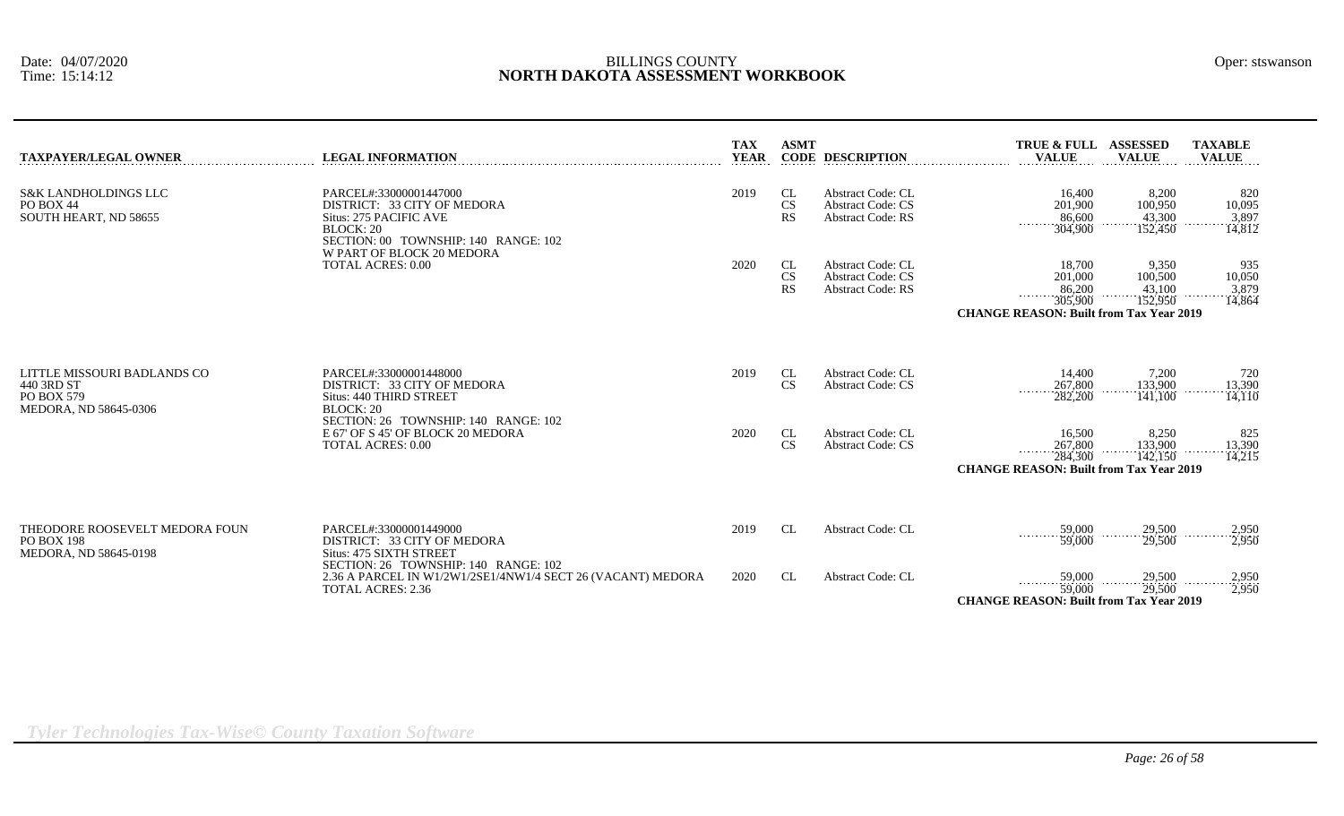# BILLINGS COUNTY
## NORTH DAKOTA ASSESSMENT WORKBOOK

Date: 04/07/2020
Time: 15:14:12

Oper: stswanson

| TAXPAYER/LEGAL OWNER | LEGAL INFORMATION | TAX YEAR | ASMT CODE | DESCRIPTION | TRUE & FULL VALUE | ASSESSED VALUE | TAXABLE VALUE |
|---|---|---|---|---|---|---|---|
| S&K LANDHOLDINGS LLC | PARCEL#:33000001447000 | 2019 | CL | Abstract Code: CL | 16,400 | 8,200 | 820 |
| PO BOX 44 | DISTRICT: 33 CITY OF MEDORA | | CS | Abstract Code: CS | 201,900 | 100,950 | 10,095 |
| SOUTH HEART, ND 58655 | Situs: 275 PACIFIC AVE | | RS | Abstract Code: RS | 86,600 | 43,300 | 3,897 |
| | BLOCK: 20 | | | | 304,900 | 152,450 | 14,812 |
| | SECTION: 00 TOWNSHIP: 140 RANGE: 102 | | | | | | |
| | W PART OF BLOCK 20 MEDORA | | | | | | |
| | TOTAL ACRES: 0.00 | 2020 | CL | Abstract Code: CL | 18,700 | 9,350 | 935 |
| | | | CS | Abstract Code: CS | 201,000 | 100,500 | 10,050 |
| | | | RS | Abstract Code: RS | 86,200 | 43,100 | 3,879 |
| | | | | | 305,900 | 152,950 | 14,864 |
| | | | | | **CHANGE REASON: Built from Tax Year 2019** | | |
| LITTLE MISSOURI BADLANDS CO | PARCEL#:33000001448000 | 2019 | CL | Abstract Code: CL | 14,400 | 7,200 | 720 |
| 440 3RD ST | DISTRICT: 33 CITY OF MEDORA | | CS | Abstract Code: CS | 267,800 | 133,900 | 13,390 |
| PO BOX 579 | Situs: 440 THIRD STREET | | | | 282,200 | 141,100 | 14,110 |
| MEDORA, ND 58645-0306 | BLOCK: 20 | | | | | | |
| | SECTION: 26 TOWNSHIP: 140 RANGE: 102 | | | | | | |
| | E 67' OF S 45' OF BLOCK 20 MEDORA | 2020 | CL | Abstract Code: CL | 16,500 | 8,250 | 825 |
| | TOTAL ACRES: 0.00 | | CS | Abstract Code: CS | 267,800 | 133,900 | 13,390 |
| | | | | | 284,300 | 142,150 | 14,215 |
| | | | | | **CHANGE REASON: Built from Tax Year 2019** | | |
| THEODORE ROOSEVELT MEDORA FOUN | PARCEL#:33000001449000 | 2019 | CL | Abstract Code: CL | 59,000 | 29,500 | 2,950 |
| PO BOX 198 | DISTRICT: 33 CITY OF MEDORA | | | | 59,000 | 29,500 | 2,950 |
| MEDORA, ND 58645-0198 | Situs: 475 SIXTH STREET | | | | | | |
| | SECTION: 26 TOWNSHIP: 140 RANGE: 102 | | | | | | |
| | 2.36 A PARCEL IN W1/2W1/2SE1/4NW1/4 SECT 26 (VACANT) MEDORA | 2020 | CL | Abstract Code: CL | 59,000 | 29,500 | 2,950 |
| | TOTAL ACRES: 2.36 | | | | 59,000 | 29,500 | 2,950 |
| | | | | | **CHANGE REASON: Built from Tax Year 2019** | | |

*Tyler Technologies Tax-Wise© County Taxation Software*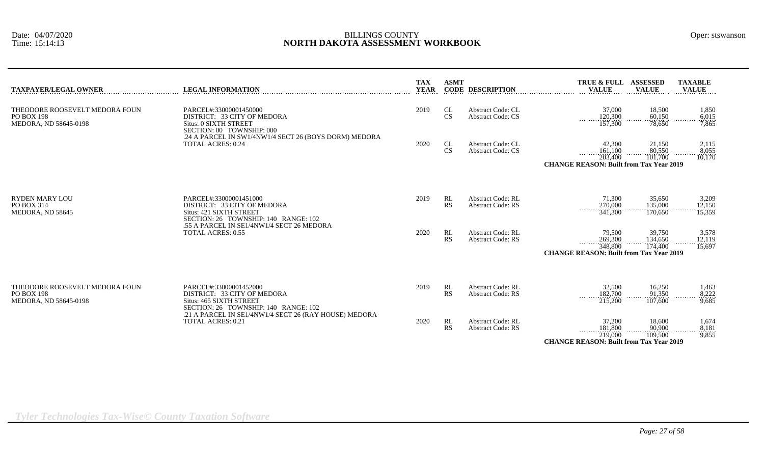# BILLINGS COUNTY
## NORTH DAKOTA ASSESSMENT WORKBOOK

Date: 04/07/2020
Time: 15:14:13

Oper: stswanson

| TAXPAYER/LEGAL OWNER | LEGAL INFORMATION | TAX YEAR | ASMT CODE | DESCRIPTION | TRUE & FULL VALUE | ASSESSED VALUE | TAXABLE VALUE |
|---|---|---|---|---|---|---|---|
| THEODORE ROOSEVELT MEDORA FOUN<br>PO BOX 198<br>MEDORA, ND 58645-0198 | PARCEL#:33000001450000<br>DISTRICT: 33 CITY OF MEDORA<br>Situs: 0 SIXTH STREET<br>SECTION: 00 TOWNSHIP: 000<br>.24 A PARCEL IN SW1/4NW1/4 SECT 26 (BOYS DORM) MEDORA<br>TOTAL ACRES: 0.24 | 2019 | CL | Abstract Code: CL | 37,000 | 18,500 | 1,850 |
| | | | CS | Abstract Code: CS | 120,300 | 60,150 | 6,015 |
| | | | | | 157,300 | 78,650 | 7,865 |
| | | 2020 | CL | Abstract Code: CL | 42,300 | 21,150 | 2,115 |
| | | | CS | Abstract Code: CS | 161,100 | 80,550 | 8,055 |
| | | | | | 203,400 | 101,700 | 10,170 |
| | | | | | **CHANGE REASON: Built from Tax Year 2019** | | |
| RYDEN MARY LOU<br>PO BOX 314<br>MEDORA, ND 58645 | PARCEL#:33000001451000<br>DISTRICT: 33 CITY OF MEDORA<br>Situs: 421 SIXTH STREET<br>SECTION: 26 TOWNSHIP: 140 RANGE: 102<br>.55 A PARCEL IN SE1/4NW1/4 SECT 26 MEDORA<br>TOTAL ACRES: 0.55 | 2019 | RL | Abstract Code: RL | 71,300 | 35,650 | 3,209 |
| | | | RS | Abstract Code: RS | 270,000 | 135,000 | 12,150 |
| | | | | | 341,300 | 170,650 | 15,359 |
| | | 2020 | RL | Abstract Code: RL | 79,500 | 39,750 | 3,578 |
| | | | RS | Abstract Code: RS | 269,300 | 134,650 | 12,119 |
| | | | | | 348,800 | 174,400 | 15,697 |
| | | | | | **CHANGE REASON: Built from Tax Year 2019** | | |
| THEODORE ROOSEVELT MEDORA FOUN<br>PO BOX 198<br>MEDORA, ND 58645-0198 | PARCEL#:33000001452000<br>DISTRICT: 33 CITY OF MEDORA<br>Situs: 465 SIXTH STREET<br>SECTION: 26 TOWNSHIP: 140 RANGE: 102<br>.21 A PARCEL IN SE1/4NW1/4 SECT 26 (RAY HOUSE) MEDORA<br>TOTAL ACRES: 0.21 | 2019 | RL | Abstract Code: RL | 32,500 | 16,250 | 1,463 |
| | | | RS | Abstract Code: RS | 182,700 | 91,350 | 8,222 |
| | | | | | 215,200 | 107,600 | 9,685 |
| | | 2020 | RL | Abstract Code: RL | 37,200 | 18,600 | 1,674 |
| | | | RS | Abstract Code: RS | 181,800 | 90,900 | 8,181 |
| | | | | | 219,000 | 109,500 | 9,855 |
| | | | | | **CHANGE REASON: Built from Tax Year 2019** | | |

*Tyler Technologies Tax-Wise© County Taxation Software*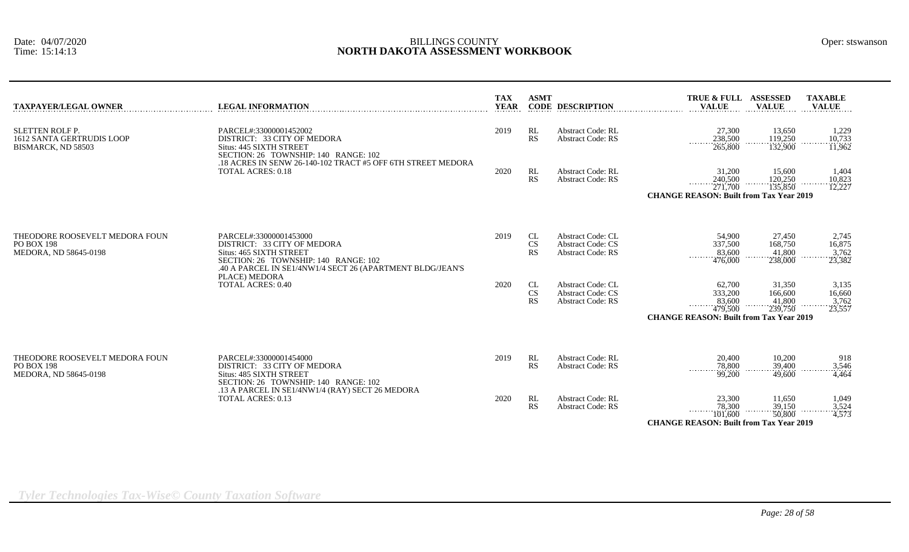| TAXPAYER/LEGAL OWNER | LEGAL INFORMATION | TAX YEAR | ASMT CODE | DESCRIPTION | TRUE & FULL VALUE | ASSESSED VALUE | TAXABLE VALUE |
|---|---|---|---|---|---|---|---|
| SLETTEN ROLF P.<br>1612 SANTA GERTRUDIS LOOP<br>BISMARCK, ND 58503 | PARCEL#:33000001452002<br>DISTRICT: 33 CITY OF MEDORA<br>Situs: 445 SIXTH STREET<br>SECTION: 26 TOWNSHIP: 140 RANGE: 102<br>.18 ACRES IN SENW 26-140-102 TRACT #5 OFF 6TH STREET MEDORA<br>TOTAL ACRES: 0.18 | 2019 | RL | Abstract Code: RL | 27,300 | 13,650 | 1,229 |
| | | | RS | Abstract Code: RS | 238,500 | 119,250 | 10,733 |
| | | | | | 265,800 | 132,900 | 11,962 |
| | | 2020 | RL | Abstract Code: RL | 31,200 | 15,600 | 1,404 |
| | | | RS | Abstract Code: RS | 240,500 | 120,250 | 10,823 |
| | | | | | 271,700 | 135,850 | 12,227 |
| | | | | | **CHANGE REASON: Built from Tax Year 2019** | | |
| THEODORE ROOSEVELT MEDORA FOUN<br>PO BOX 198<br>MEDORA, ND 58645-0198 | PARCEL#:33000001453000<br>DISTRICT: 33 CITY OF MEDORA<br>Situs: 465 SIXTH STREET<br>SECTION: 26 TOWNSHIP: 140 RANGE: 102<br>.40 A PARCEL IN SE1/4NW1/4 SECT 26 (APARTMENT BLDG/JEAN'S PLACE) MEDORA<br>TOTAL ACRES: 0.40 | 2019 | CL | Abstract Code: CL | 54,900 | 27,450 | 2,745 |
| | | | CS | Abstract Code: CS | 337,500 | 168,750 | 16,875 |
| | | | RS | Abstract Code: RS | 83,600 | 41,800 | 3,762 |
| | | | | | 476,000 | 238,000 | 23,382 |
| | | 2020 | CL | Abstract Code: CL | 62,700 | 31,350 | 3,135 |
| | | | CS | Abstract Code: CS | 333,200 | 166,600 | 16,660 |
| | | | RS | Abstract Code: RS | 83,600 | 41,800 | 3,762 |
| | | | | | 479,500 | 239,750 | 23,557 |
| | | | | | **CHANGE REASON: Built from Tax Year 2019** | | |
| THEODORE ROOSEVELT MEDORA FOUN<br>PO BOX 198<br>MEDORA, ND 58645-0198 | PARCEL#:33000001454000<br>DISTRICT: 33 CITY OF MEDORA<br>Situs: 485 SIXTH STREET<br>SECTION: 26 TOWNSHIP: 140 RANGE: 102<br>.13 A PARCEL IN SE1/4NW1/4 (RAY) SECT 26 MEDORA<br>TOTAL ACRES: 0.13 | 2019 | RL | Abstract Code: RL | 20,400 | 10,200 | 918 |
| | | | RS | Abstract Code: RS | 78,800 | 39,400 | 3,546 |
| | | | | | 99,200 | 49,600 | 4,464 |
| | | 2020 | RL | Abstract Code: RL | 23,300 | 11,650 | 1,049 |
| | | | RS | Abstract Code: RS | 78,300 | 39,150 | 3,524 |
| | | | | | 101,600 | 50,800 | 4,573 |
| | | | | | **CHANGE REASON: Built from Tax Year 2019** | | |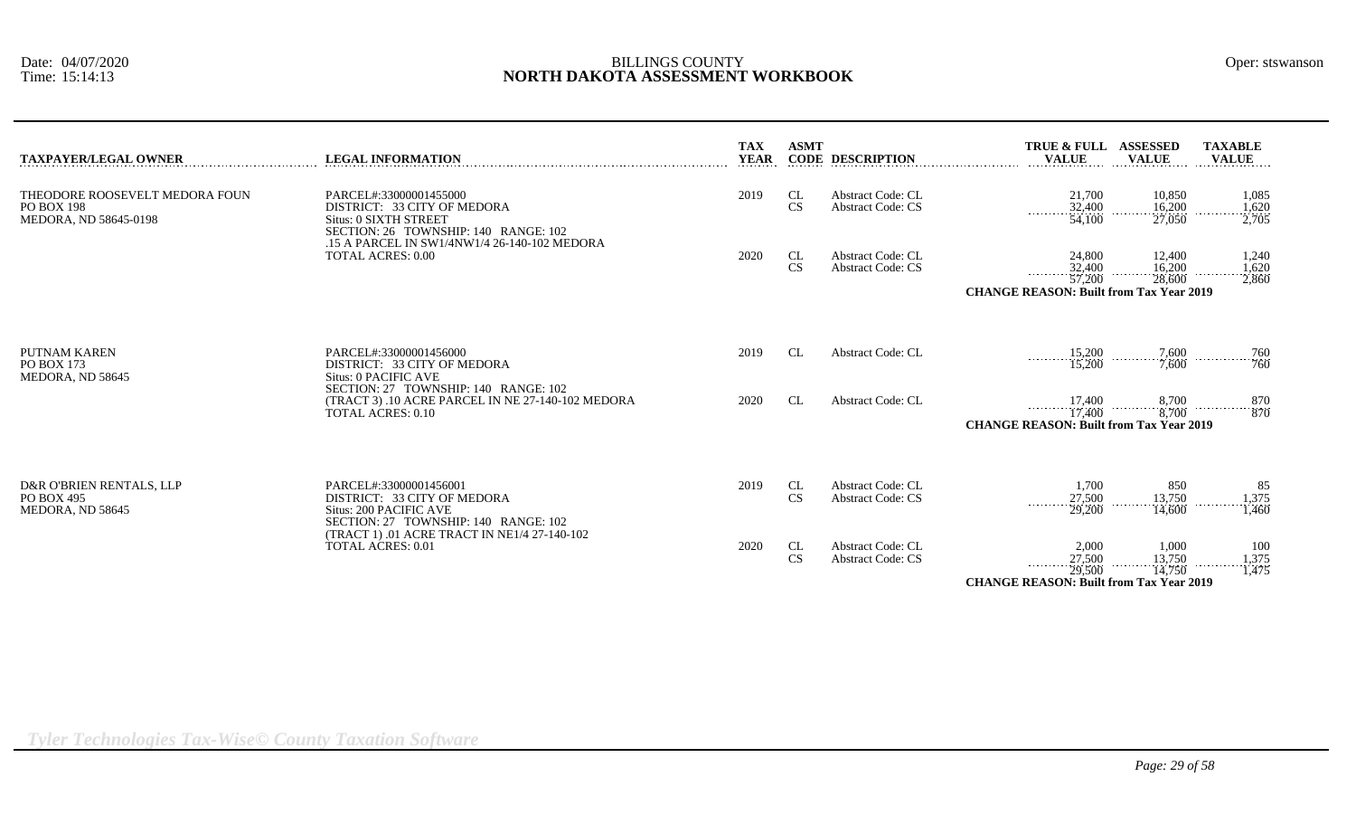BILLINGS COUNTY

# NORTH DAKOTA ASSESSMENT WORKBOOK

Date: 04/07/2020
Time: 15:14:13

Oper: stswanson

| TAXPAYER/LEGAL OWNER | LEGAL INFORMATION | TAX YEAR | ASMT CODE | DESCRIPTION | TRUE & FULL VALUE | ASSESSED VALUE | TAXABLE VALUE |
|---|---|---|---|---|---|---|---|
| THEODORE ROOSEVELT MEDORA FOUN<br>PO BOX 198<br>MEDORA, ND 58645-0198 | PARCEL#:33000001455000<br>DISTRICT: 33 CITY OF MEDORA<br>Situs: 0 SIXTH STREET<br>SECTION: 26 TOWNSHIP: 140 RANGE: 102<br>.15 A PARCEL IN SW1/4NW1/4 26-140-102 MEDORA<br>TOTAL ACRES: 0.00 | 2019 | CL<br>CS | Abstract Code: CL<br>Abstract Code: CS | 21,700<br>32,400<br>54,100 | 10,850<br>16,200<br>27,050 | 1,085<br>1,620<br>2,705 |
| | | 2020 | CL<br>CS | Abstract Code: CL<br>Abstract Code: CS | 24,800<br>32,400<br>57,200 | 12,400<br>16,200<br>28,600 | 1,240<br>1,620<br>2,860 |
| | | | | | **CHANGE REASON: Built from Tax Year 2019** | | |
| PUTNAM KAREN<br>PO BOX 173<br>MEDORA, ND 58645 | PARCEL#:33000001456000<br>DISTRICT: 33 CITY OF MEDORA<br>Situs: 0 PACIFIC AVE<br>SECTION: 27 TOWNSHIP: 140 RANGE: 102<br>(TRACT 3) .10 ACRE PARCEL IN NE 27-140-102 MEDORA<br>TOTAL ACRES: 0.10 | 2019 | CL | Abstract Code: CL | 15,200<br>15,200 | 7,600<br>7,600 | 760<br>760 |
| | | 2020 | CL | Abstract Code: CL | 17,400<br>17,400 | 8,700<br>8,700 | 870<br>870 |
| | | | | | **CHANGE REASON: Built from Tax Year 2019** | | |
| D&R O'BRIEN RENTALS, LLP<br>PO BOX 495<br>MEDORA, ND 58645 | PARCEL#:33000001456001<br>DISTRICT: 33 CITY OF MEDORA<br>Situs: 200 PACIFIC AVE<br>SECTION: 27 TOWNSHIP: 140 RANGE: 102<br>(TRACT 1) .01 ACRE TRACT IN NE1/4 27-140-102<br>TOTAL ACRES: 0.01 | 2019 | CL<br>CS | Abstract Code: CL<br>Abstract Code: CS | 1,700<br>27,500<br>29,200 | 850<br>13,750<br>14,600 | 85<br>1,375<br>1,460 |
| | | 2020 | CL<br>CS | Abstract Code: CL<br>Abstract Code: CS | 2,000<br>27,500<br>29,500 | 1,000<br>13,750<br>14,750 | 100<br>1,375<br>1,475 |
| | | | | | **CHANGE REASON: Built from Tax Year 2019** | | |

*Tyler Technologies Tax-Wise© County Taxation Software*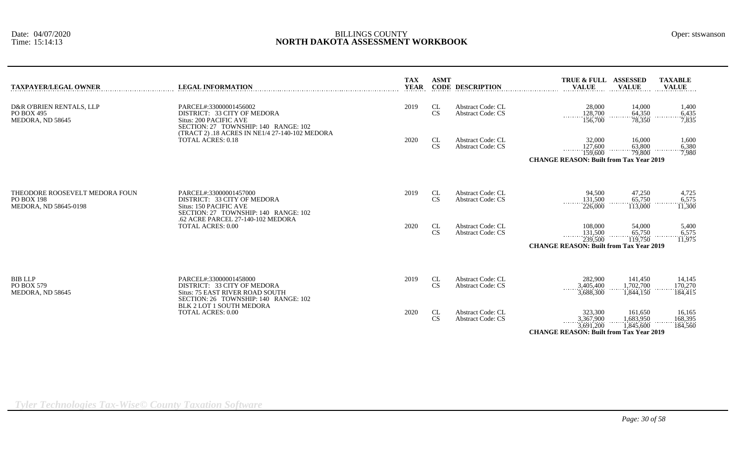BILLINGS COUNTY
# NORTH DAKOTA ASSESSMENT WORKBOOK

Date: 04/07/2020
Time: 15:14:13

Oper: stswanson

| TAXPAYER/LEGAL OWNER | LEGAL INFORMATION | TAX YEAR | ASMT CODE | DESCRIPTION | TRUE & FULL VALUE | ASSESSED VALUE | TAXABLE VALUE |
|---|---|---|---|---|---|---|---|
| D&R O'BRIEN RENTALS, LLP<br>PO BOX 495<br>MEDORA, ND 58645 | PARCEL#:33000001456002<br>DISTRICT: 33 CITY OF MEDORA<br>Situs: 200 PACIFIC AVE<br>SECTION: 27 TOWNSHIP: 140 RANGE: 102<br>(TRACT 2) .18 ACRES IN NE1/4 27-140-102 MEDORA<br>TOTAL ACRES: 0.18 | 2019 | CL | Abstract Code: CL | 28,000 | 14,000 | 1,400 |
| | | | CS | Abstract Code: CS | 128,700 | 64,350 | 6,435 |
| | | | | | 156,700 | 78,350 | 7,835 |
| | | 2020 | CL | Abstract Code: CL | 32,000 | 16,000 | 1,600 |
| | | | CS | Abstract Code: CS | 127,600 | 63,800 | 6,380 |
| | | | | | 159,600 | 79,800 | 7,980 |
| | | | | | **CHANGE REASON: Built from Tax Year 2019** | | |
| THEODORE ROOSEVELT MEDORA FOUN<br>PO BOX 198<br>MEDORA, ND 58645-0198 | PARCEL#:33000001457000<br>DISTRICT: 33 CITY OF MEDORA<br>Situs: 150 PACIFIC AVE<br>SECTION: 27 TOWNSHIP: 140 RANGE: 102<br>.62 ACRE PARCEL 27-140-102 MEDORA<br>TOTAL ACRES: 0.00 | 2019 | CL | Abstract Code: CL | 94,500 | 47,250 | 4,725 |
| | | | CS | Abstract Code: CS | 131,500 | 65,750 | 6,575 |
| | | | | | 226,000 | 113,000 | 11,300 |
| | | 2020 | CL | Abstract Code: CL | 108,000 | 54,000 | 5,400 |
| | | | CS | Abstract Code: CS | 131,500 | 65,750 | 6,575 |
| | | | | | 239,500 | 119,750 | 11,975 |
| | | | | | **CHANGE REASON: Built from Tax Year 2019** | | |
| BIB LLP<br>PO BOX 579<br>MEDORA, ND 58645 | PARCEL#:33000001458000<br>DISTRICT: 33 CITY OF MEDORA<br>Situs: 75 EAST RIVER ROAD SOUTH<br>SECTION: 26 TOWNSHIP: 140 RANGE: 102<br>BLK 2 LOT 1 SOUTH MEDORA<br>TOTAL ACRES: 0.00 | 2019 | CL | Abstract Code: CL | 282,900 | 141,450 | 14,145 |
| | | | CS | Abstract Code: CS | 3,405,400 | 1,702,700 | 170,270 |
| | | | | | 3,688,300 | 1,844,150 | 184,415 |
| | | 2020 | CL | Abstract Code: CL | 323,300 | 161,650 | 16,165 |
| | | | CS | Abstract Code: CS | 3,367,900 | 1,683,950 | 168,395 |
| | | | | | 3,691,200 | 1,845,600 | 184,560 |
| | | | | | **CHANGE REASON: Built from Tax Year 2019** | | |

*Tyler Technologies Tax-Wise© County Taxation Software*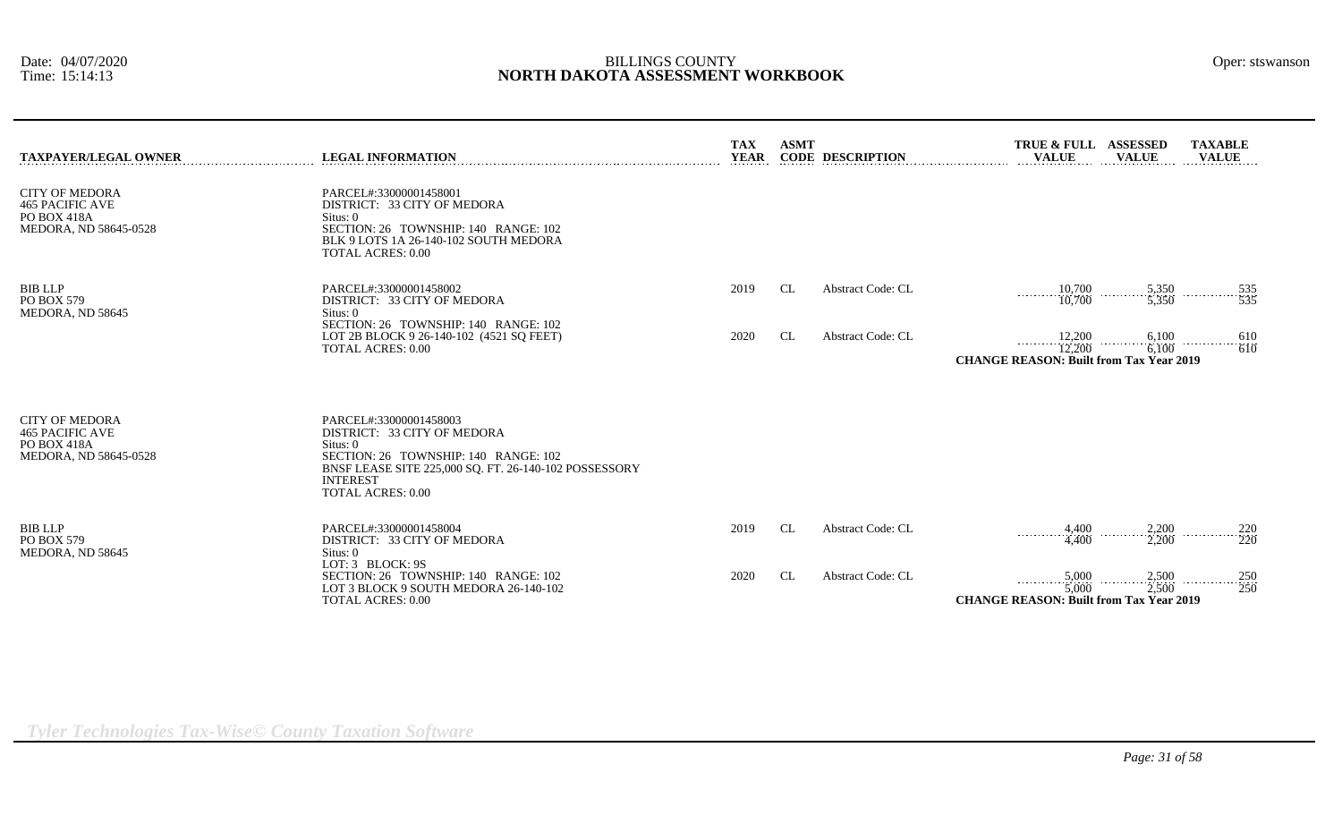BILLINGS COUNTY
**NORTH DAKOTA ASSESSMENT WORKBOOK**

Date: 04/07/2020
Time: 15:14:13

Oper: stswanson

| TAXPAYER/LEGAL OWNER | LEGAL INFORMATION | TAX YEAR | ASMT CODE | DESCRIPTION | TRUE & FULL VALUE | ASSESSED VALUE | TAXABLE VALUE |
|---|---|---|---|---|---|---|---|
| CITY OF MEDORA<br>465 PACIFIC AVE<br>PO BOX 418A<br>MEDORA, ND 58645-0528 | PARCEL#:33000001458001<br>DISTRICT: 33 CITY OF MEDORA<br>Situs: 0<br>SECTION: 26 TOWNSHIP: 140 RANGE: 102<br>BLK 9 LOTS 1A 26-140-102 SOUTH MEDORA<br>TOTAL ACRES: 0.00 | | | | | | |
| BIB LLP<br>PO BOX 579<br>MEDORA, ND 58645 | PARCEL#:33000001458002<br>DISTRICT: 33 CITY OF MEDORA<br>Situs: 0<br>SECTION: 26 TOWNSHIP: 140 RANGE: 102<br>LOT 2B BLOCK 9 26-140-102 (4521 SQ FEET)<br>TOTAL ACRES: 0.00 | 2019 | CL | Abstract Code: CL | 10,700<br>10,700 | 5,350<br>5,350 | 535<br>535 |
| | | 2020 | CL | Abstract Code: CL | 12,200<br>12,200 | 6,100<br>6,100 | 610<br>610 |
| | | | | | **CHANGE REASON: Built from Tax Year 2019** | | |
| CITY OF MEDORA<br>465 PACIFIC AVE<br>PO BOX 418A<br>MEDORA, ND 58645-0528 | PARCEL#:33000001458003<br>DISTRICT: 33 CITY OF MEDORA<br>Situs: 0<br>SECTION: 26 TOWNSHIP: 140 RANGE: 102<br>BNSF LEASE SITE 225,000 SQ. FT. 26-140-102 POSSESSORY INTEREST<br>TOTAL ACRES: 0.00 | | | | | | |
| BIB LLP<br>PO BOX 579<br>MEDORA, ND 58645 | PARCEL#:33000001458004<br>DISTRICT: 33 CITY OF MEDORA<br>Situs: 0<br>LOT: 3 BLOCK: 9S<br>SECTION: 26 TOWNSHIP: 140 RANGE: 102<br>LOT 3 BLOCK 9 SOUTH MEDORA 26-140-102<br>TOTAL ACRES: 0.00 | 2019 | CL | Abstract Code: CL | 4,400<br>4,400 | 2,200<br>2,200 | 220<br>220 |
| | | 2020 | CL | Abstract Code: CL | 5,000<br>5,000 | 2,500<br>2,500 | 250<br>250 |
| | | | | | **CHANGE REASON: Built from Tax Year 2019** | | |

*Tyler Technologies Tax-Wise© County Taxation Software*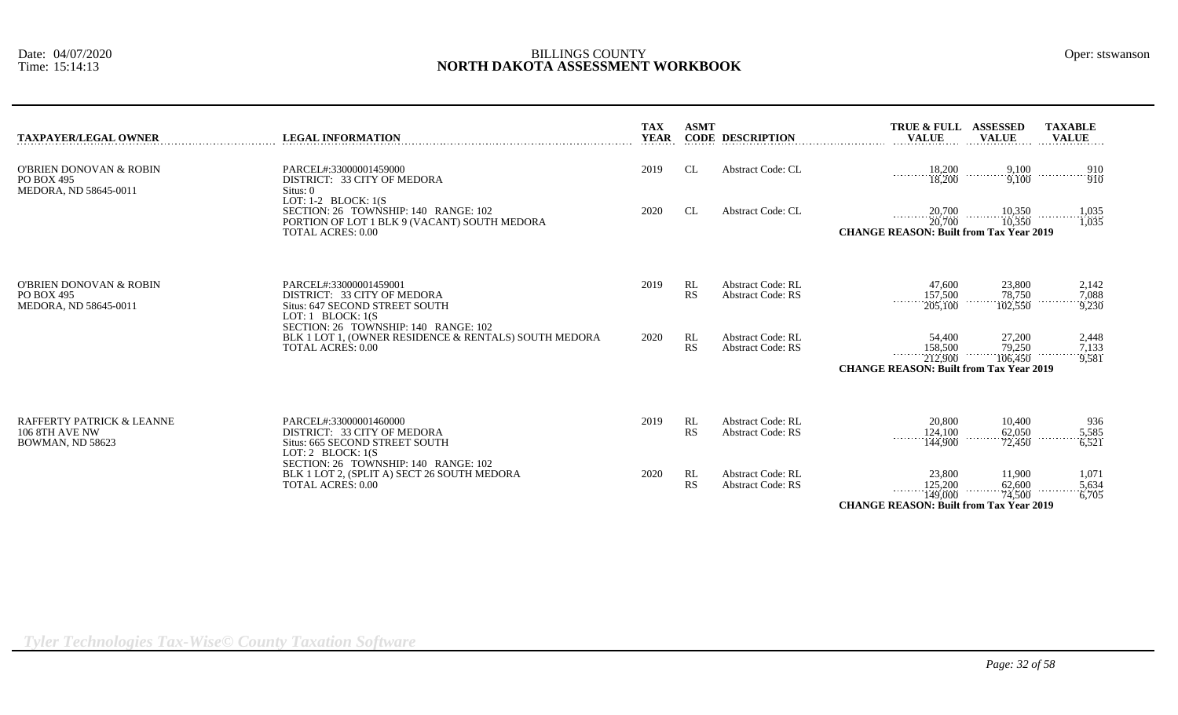BILLINGS COUNTY

# NORTH DAKOTA ASSESSMENT WORKBOOK

Date: 04/07/2020
Time: 15:14:13

Oper: stswanson

| TAXPAYER/LEGAL OWNER | LEGAL INFORMATION | TAX YEAR | ASMT CODE | DESCRIPTION | TRUE & FULL VALUE | ASSESSED VALUE | TAXABLE VALUE |
|---|---|---|---|---|---|---|---|
| O'BRIEN DONOVAN & ROBIN<br>PO BOX 495<br>MEDORA, ND 58645-0011 | PARCEL#:33000001459000<br>DISTRICT: 33 CITY OF MEDORA<br>Situs: 0<br>LOT: 1-2 BLOCK: 1(S<br>SECTION: 26 TOWNSHIP: 140 RANGE: 102<br>PORTION OF LOT 1 BLK 9 (VACANT) SOUTH MEDORA<br>TOTAL ACRES: 0.00 | 2019 | CL | Abstract Code: CL | 18,200 | 9,100 | 910 |
| | | | | | 18,200 | 9,100 | 910 |
| | | 2020 | CL | Abstract Code: CL | 20,700 | 10,350 | 1,035 |
| | | | | | 20,700 | 10,350 | 1,035 |
| | | | | | **CHANGE REASON: Built from Tax Year 2019** | | |
| O'BRIEN DONOVAN & ROBIN<br>PO BOX 495<br>MEDORA, ND 58645-0011 | PARCEL#:33000001459001<br>DISTRICT: 33 CITY OF MEDORA<br>Situs: 647 SECOND STREET SOUTH<br>LOT: 1 BLOCK: 1(S<br>SECTION: 26 TOWNSHIP: 140 RANGE: 102<br>BLK 1 LOT 1, (OWNER RESIDENCE & RENTALS) SOUTH MEDORA<br>TOTAL ACRES: 0.00 | 2019 | RL | Abstract Code: RL | 47,600 | 23,800 | 2,142 |
| | | | RS | Abstract Code: RS | 157,500 | 78,750 | 7,088 |
| | | | | | 205,100 | 102,550 | 9,230 |
| | | 2020 | RL | Abstract Code: RL | 54,400 | 27,200 | 2,448 |
| | | | RS | Abstract Code: RS | 158,500 | 79,250 | 7,133 |
| | | | | | 212,900 | 106,450 | 9,581 |
| | | | | | **CHANGE REASON: Built from Tax Year 2019** | | |
| RAFFERTY PATRICK & LEANNE<br>106 8TH AVE NW<br>BOWMAN, ND 58623 | PARCEL#:33000001460000<br>DISTRICT: 33 CITY OF MEDORA<br>Situs: 665 SECOND STREET SOUTH<br>LOT: 2 BLOCK: 1(S<br>SECTION: 26 TOWNSHIP: 140 RANGE: 102<br>BLK 1 LOT 2, (SPLIT A) SECT 26 SOUTH MEDORA<br>TOTAL ACRES: 0.00 | 2019 | RL | Abstract Code: RL | 20,800 | 10,400 | 936 |
| | | | RS | Abstract Code: RS | 124,100 | 62,050 | 5,585 |
| | | | | | 144,900 | 72,450 | 6,521 |
| | | 2020 | RL | Abstract Code: RL | 23,800 | 11,900 | 1,071 |
| | | | RS | Abstract Code: RS | 125,200 | 62,600 | 5,634 |
| | | | | | 149,000 | 74,500 | 6,705 |
| | | | | | **CHANGE REASON: Built from Tax Year 2019** | | |

*Tyler Technologies Tax-Wise© County Taxation Software*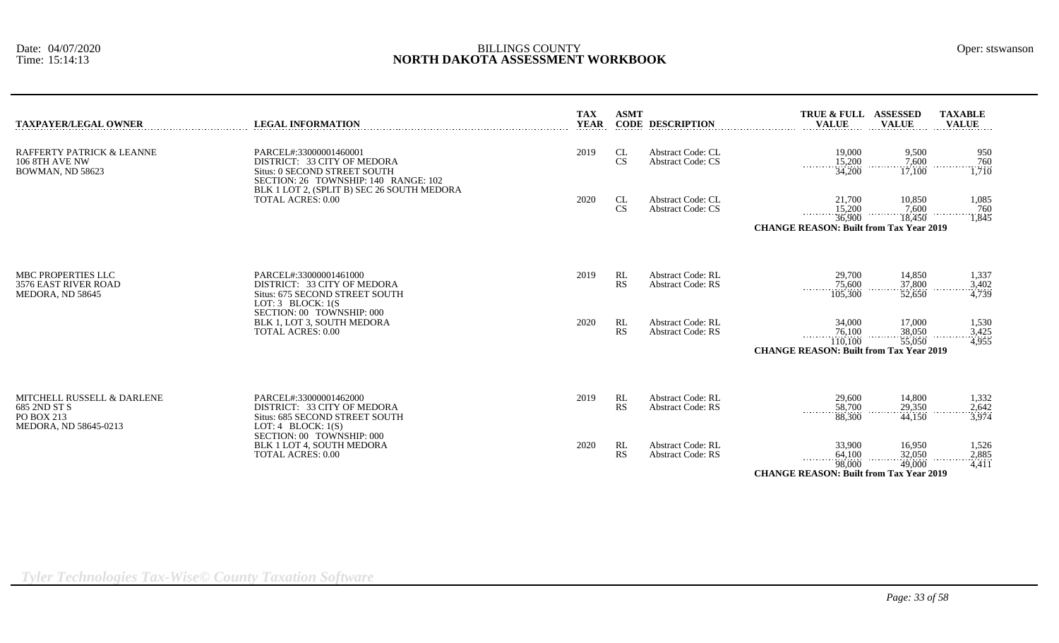# BILLINGS COUNTY

## NORTH DAKOTA ASSESSMENT WORKBOOK

Date: 04/07/2020
Time: 15:14:13

Oper: stswanson

| TAXPAYER/LEGAL OWNER | LEGAL INFORMATION | TAX YEAR | ASMT CODE | DESCRIPTION | TRUE & FULL VALUE | ASSESSED VALUE | TAXABLE VALUE |
|---|---|---|---|---|---|---|---|
| RAFFERTY PATRICK & LEANNE<br>106 8TH AVE NW<br>BOWMAN, ND 58623 | PARCEL#:33000001460001<br>DISTRICT: 33 CITY OF MEDORA<br>Situs: 0 SECOND STREET SOUTH<br>SECTION: 26 TOWNSHIP: 140 RANGE: 102<br>BLK 1 LOT 2, (SPLIT B) SEC 26 SOUTH MEDORA<br>TOTAL ACRES: 0.00 | 2019 | CL | Abstract Code: CL | 19,000 | 9,500 | 950 |
| | | | CS | Abstract Code: CS | 15,200 | 7,600 | 760 |
| | | | | | 34,200 | 17,100 | 1,710 |
| | | 2020 | CL | Abstract Code: CL | 21,700 | 10,850 | 1,085 |
| | | | CS | Abstract Code: CS | 15,200 | 7,600 | 760 |
| | | | | | 36,900 | 18,450 | 1,845 |
| | | | | | **CHANGE REASON: Built from Tax Year 2019** | | |
| MBC PROPERTIES LLC<br>3576 EAST RIVER ROAD<br>MEDORA, ND 58645 | PARCEL#:33000001461000<br>DISTRICT: 33 CITY OF MEDORA<br>Situs: 675 SECOND STREET SOUTH<br>LOT: 3 BLOCK: 1(S<br>SECTION: 00 TOWNSHIP: 000<br>BLK 1, LOT 3, SOUTH MEDORA<br>TOTAL ACRES: 0.00 | 2019 | RL | Abstract Code: RL | 29,700 | 14,850 | 1,337 |
| | | | RS | Abstract Code: RS | 75,600 | 37,800 | 3,402 |
| | | | | | 105,300 | 52,650 | 4,739 |
| | | 2020 | RL | Abstract Code: RL | 34,000 | 17,000 | 1,530 |
| | | | RS | Abstract Code: RS | 76,100 | 38,050 | 3,425 |
| | | | | | 110,100 | 55,050 | 4,955 |
| | | | | | **CHANGE REASON: Built from Tax Year 2019** | | |
| MITCHELL RUSSELL & DARLENE<br>685 2ND ST S<br>PO BOX 213<br>MEDORA, ND 58645-0213 | PARCEL#:33000001462000<br>DISTRICT: 33 CITY OF MEDORA<br>Situs: 685 SECOND STREET SOUTH<br>LOT: 4 BLOCK: 1(S)<br>SECTION: 00 TOWNSHIP: 000<br>BLK 1 LOT 4, SOUTH MEDORA<br>TOTAL ACRES: 0.00 | 2019 | RL | Abstract Code: RL | 29,600 | 14,800 | 1,332 |
| | | | RS | Abstract Code: RS | 58,700 | 29,350 | 2,642 |
| | | | | | 88,300 | 44,150 | 3,974 |
| | | 2020 | RL | Abstract Code: RL | 33,900 | 16,950 | 1,526 |
| | | | RS | Abstract Code: RS | 64,100 | 32,050 | 2,885 |
| | | | | | 98,000 | 49,000 | 4,411 |
| | | | | | **CHANGE REASON: Built from Tax Year 2019** | | |

*Tyler Technologies Tax-Wise© County Taxation Software*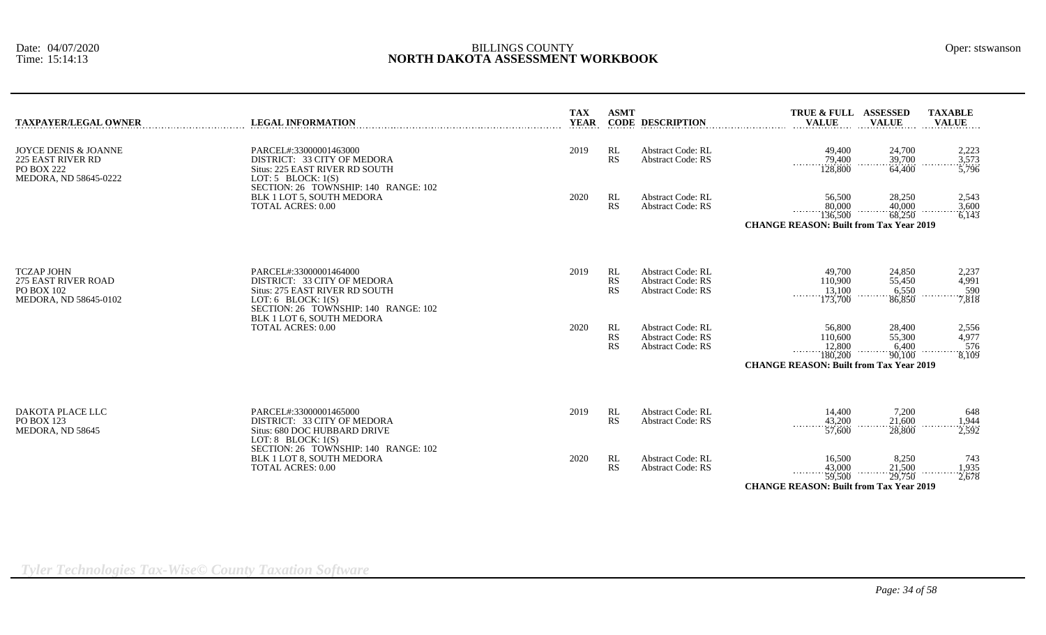BILLINGS COUNTY
# NORTH DAKOTA ASSESSMENT WORKBOOK

Date: 04/07/2020
Time: 15:14:13

Oper: stswanson

| TAXPAYER/LEGAL OWNER | LEGAL INFORMATION | TAX YEAR | ASMT CODE | DESCRIPTION | TRUE & FULL VALUE | ASSESSED VALUE | TAXABLE VALUE |
|---|---|---|---|---|---|---|---|
| JOYCE DENIS & JOANNE<br>225 EAST RIVER RD<br>PO BOX 222<br>MEDORA, ND 58645-0222 | PARCEL#:33000001463000<br>DISTRICT: 33 CITY OF MEDORA<br>Situs: 225 EAST RIVER RD SOUTH<br>LOT: 5 BLOCK: 1(S)<br>SECTION: 26 TOWNSHIP: 140 RANGE: 102<br>BLK 1 LOT 5, SOUTH MEDORA<br>TOTAL ACRES: 0.00 | 2019 | RL | Abstract Code: RL | 49,400 | 24,700 | 2,223 |
| | | | RS | Abstract Code: RS | 79,400 | 39,700 | 3,573 |
| | | | | | 128,800 | 64,400 | 5,796 |
| | | 2020 | RL | Abstract Code: RL | 56,500 | 28,250 | 2,543 |
| | | | RS | Abstract Code: RS | 80,000 | 40,000 | 3,600 |
| | | | | | 136,500 | 68,250 | 6,143 |
| | | | | | **CHANGE REASON: Built from Tax Year 2019** | | |
| TCZAP JOHN<br>275 EAST RIVER ROAD<br>PO BOX 102<br>MEDORA, ND 58645-0102 | PARCEL#:33000001464000<br>DISTRICT: 33 CITY OF MEDORA<br>Situs: 275 EAST RIVER RD SOUTH<br>LOT: 6 BLOCK: 1(S)<br>SECTION: 26 TOWNSHIP: 140 RANGE: 102<br>BLK 1 LOT 6, SOUTH MEDORA<br>TOTAL ACRES: 0.00 | 2019 | RL | Abstract Code: RL | 49,700 | 24,850 | 2,237 |
| | | | RS | Abstract Code: RS | 110,900 | 55,450 | 4,991 |
| | | | RS | Abstract Code: RS | 13,100 | 6,550 | 590 |
| | | | | | 173,700 | 86,850 | 7,818 |
| | | 2020 | RL | Abstract Code: RL | 56,800 | 28,400 | 2,556 |
| | | | RS | Abstract Code: RS | 110,600 | 55,300 | 4,977 |
| | | | RS | Abstract Code: RS | 12,800 | 6,400 | 576 |
| | | | | | 180,200 | 90,100 | 8,109 |
| | | | | | **CHANGE REASON: Built from Tax Year 2019** | | |
| DAKOTA PLACE LLC<br>PO BOX 123<br>MEDORA, ND 58645 | PARCEL#:33000001465000<br>DISTRICT: 33 CITY OF MEDORA<br>Situs: 680 DOC HUBBARD DRIVE<br>LOT: 8 BLOCK: 1(S)<br>SECTION: 26 TOWNSHIP: 140 RANGE: 102<br>BLK 1 LOT 8, SOUTH MEDORA<br>TOTAL ACRES: 0.00 | 2019 | RL | Abstract Code: RL | 14,400 | 7,200 | 648 |
| | | | RS | Abstract Code: RS | 43,200 | 21,600 | 1,944 |
| | | | | | 57,600 | 28,800 | 2,592 |
| | | 2020 | RL | Abstract Code: RL | 16,500 | 8,250 | 743 |
| | | | RS | Abstract Code: RS | 43,000 | 21,500 | 1,935 |
| | | | | | 59,500 | 29,750 | 2,678 |
| | | | | | **CHANGE REASON: Built from Tax Year 2019** | | |

*Tyler Technologies Tax-Wise© County Taxation Software*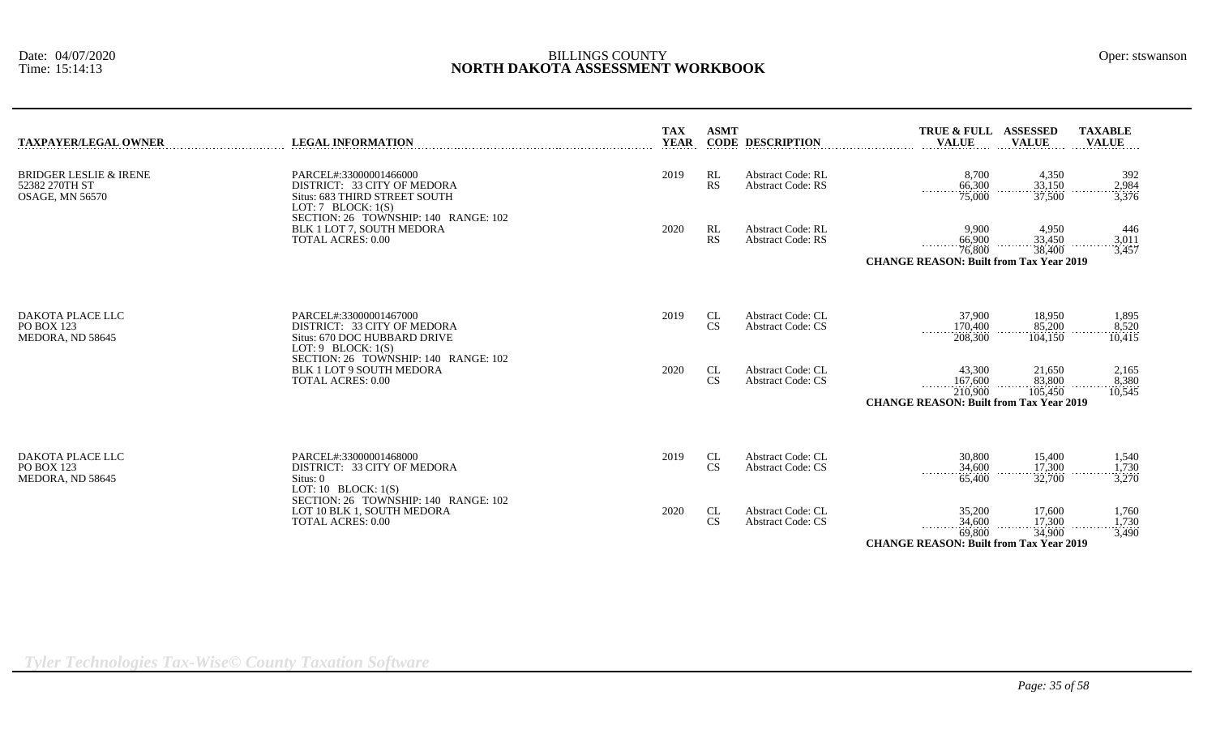| TAXPAYER/LEGAL OWNER | LEGAL INFORMATION | TAX YEAR | ASMT CODE | DESCRIPTION | TRUE & FULL VALUE | ASSESSED VALUE | TAXABLE VALUE |
|---|---|---|---|---|---|---|---|
| BRIDGER LESLIE & IRENE<br>52382 270TH ST<br>OSAGE, MN 56570 | PARCEL#:33000001466000<br>DISTRICT: 33 CITY OF MEDORA<br>Situs: 683 THIRD STREET SOUTH<br>LOT: 7 BLOCK: 1(S)<br>SECTION: 26 TOWNSHIP: 140 RANGE: 102<br>BLK 1 LOT 7, SOUTH MEDORA<br>TOTAL ACRES: 0.00 | 2019 | RL | Abstract Code: RL | 8,700 | 4,350 | 392 |
| | | | RS | Abstract Code: RS | 66,300 | 33,150 | 2,984 |
| | | | | | 75,000 | 37,500 | 3,376 |
| | | 2020 | RL | Abstract Code: RL | 9,900 | 4,950 | 446 |
| | | | RS | Abstract Code: RS | 66,900 | 33,450 | 3,011 |
| | | | | | 76,800 | 38,400 | 3,457 |
| | | | | | **CHANGE REASON: Built from Tax Year 2019** | | |
| DAKOTA PLACE LLC<br>PO BOX 123<br>MEDORA, ND 58645 | PARCEL#:33000001467000<br>DISTRICT: 33 CITY OF MEDORA<br>Situs: 670 DOC HUBBARD DRIVE<br>LOT: 9 BLOCK: 1(S)<br>SECTION: 26 TOWNSHIP: 140 RANGE: 102<br>BLK 1 LOT 9 SOUTH MEDORA<br>TOTAL ACRES: 0.00 | 2019 | CL | Abstract Code: CL | 37,900 | 18,950 | 1,895 |
| | | | CS | Abstract Code: CS | 170,400 | 85,200 | 8,520 |
| | | | | | 208,300 | 104,150 | 10,415 |
| | | 2020 | CL | Abstract Code: CL | 43,300 | 21,650 | 2,165 |
| | | | CS | Abstract Code: CS | 167,600 | 83,800 | 8,380 |
| | | | | | 210,900 | 105,450 | 10,545 |
| | | | | | **CHANGE REASON: Built from Tax Year 2019** | | |
| DAKOTA PLACE LLC<br>PO BOX 123<br>MEDORA, ND 58645 | PARCEL#:33000001468000<br>DISTRICT: 33 CITY OF MEDORA<br>Situs: 0<br>LOT: 10 BLOCK: 1(S)<br>SECTION: 26 TOWNSHIP: 140 RANGE: 102<br>LOT 10 BLK 1, SOUTH MEDORA<br>TOTAL ACRES: 0.00 | 2019 | CL | Abstract Code: CL | 30,800 | 15,400 | 1,540 |
| | | | CS | Abstract Code: CS | 34,600 | 17,300 | 1,730 |
| | | | | | 65,400 | 32,700 | 3,270 |
| | | 2020 | CL | Abstract Code: CL | 35,200 | 17,600 | 1,760 |
| | | | CS | Abstract Code: CS | 34,600 | 17,300 | 1,730 |
| | | | | | 69,800 | 34,900 | 3,490 |
| | | | | | **CHANGE REASON: Built from Tax Year 2019** | | |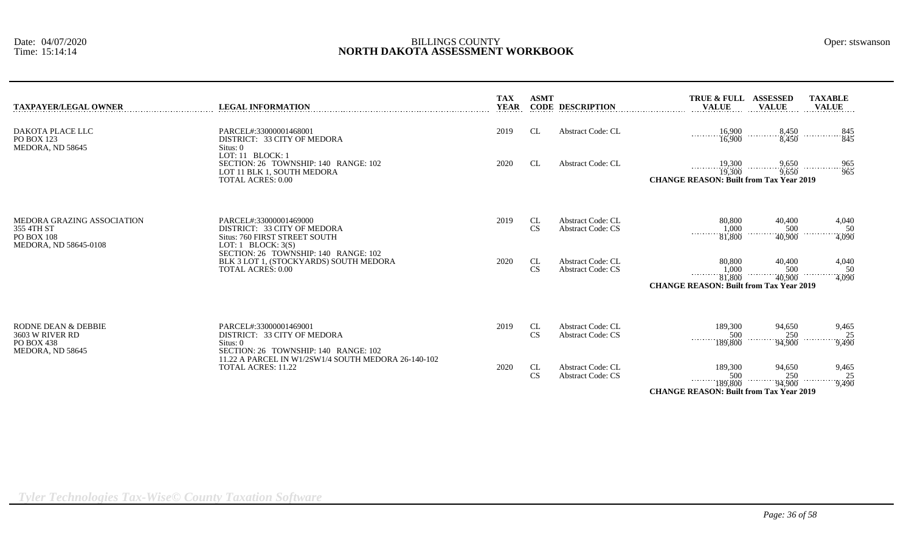Date: 04/07/2020
Time: 15:14:14

BILLINGS COUNTY
**NORTH DAKOTA ASSESSMENT WORKBOOK**

Oper: stswanson

| TAXPAYER/LEGAL OWNER | LEGAL INFORMATION | TAX YEAR | ASMT CODE | DESCRIPTION | TRUE & FULL VALUE | ASSESSED VALUE | TAXABLE VALUE |
|---|---|---|---|---|---|---|---|
| DAKOTA PLACE LLC<br>PO BOX 123<br>MEDORA, ND 58645 | PARCEL#:33000001468001<br>DISTRICT: 33 CITY OF MEDORA<br>Situs: 0<br>LOT: 11 BLOCK: 1<br>SECTION: 26 TOWNSHIP: 140 RANGE: 102<br>LOT 11 BLK 1, SOUTH MEDORA<br>TOTAL ACRES: 0.00 | 2019 | CL | Abstract Code: CL | 16,900 | 8,450 | 845 |
| | | | | | 16,900 | 8,450 | 845 |
| | | 2020 | CL | Abstract Code: CL | 19,300 | 9,650 | 965 |
| | | | | | 19,300 | 9,650 | 965 |
| | | | | | **CHANGE REASON: Built from Tax Year 2019** | | |
| MEDORA GRAZING ASSOCIATION<br>355 4TH ST<br>PO BOX 108<br>MEDORA, ND 58645-0108 | PARCEL#:33000001469000<br>DISTRICT: 33 CITY OF MEDORA<br>Situs: 760 FIRST STREET SOUTH<br>LOT: 1 BLOCK: 3(S)<br>SECTION: 26 TOWNSHIP: 140 RANGE: 102<br>BLK 3 LOT 1, (STOCKYARDS) SOUTH MEDORA<br>TOTAL ACRES: 0.00 | 2019 | CL | Abstract Code: CL | 80,800 | 40,400 | 4,040 |
| | | | CS | Abstract Code: CS | 1,000 | 500 | 50 |
| | | | | | 81,800 | 40,900 | 4,090 |
| | | 2020 | CL | Abstract Code: CL | 80,800 | 40,400 | 4,040 |
| | | | CS | Abstract Code: CS | 1,000 | 500 | 50 |
| | | | | | 81,800 | 40,900 | 4,090 |
| | | | | | **CHANGE REASON: Built from Tax Year 2019** | | |
| RODNE DEAN & DEBBIE<br>3603 W RIVER RD<br>PO BOX 438<br>MEDORA, ND 58645 | PARCEL#:33000001469001<br>DISTRICT: 33 CITY OF MEDORA<br>Situs: 0<br>SECTION: 26 TOWNSHIP: 140 RANGE: 102<br>11.22 A PARCEL IN W1/2SW1/4 SOUTH MEDORA 26-140-102<br>TOTAL ACRES: 11.22 | 2019 | CL | Abstract Code: CL | 189,300 | 94,650 | 9,465 |
| | | | CS | Abstract Code: CS | 500 | 250 | 25 |
| | | | | | 189,800 | 94,900 | 9,490 |
| | | 2020 | CL | Abstract Code: CL | 189,300 | 94,650 | 9,465 |
| | | | CS | Abstract Code: CS | 500 | 250 | 25 |
| | | | | | 189,800 | 94,900 | 9,490 |
| | | | | | **CHANGE REASON: Built from Tax Year 2019** | | |

*Tyler Technologies Tax-Wise© County Taxation Software*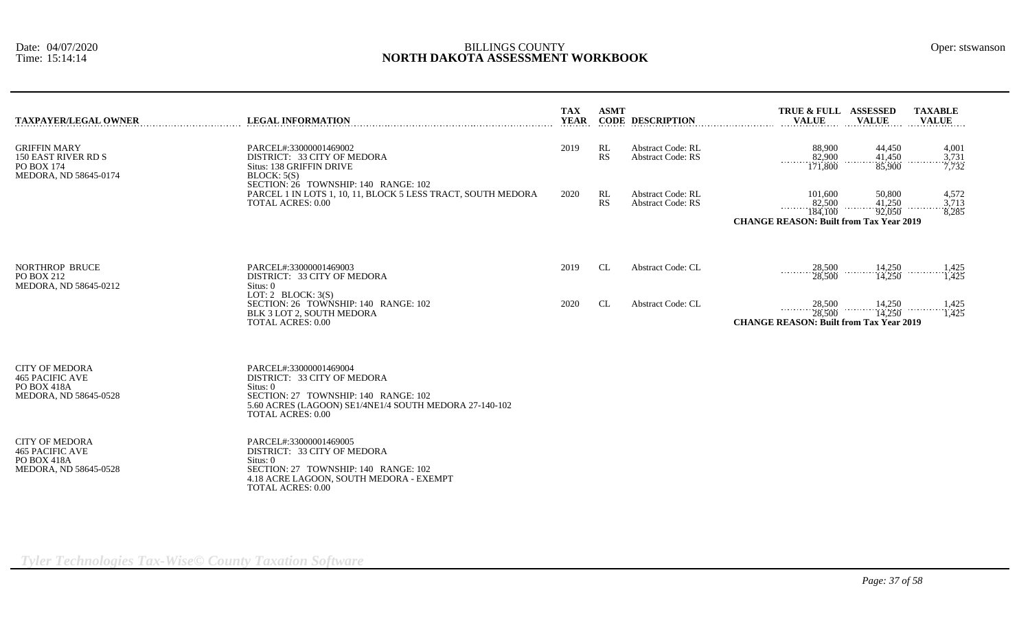| TAXPAYER/LEGAL OWNER | LEGAL INFORMATION | TAX YEAR | ASMT CODE | DESCRIPTION | TRUE & FULL VALUE | ASSESSED VALUE | TAXABLE VALUE |
|---|---|---|---|---|---|---|---|
| GRIFFIN MARY<br>150 EAST RIVER RD S<br>PO BOX 174<br>MEDORA, ND 58645-0174 | PARCEL#:33000001469002<br>DISTRICT: 33 CITY OF MEDORA<br>Situs: 138 GRIFFIN DRIVE<br>BLOCK: 5(S)<br>SECTION: 26 TOWNSHIP: 140 RANGE: 102<br>PARCEL 1 IN LOTS 1, 10, 11, BLOCK 5 LESS TRACT, SOUTH MEDORA<br>TOTAL ACRES: 0.00 | 2019 | RL | Abstract Code: RL | 88,900 | 44,450 | 4,001 |
| | | | RS | Abstract Code: RS | 82,900 | 41,450 | 3,731 |
| | | | | | 171,800 | 85,900 | 7,732 |
| | | 2020 | RL | Abstract Code: RL | 101,600 | 50,800 | 4,572 |
| | | | RS | Abstract Code: RS | 82,500 | 41,250 | 3,713 |
| | | | | | 184,100 | 92,050 | 8,285 |
| | | | | | **CHANGE REASON: Built from Tax Year 2019** | | |
| NORTHROP BRUCE<br>PO BOX 212<br>MEDORA, ND 58645-0212 | PARCEL#:33000001469003<br>DISTRICT: 33 CITY OF MEDORA<br>Situs: 0<br>LOT: 2 BLOCK: 3(S)<br>SECTION: 26 TOWNSHIP: 140 RANGE: 102<br>BLK 3 LOT 2, SOUTH MEDORA<br>TOTAL ACRES: 0.00 | 2019 | CL | Abstract Code: CL | 28,500 | 14,250 | 1,425 |
| | | | | | 28,500 | 14,250 | 1,425 |
| | | 2020 | CL | Abstract Code: CL | 28,500 | 14,250 | 1,425 |
| | | | | | 28,500 | 14,250 | 1,425 |
| | | | | | **CHANGE REASON: Built from Tax Year 2019** | | |
| CITY OF MEDORA<br>465 PACIFIC AVE<br>PO BOX 418A<br>MEDORA, ND 58645-0528 | PARCEL#:33000001469004<br>DISTRICT: 33 CITY OF MEDORA<br>Situs: 0<br>SECTION: 27 TOWNSHIP: 140 RANGE: 102<br>5.60 ACRES (LAGOON) SE1/4NE1/4 SOUTH MEDORA 27-140-102<br>TOTAL ACRES: 0.00 | | | | | | |
| CITY OF MEDORA<br>465 PACIFIC AVE<br>PO BOX 418A<br>MEDORA, ND 58645-0528 | PARCEL#:33000001469005<br>DISTRICT: 33 CITY OF MEDORA<br>Situs: 0<br>SECTION: 27 TOWNSHIP: 140 RANGE: 102<br>4.18 ACRE LAGOON, SOUTH MEDORA - EXEMPT<br>TOTAL ACRES: 0.00 | | | | | | |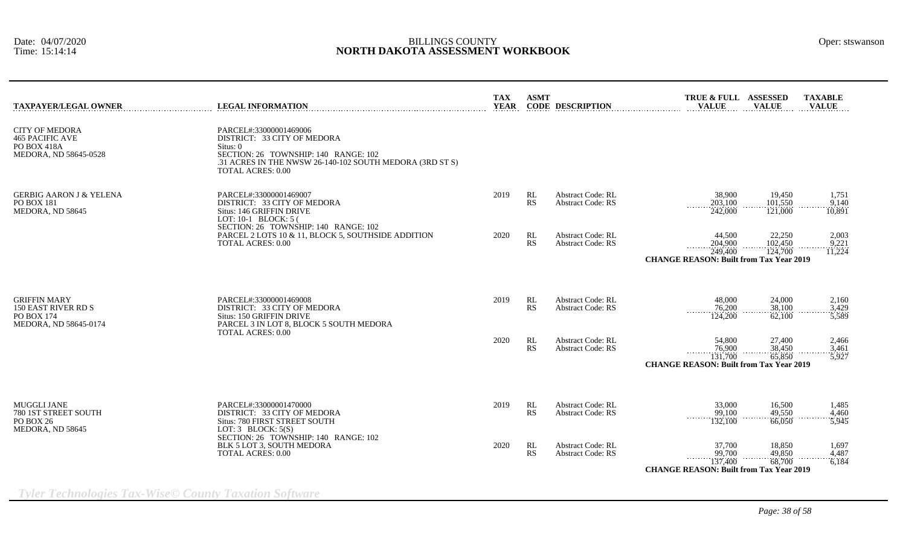# BILLINGS COUNTY
## NORTH DAKOTA ASSESSMENT WORKBOOK

Date: 04/07/2020
Time: 15:14:14

Oper: stswanson

| TAXPAYER/LEGAL OWNER | LEGAL INFORMATION | TAX YEAR | ASMT CODE | DESCRIPTION | TRUE & FULL VALUE | ASSESSED VALUE | TAXABLE VALUE |
|---|---|---|---|---|---|---|---|
| CITY OF MEDORA<br>465 PACIFIC AVE<br>PO BOX 418A<br>MEDORA, ND 58645-0528 | PARCEL#:33000001469006<br>DISTRICT: 33 CITY OF MEDORA<br>Situs: 0<br>SECTION: 26 TOWNSHIP: 140 RANGE: 102<br>.31 ACRES IN THE NWSW 26-140-102 SOUTH MEDORA (3RD ST S)<br>TOTAL ACRES: 0.00 | | | | | | |
| GERBIG AARON J & YELENA<br>PO BOX 181<br>MEDORA, ND 58645 | PARCEL#:33000001469007<br>DISTRICT: 33 CITY OF MEDORA<br>Situs: 146 GRIFFIN DRIVE<br>LOT: 10-1 BLOCK: 5 (<br>SECTION: 26 TOWNSHIP: 140 RANGE: 102<br>PARCEL 2 LOTS 10 & 11, BLOCK 5, SOUTHSIDE ADDITION<br>TOTAL ACRES: 0.00 | 2019 | RL | Abstract Code: RL | 38,900 | 19,450 | 1,751 |
| | | | RS | Abstract Code: RS | 203,100 | 101,550 | 9,140 |
| | | | | | 242,000 | 121,000 | 10,891 |
| | | 2020 | RL | Abstract Code: RL | 44,500 | 22,250 | 2,003 |
| | | | RS | Abstract Code: RS | 204,900 | 102,450 | 9,221 |
| | | | | | 249,400 | 124,700 | 11,224 |
| | | | | | **CHANGE REASON: Built from Tax Year 2019** | | |
| GRIFFIN MARY<br>150 EAST RIVER RD S<br>PO BOX 174<br>MEDORA, ND 58645-0174 | PARCEL#:33000001469008<br>DISTRICT: 33 CITY OF MEDORA<br>Situs: 150 GRIFFIN DRIVE<br>PARCEL 3 IN LOT 8, BLOCK 5 SOUTH MEDORA<br>TOTAL ACRES: 0.00 | 2019 | RL | Abstract Code: RL | 48,000 | 24,000 | 2,160 |
| | | | RS | Abstract Code: RS | 76,200 | 38,100 | 3,429 |
| | | | | | 124,200 | 62,100 | 5,589 |
| | | 2020 | RL | Abstract Code: RL | 54,800 | 27,400 | 2,466 |
| | | | RS | Abstract Code: RS | 76,900 | 38,450 | 3,461 |
| | | | | | 131,700 | 65,850 | 5,927 |
| | | | | | **CHANGE REASON: Built from Tax Year 2019** | | |
| MUGGLI JANE<br>780 1ST STREET SOUTH<br>PO BOX 26<br>MEDORA, ND 58645 | PARCEL#:33000001470000<br>DISTRICT: 33 CITY OF MEDORA<br>Situs: 780 FIRST STREET SOUTH<br>LOT: 3 BLOCK: 5(S)<br>SECTION: 26 TOWNSHIP: 140 RANGE: 102<br>BLK 5 LOT 3, SOUTH MEDORA<br>TOTAL ACRES: 0.00 | 2019 | RL | Abstract Code: RL | 33,000 | 16,500 | 1,485 |
| | | | RS | Abstract Code: RS | 99,100 | 49,550 | 4,460 |
| | | | | | 132,100 | 66,050 | 5,945 |
| | | 2020 | RL | Abstract Code: RL | 37,700 | 18,850 | 1,697 |
| | | | RS | Abstract Code: RS | 99,700 | 49,850 | 4,487 |
| | | | | | 137,400 | 68,700 | 6,184 |
| | | | | | **CHANGE REASON: Built from Tax Year 2019** | | |

*Tyler Technologies Tax-Wise© County Taxation Software*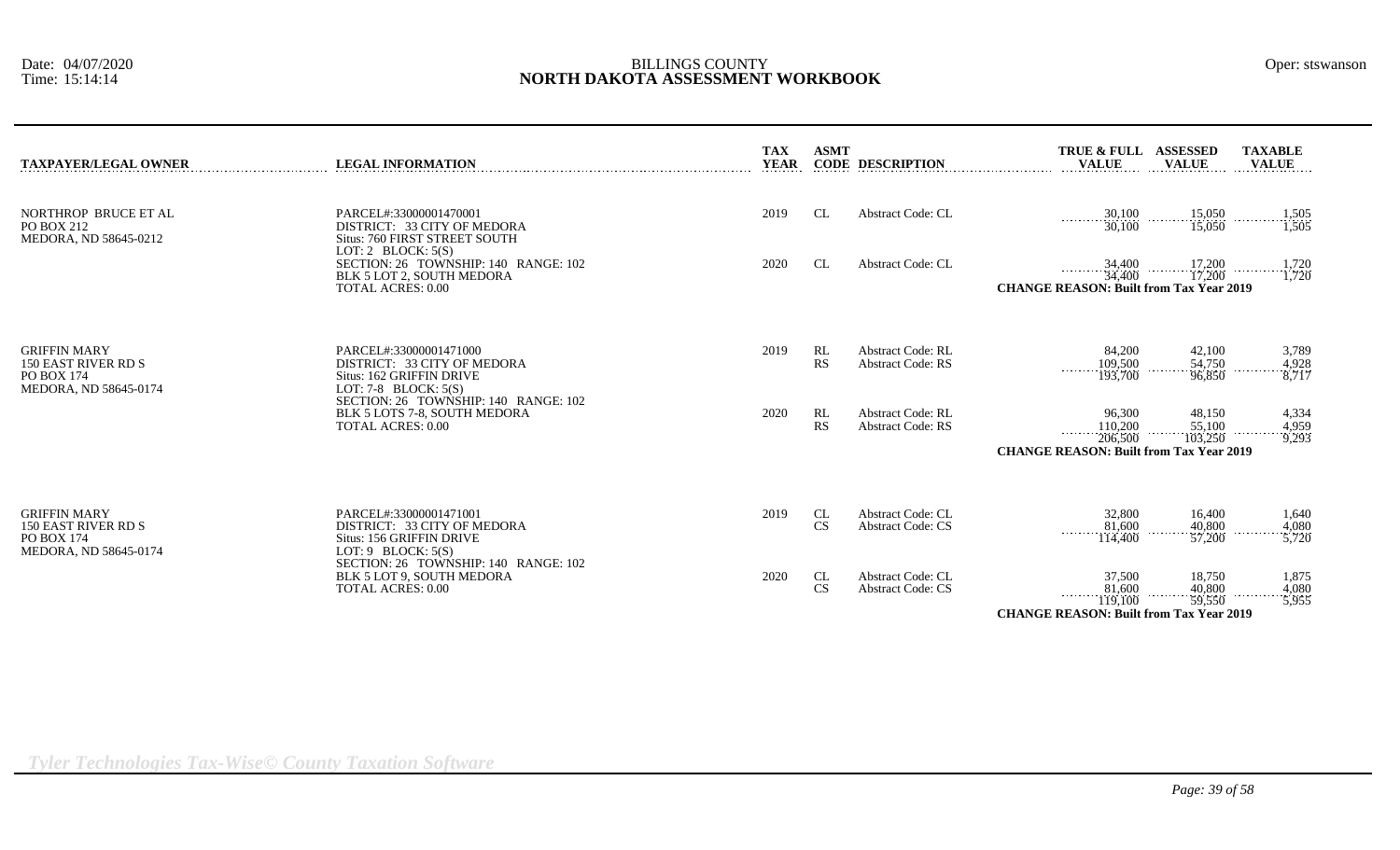Date: 04/07/2020
Time: 15:14:14

BILLINGS COUNTY
**NORTH DAKOTA ASSESSMENT WORKBOOK**

Oper: stswanson

| TAXPAYER/LEGAL OWNER | LEGAL INFORMATION | TAX YEAR | ASMT CODE | DESCRIPTION | TRUE & FULL VALUE | ASSESSED VALUE | TAXABLE VALUE |
|---|---|---|---|---|---|---|---|
| NORTHROP BRUCE ET AL<br>PO BOX 212<br>MEDORA, ND 58645-0212 | PARCEL#:33000001470001<br>DISTRICT: 33 CITY OF MEDORA<br>Situs: 760 FIRST STREET SOUTH<br>LOT: 2 BLOCK: 5(S) | 2019 | CL | Abstract Code: CL | 30,100 | 15,050 | 1,505 |
| | | | | | 30,100 | 15,050 | 1,505 |
| | SECTION: 26 TOWNSHIP: 140 RANGE: 102<br>BLK 5 LOT 2, SOUTH MEDORA<br>TOTAL ACRES: 0.00 | 2020 | CL | Abstract Code: CL | 34,400 | 17,200 | 1,720 |
| | | | | | 34,400 | 17,200 | 1,720 |
| | | | | **CHANGE REASON: Built from Tax Year 2019** | | | |
| GRIFFIN MARY<br>150 EAST RIVER RD S<br>PO BOX 174<br>MEDORA, ND 58645-0174 | PARCEL#:33000001471000<br>DISTRICT: 33 CITY OF MEDORA<br>Situs: 162 GRIFFIN DRIVE<br>LOT: 7-8 BLOCK: 5(S) | 2019 | RL | Abstract Code: RL | 84,200 | 42,100 | 3,789 |
| | | | RS | Abstract Code: RS | 109,500 | 54,750 | 4,928 |
| | | | | | 193,700 | 96,850 | 8,717 |
| | SECTION: 26 TOWNSHIP: 140 RANGE: 102<br>BLK 5 LOTS 7-8, SOUTH MEDORA<br>TOTAL ACRES: 0.00 | 2020 | RL | Abstract Code: RL | 96,300 | 48,150 | 4,334 |
| | | | RS | Abstract Code: RS | 110,200 | 55,100 | 4,959 |
| | | | | | 206,500 | 103,250 | 9,293 |
| | | | | **CHANGE REASON: Built from Tax Year 2019** | | | |
| GRIFFIN MARY<br>150 EAST RIVER RD S<br>PO BOX 174<br>MEDORA, ND 58645-0174 | PARCEL#:33000001471001<br>DISTRICT: 33 CITY OF MEDORA<br>Situs: 156 GRIFFIN DRIVE<br>LOT: 9 BLOCK: 5(S) | 2019 | CL | Abstract Code: CL | 32,800 | 16,400 | 1,640 |
| | | | CS | Abstract Code: CS | 81,600 | 40,800 | 4,080 |
| | | | | | 114,400 | 57,200 | 5,720 |
| | SECTION: 26 TOWNSHIP: 140 RANGE: 102<br>BLK 5 LOT 9, SOUTH MEDORA<br>TOTAL ACRES: 0.00 | 2020 | CL | Abstract Code: CL | 37,500 | 18,750 | 1,875 |
| | | | CS | Abstract Code: CS | 81,600 | 40,800 | 4,080 |
| | | | | | 119,100 | 59,550 | 5,955 |
| | | | | **CHANGE REASON: Built from Tax Year 2019** | | | |

*Tyler Technologies Tax-Wise© County Taxation Software*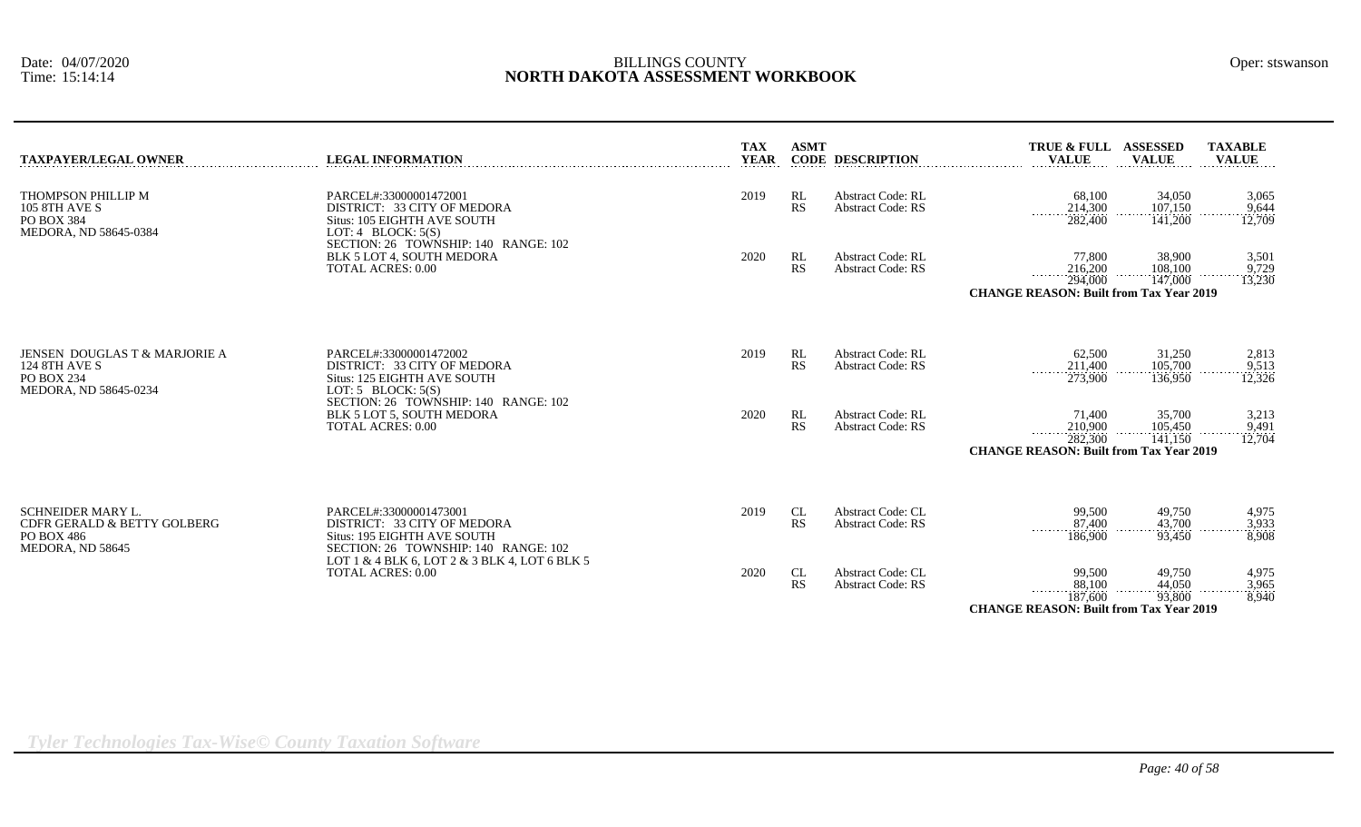| TAXPAYER/LEGAL OWNER | LEGAL INFORMATION | TAX YEAR | ASMT CODE | DESCRIPTION | TRUE & FULL VALUE | ASSESSED VALUE | TAXABLE VALUE |
|---|---|---|---|---|---|---|---|
| THOMPSON PHILLIP M<br>105 8TH AVE S<br>PO BOX 384<br>MEDORA, ND 58645-0384 | PARCEL#:33000001472001<br>DISTRICT: 33 CITY OF MEDORA<br>Situs: 105 EIGHTH AVE SOUTH<br>LOT: 4 BLOCK: 5(S)<br>SECTION: 26 TOWNSHIP: 140 RANGE: 102<br>BLK 5 LOT 4, SOUTH MEDORA<br>TOTAL ACRES: 0.00 | 2019 | RL | Abstract Code: RL | 68,100 | 34,050 | 3,065 |
| | | | RS | Abstract Code: RS | 214,300 | 107,150 | 9,644 |
| | | | | | 282,400 | 141,200 | 12,709 |
| | | 2020 | RL | Abstract Code: RL | 77,800 | 38,900 | 3,501 |
| | | | RS | Abstract Code: RS | 216,200 | 108,100 | 9,729 |
| | | | | | 294,000 | 147,000 | 13,230 |
| | | | | **CHANGE REASON: Built from Tax Year 2019** | | | |
| JENSEN DOUGLAS T & MARJORIE A<br>124 8TH AVE S<br>PO BOX 234<br>MEDORA, ND 58645-0234 | PARCEL#:33000001472002<br>DISTRICT: 33 CITY OF MEDORA<br>Situs: 125 EIGHTH AVE SOUTH<br>LOT: 5 BLOCK: 5(S)<br>SECTION: 26 TOWNSHIP: 140 RANGE: 102<br>BLK 5 LOT 5, SOUTH MEDORA<br>TOTAL ACRES: 0.00 | 2019 | RL | Abstract Code: RL | 62,500 | 31,250 | 2,813 |
| | | | RS | Abstract Code: RS | 211,400 | 105,700 | 9,513 |
| | | | | | 273,900 | 136,950 | 12,326 |
| | | 2020 | RL | Abstract Code: RL | 71,400 | 35,700 | 3,213 |
| | | | RS | Abstract Code: RS | 210,900 | 105,450 | 9,491 |
| | | | | | 282,300 | 141,150 | 12,704 |
| | | | | **CHANGE REASON: Built from Tax Year 2019** | | | |
| SCHNEIDER MARY L.<br>CDFR GERALD & BETTY GOLBERG<br>PO BOX 486<br>MEDORA, ND 58645 | PARCEL#:33000001473001<br>DISTRICT: 33 CITY OF MEDORA<br>Situs: 195 EIGHTH AVE SOUTH<br>SECTION: 26 TOWNSHIP: 140 RANGE: 102<br>LOT 1 & 4 BLK 6, LOT 2 & 3 BLK 4, LOT 6 BLK 5<br>TOTAL ACRES: 0.00 | 2019 | CL | Abstract Code: CL | 99,500 | 49,750 | 4,975 |
| | | | RS | Abstract Code: RS | 87,400 | 43,700 | 3,933 |
| | | | | | 186,900 | 93,450 | 8,908 |
| | | 2020 | CL | Abstract Code: CL | 99,500 | 49,750 | 4,975 |
| | | | RS | Abstract Code: RS | 88,100 | 44,050 | 3,965 |
| | | | | | 187,600 | 93,800 | 8,940 |
| | | | | **CHANGE REASON: Built from Tax Year 2019** | | | |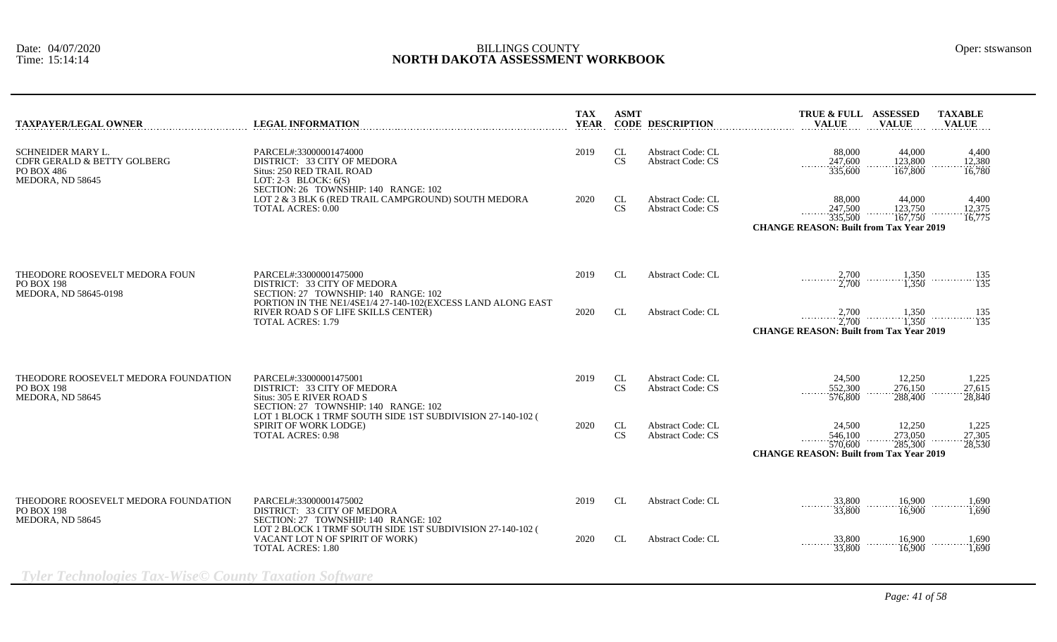| TAXPAYER/LEGAL OWNER | LEGAL INFORMATION | TAX YEAR | ASMT CODE | DESCRIPTION | TRUE & FULL VALUE | ASSESSED VALUE | TAXABLE VALUE |
|---|---|---|---|---|---|---|---|
| SCHNEIDER MARY L. | PARCEL#:33000001474000 | 2019 | CL | Abstract Code: CL | 88,000 | 44,000 | 4,400 |
| CDFR GERALD & BETTY GOLBERG | DISTRICT: 33 CITY OF MEDORA | | CS | Abstract Code: CS | 247,600 | 123,800 | 12,380 |
| PO BOX 486 | Situs: 250 RED TRAIL ROAD | | | | 335,600 | 167,800 | 16,780 |
| MEDORA, ND 58645 | LOT: 2-3 BLOCK: 6(S) | | | | | | |
| | SECTION: 26 TOWNSHIP: 140 RANGE: 102 | | | | | | |
| | LOT 2 & 3 BLK 6 (RED TRAIL CAMPGROUND) SOUTH MEDORA | 2020 | CL | Abstract Code: CL | 88,000 | 44,000 | 4,400 |
| | TOTAL ACRES: 0.00 | | CS | Abstract Code: CS | 247,500 | 123,750 | 12,375 |
| | | | | | 335,500 | 167,750 | 16,775 |
| | | | | | **CHANGE REASON: Built from Tax Year 2019** | | |
| THEODORE ROOSEVELT MEDORA FOUN | PARCEL#:33000001475000 | 2019 | CL | Abstract Code: CL | 2,700 | 1,350 | 135 |
| PO BOX 198 | DISTRICT: 33 CITY OF MEDORA | | | | 2,700 | 1,350 | 135 |
| MEDORA, ND 58645-0198 | SECTION: 27 TOWNSHIP: 140 RANGE: 102 | | | | | | |
| | PORTION IN THE NE1/4SE1/4 27-140-102(EXCESS LAND ALONG EAST | | | | | | |
| | RIVER ROAD S OF LIFE SKILLS CENTER) | 2020 | CL | Abstract Code: CL | 2,700 | 1,350 | 135 |
| | TOTAL ACRES: 1.79 | | | | 2,700 | 1,350 | 135 |
| | | | | | **CHANGE REASON: Built from Tax Year 2019** | | |
| THEODORE ROOSEVELT MEDORA FOUNDATION | PARCEL#:33000001475001 | 2019 | CL | Abstract Code: CL | 24,500 | 12,250 | 1,225 |
| PO BOX 198 | DISTRICT: 33 CITY OF MEDORA | | CS | Abstract Code: CS | 552,300 | 276,150 | 27,615 |
| MEDORA, ND 58645 | Situs: 305 E RIVER ROAD S | | | | 576,800 | 288,400 | 28,840 |
| | SECTION: 27 TOWNSHIP: 140 RANGE: 102 | | | | | | |
| | LOT 1 BLOCK 1 TRMF SOUTH SIDE 1ST SUBDIVISION 27-140-102 ( | | | | | | |
| | SPIRIT OF WORK LODGE) | 2020 | CL | Abstract Code: CL | 24,500 | 12,250 | 1,225 |
| | TOTAL ACRES: 0.98 | | CS | Abstract Code: CS | 546,100 | 273,050 | 27,305 |
| | | | | | 570,600 | 285,300 | 28,530 |
| | | | | | **CHANGE REASON: Built from Tax Year 2019** | | |
| THEODORE ROOSEVELT MEDORA FOUNDATION | PARCEL#:33000001475002 | 2019 | CL | Abstract Code: CL | 33,800 | 16,900 | 1,690 |
| PO BOX 198 | DISTRICT: 33 CITY OF MEDORA | | | | 33,800 | 16,900 | 1,690 |
| MEDORA, ND 58645 | SECTION: 27 TOWNSHIP: 140 RANGE: 102 | | | | | | |
| | LOT 2 BLOCK 1 TRMF SOUTH SIDE 1ST SUBDIVISION 27-140-102 ( | | | | | | |
| | VACANT LOT N OF SPIRIT OF WORK) | 2020 | CL | Abstract Code: CL | 33,800 | 16,900 | 1,690 |
| | TOTAL ACRES: 1.80 | | | | 33,800 | 16,900 | 1,690 |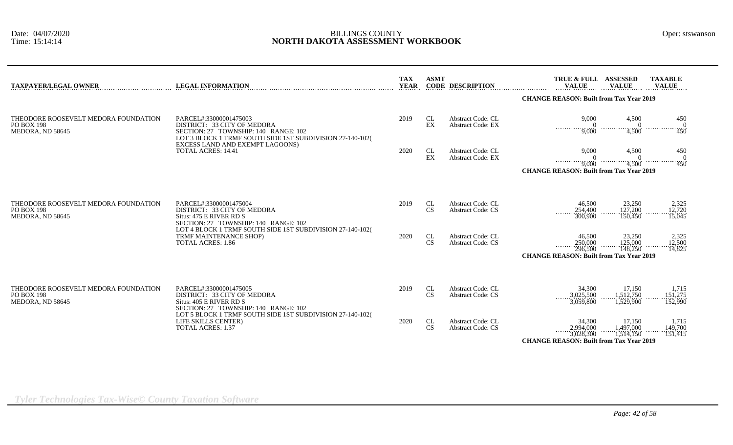BILLINGS COUNTY

# NORTH DAKOTA ASSESSMENT WORKBOOK

| TAXPAYER/LEGAL OWNER | LEGAL INFORMATION | TAX YEAR | ASMT CODE | DESCRIPTION | TRUE & FULL VALUE | ASSESSED VALUE | TAXABLE VALUE |
|---|---|---|---|---|---|---|---|
| | | | | | **CHANGE REASON: Built from Tax Year 2019** | | |
| THEODORE ROOSEVELT MEDORA FOUNDATION<br>PO BOX 198<br>MEDORA, ND 58645 | PARCEL#:33000001475003<br>DISTRICT: 33 CITY OF MEDORA<br>SECTION: 27 TOWNSHIP: 140 RANGE: 102<br>LOT 3 BLOCK 1 TRMF SOUTH SIDE 1ST SUBDIVISION 27-140-102( EXCESS LAND AND EXEMPT LAGOONS)<br>TOTAL ACRES: 14.41 | 2019 | CL | Abstract Code: CL | 9,000 | 4,500 | 450 |
| | | | EX | Abstract Code: EX | 0 | 0 | 0 |
| | | | | | 9,000 | 4,500 | 450 |
| | | 2020 | CL | Abstract Code: CL | 9,000 | 4,500 | 450 |
| | | | EX | Abstract Code: EX | 0 | 0 | 0 |
| | | | | | 9,000 | 4,500 | 450 |
| | | | | | **CHANGE REASON: Built from Tax Year 2019** | | |
| THEODORE ROOSEVELT MEDORA FOUNDATION<br>PO BOX 198<br>MEDORA, ND 58645 | PARCEL#:33000001475004<br>DISTRICT: 33 CITY OF MEDORA<br>Situs: 475 E RIVER RD S<br>SECTION: 27 TOWNSHIP: 140 RANGE: 102<br>LOT 4 BLOCK 1 TRMF SOUTH SIDE 1ST SUBDIVISION 27-140-102( TRMF MAINTENANCE SHOP)<br>TOTAL ACRES: 1.86 | 2019 | CL | Abstract Code: CL | 46,500 | 23,250 | 2,325 |
| | | | CS | Abstract Code: CS | 254,400 | 127,200 | 12,720 |
| | | | | | 300,900 | 150,450 | 15,045 |
| | | 2020 | CL | Abstract Code: CL | 46,500 | 23,250 | 2,325 |
| | | | CS | Abstract Code: CS | 250,000 | 125,000 | 12,500 |
| | | | | | 296,500 | 148,250 | 14,825 |
| | | | | | **CHANGE REASON: Built from Tax Year 2019** | | |
| THEODORE ROOSEVELT MEDORA FOUNDATION<br>PO BOX 198<br>MEDORA, ND 58645 | PARCEL#:33000001475005<br>DISTRICT: 33 CITY OF MEDORA<br>Situs: 405 E RIVER RD S<br>SECTION: 27 TOWNSHIP: 140 RANGE: 102<br>LOT 5 BLOCK 1 TRMF SOUTH SIDE 1ST SUBDIVISION 27-140-102( LIFE SKILLS CENTER)<br>TOTAL ACRES: 1.37 | 2019 | CL | Abstract Code: CL | 34,300 | 17,150 | 1,715 |
| | | | CS | Abstract Code: CS | 3,025,500 | 1,512,750 | 151,275 |
| | | | | | 3,059,800 | 1,529,900 | 152,990 |
| | | 2020 | CL | Abstract Code: CL | 34,300 | 17,150 | 1,715 |
| | | | CS | Abstract Code: CS | 2,994,000 | 1,497,000 | 149,700 |
| | | | | | 3,028,300 | 1,514,150 | 151,415 |
| | | | | | **CHANGE REASON: Built from Tax Year 2019** | | |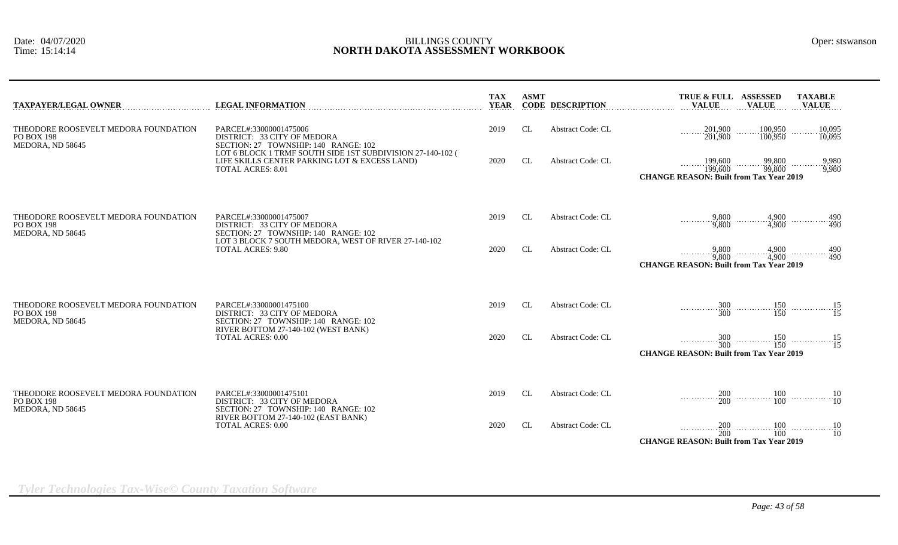BILLINGS COUNTY

# NORTH DAKOTA ASSESSMENT WORKBOOK

Date: 04/07/2020
Time: 15:14:14

Oper: stswanson

| TAXPAYER/LEGAL OWNER | LEGAL INFORMATION | TAX YEAR | ASMT CODE | DESCRIPTION | TRUE & FULL VALUE | ASSESSED VALUE | TAXABLE VALUE |
|---|---|---|---|---|---|---|---|
| THEODORE ROOSEVELT MEDORA FOUNDATION<br>PO BOX 198<br>MEDORA, ND 58645 | PARCEL#:33000001475006<br>DISTRICT: 33 CITY OF MEDORA<br>SECTION: 27 TOWNSHIP: 140 RANGE: 102<br>LOT 6 BLOCK 1 TRMF SOUTH SIDE 1ST SUBDIVISION 27-140-102 ( LIFE SKILLS CENTER PARKING LOT & EXCESS LAND)<br>TOTAL ACRES: 8.01 | 2019 | CL | Abstract Code: CL | 201,900<br>201,900 | 100,950<br>100,950 | 10,095<br>10,095 |
| | | 2020 | CL | Abstract Code: CL | 199,600<br>199,600 | 99,800<br>99,800 | 9,980<br>9,980 |
| | | | | | **CHANGE REASON: Built from Tax Year 2019** | | |
| THEODORE ROOSEVELT MEDORA FOUNDATION<br>PO BOX 198<br>MEDORA, ND 58645 | PARCEL#:33000001475007<br>DISTRICT: 33 CITY OF MEDORA<br>SECTION: 27 TOWNSHIP: 140 RANGE: 102<br>LOT 3 BLOCK 7 SOUTH MEDORA, WEST OF RIVER 27-140-102<br>TOTAL ACRES: 9.80 | 2019 | CL | Abstract Code: CL | 9,800<br>9,800 | 4,900<br>4,900 | 490<br>490 |
| | | 2020 | CL | Abstract Code: CL | 9,800<br>9,800 | 4,900<br>4,900 | 490<br>490 |
| | | | | | **CHANGE REASON: Built from Tax Year 2019** | | |
| THEODORE ROOSEVELT MEDORA FOUNDATION<br>PO BOX 198<br>MEDORA, ND 58645 | PARCEL#:33000001475100<br>DISTRICT: 33 CITY OF MEDORA<br>SECTION: 27 TOWNSHIP: 140 RANGE: 102<br>RIVER BOTTOM 27-140-102 (WEST BANK)<br>TOTAL ACRES: 0.00 | 2019 | CL | Abstract Code: CL | 300<br>300 | 150<br>150 | 15<br>15 |
| | | 2020 | CL | Abstract Code: CL | 300<br>300 | 150<br>150 | 15<br>15 |
| | | | | | **CHANGE REASON: Built from Tax Year 2019** | | |
| THEODORE ROOSEVELT MEDORA FOUNDATION<br>PO BOX 198<br>MEDORA, ND 58645 | PARCEL#:33000001475101<br>DISTRICT: 33 CITY OF MEDORA<br>SECTION: 27 TOWNSHIP: 140 RANGE: 102<br>RIVER BOTTOM 27-140-102 (EAST BANK)<br>TOTAL ACRES: 0.00 | 2019 | CL | Abstract Code: CL | 200<br>200 | 100<br>100 | 10<br>10 |
| | | 2020 | CL | Abstract Code: CL | 200<br>200 | 100<br>100 | 10<br>10 |
| | | | | | **CHANGE REASON: Built from Tax Year 2019** | | |

*Tyler Technologies Tax-Wise© County Taxation Software*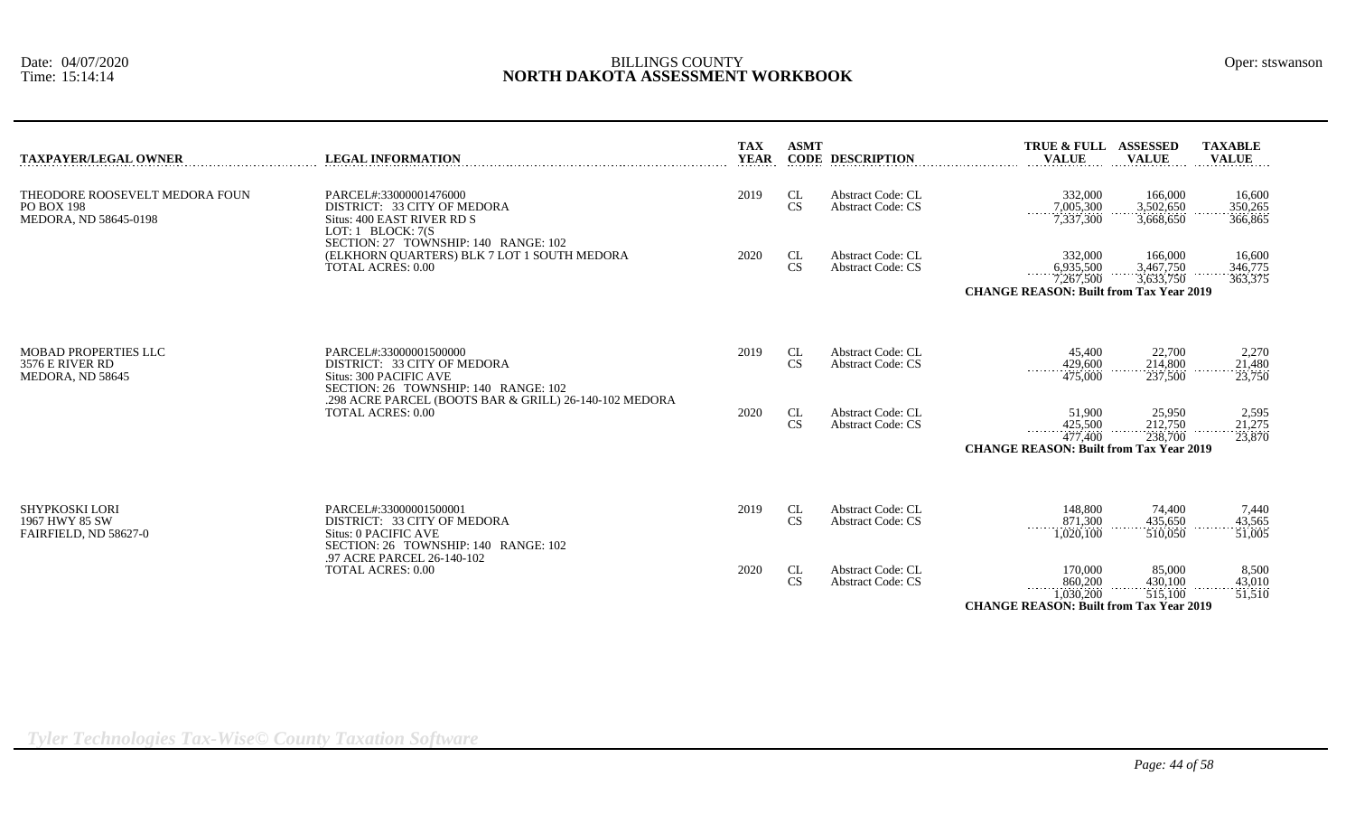BILLINGS COUNTY
# NORTH DAKOTA ASSESSMENT WORKBOOK

Date: 04/07/2020
Time: 15:14:14

Oper: stswanson

| TAXPAYER/LEGAL OWNER | LEGAL INFORMATION | TAX YEAR | ASMT CODE | DESCRIPTION | TRUE & FULL VALUE | ASSESSED VALUE | TAXABLE VALUE |
|---|---|---|---|---|---|---|---|
| THEODORE ROOSEVELT MEDORA FOUN<br>PO BOX 198<br>MEDORA, ND 58645-0198 | PARCEL#:33000001476000<br>DISTRICT: 33 CITY OF MEDORA<br>Situs: 400 EAST RIVER RD S<br>LOT: 1 BLOCK: 7(S<br>SECTION: 27 TOWNSHIP: 140 RANGE: 102<br>(ELKHORN QUARTERS) BLK 7 LOT 1 SOUTH MEDORA<br>TOTAL ACRES: 0.00 | 2019 | CL | Abstract Code: CL | 332,000 | 166,000 | 16,600 |
| | | | CS | Abstract Code: CS | 7,005,300 | 3,502,650 | 350,265 |
| | | | | | 7,337,300 | 3,668,650 | 366,865 |
| | | 2020 | CL | Abstract Code: CL | 332,000 | 166,000 | 16,600 |
| | | | CS | Abstract Code: CS | 6,935,500 | 3,467,750 | 346,775 |
| | | | | | 7,267,500 | 3,633,750 | 363,375 |
| | | | | | **CHANGE REASON: Built from Tax Year 2019** | | |
| MOBAD PROPERTIES LLC<br>3576 E RIVER RD<br>MEDORA, ND 58645 | PARCEL#:33000001500000<br>DISTRICT: 33 CITY OF MEDORA<br>Situs: 300 PACIFIC AVE<br>SECTION: 26 TOWNSHIP: 140 RANGE: 102<br>.298 ACRE PARCEL (BOOTS BAR & GRILL) 26-140-102 MEDORA<br>TOTAL ACRES: 0.00 | 2019 | CL | Abstract Code: CL | 45,400 | 22,700 | 2,270 |
| | | | CS | Abstract Code: CS | 429,600 | 214,800 | 21,480 |
| | | | | | 475,000 | 237,500 | 23,750 |
| | | 2020 | CL | Abstract Code: CL | 51,900 | 25,950 | 2,595 |
| | | | CS | Abstract Code: CS | 425,500 | 212,750 | 21,275 |
| | | | | | 477,400 | 238,700 | 23,870 |
| | | | | | **CHANGE REASON: Built from Tax Year 2019** | | |
| SHYPKOSKI LORI<br>1967 HWY 85 SW<br>FAIRFIELD, ND 58627-0 | PARCEL#:33000001500001<br>DISTRICT: 33 CITY OF MEDORA<br>Situs: 0 PACIFIC AVE<br>SECTION: 26 TOWNSHIP: 140 RANGE: 102<br>.97 ACRE PARCEL 26-140-102<br>TOTAL ACRES: 0.00 | 2019 | CL | Abstract Code: CL | 148,800 | 74,400 | 7,440 |
| | | | CS | Abstract Code: CS | 871,300 | 435,650 | 43,565 |
| | | | | | 1,020,100 | 510,050 | 51,005 |
| | | 2020 | CL | Abstract Code: CL | 170,000 | 85,000 | 8,500 |
| | | | CS | Abstract Code: CS | 860,200 | 430,100 | 43,010 |
| | | | | | 1,030,200 | 515,100 | 51,510 |
| | | | | | **CHANGE REASON: Built from Tax Year 2019** | | |

*Tyler Technologies Tax-Wise© County Taxation Software*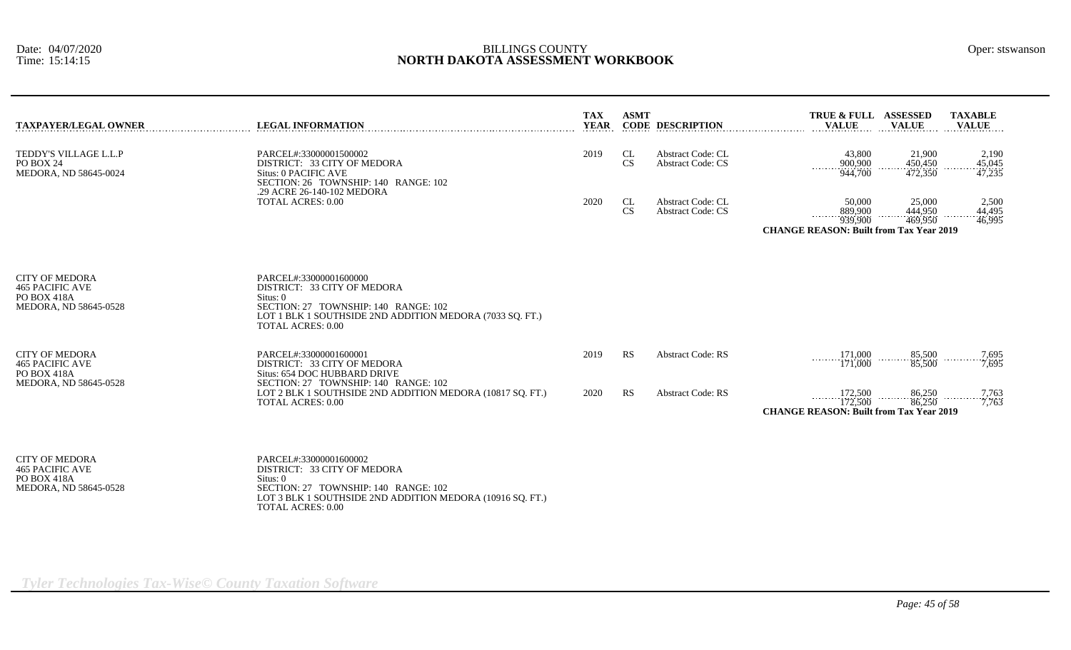# BILLINGS COUNTY
## NORTH DAKOTA ASSESSMENT WORKBOOK

Date: 04/07/2020
Time: 15:14:15

Oper: stswanson

| TAXPAYER/LEGAL OWNER | LEGAL INFORMATION | TAX YEAR | ASMT CODE | DESCRIPTION | TRUE & FULL VALUE | ASSESSED VALUE | TAXABLE VALUE |
|---|---|---|---|---|---|---|---|
| TEDDY'S VILLAGE L.L.P<br>PO BOX 24<br>MEDORA, ND 58645-0024 | PARCEL#:33000001500002<br>DISTRICT: 33 CITY OF MEDORA<br>Situs: 0 PACIFIC AVE<br>SECTION: 26 TOWNSHIP: 140 RANGE: 102<br>.29 ACRE 26-140-102 MEDORA<br>TOTAL ACRES: 0.00 | 2019 | CL | Abstract Code: CL | 43,800 | 21,900 | 2,190 |
| | | | CS | Abstract Code: CS | 900,900 | 450,450 | 45,045 |
| | | | | | 944,700 | 472,350 | 47,235 |
| | | 2020 | CL | Abstract Code: CL | 50,000 | 25,000 | 2,500 |
| | | | CS | Abstract Code: CS | 889,900 | 444,950 | 44,495 |
| | | | | | 939,900 | 469,950 | 46,995 |
| | | | | | **CHANGE REASON: Built from Tax Year 2019** | | |
| CITY OF MEDORA<br>465 PACIFIC AVE<br>PO BOX 418A<br>MEDORA, ND 58645-0528 | PARCEL#:33000001600000<br>DISTRICT: 33 CITY OF MEDORA<br>Situs: 0<br>SECTION: 27 TOWNSHIP: 140 RANGE: 102<br>LOT 1 BLK 1 SOUTHSIDE 2ND ADDITION MEDORA (7033 SQ. FT.)<br>TOTAL ACRES: 0.00 | | | | | | |
| CITY OF MEDORA<br>465 PACIFIC AVE<br>PO BOX 418A<br>MEDORA, ND 58645-0528 | PARCEL#:33000001600001<br>DISTRICT: 33 CITY OF MEDORA<br>Situs: 654 DOC HUBBARD DRIVE<br>SECTION: 27 TOWNSHIP: 140 RANGE: 102<br>LOT 2 BLK 1 SOUTHSIDE 2ND ADDITION MEDORA (10817 SQ. FT.)<br>TOTAL ACRES: 0.00 | 2019 | RS | Abstract Code: RS | 171,000 | 85,500 | 7,695 |
| | | | | | 171,000 | 85,500 | 7,695 |
| | | 2020 | RS | Abstract Code: RS | 172,500 | 86,250 | 7,763 |
| | | | | | 172,500 | 86,250 | 7,763 |
| | | | | | **CHANGE REASON: Built from Tax Year 2019** | | |
| CITY OF MEDORA<br>465 PACIFIC AVE<br>PO BOX 418A<br>MEDORA, ND 58645-0528 | PARCEL#:33000001600002<br>DISTRICT: 33 CITY OF MEDORA<br>Situs: 0<br>SECTION: 27 TOWNSHIP: 140 RANGE: 102<br>LOT 3 BLK 1 SOUTHSIDE 2ND ADDITION MEDORA (10916 SQ. FT.)<br>TOTAL ACRES: 0.00 | | | | | | |

*Tyler Technologies Tax-Wise© County Taxation Software*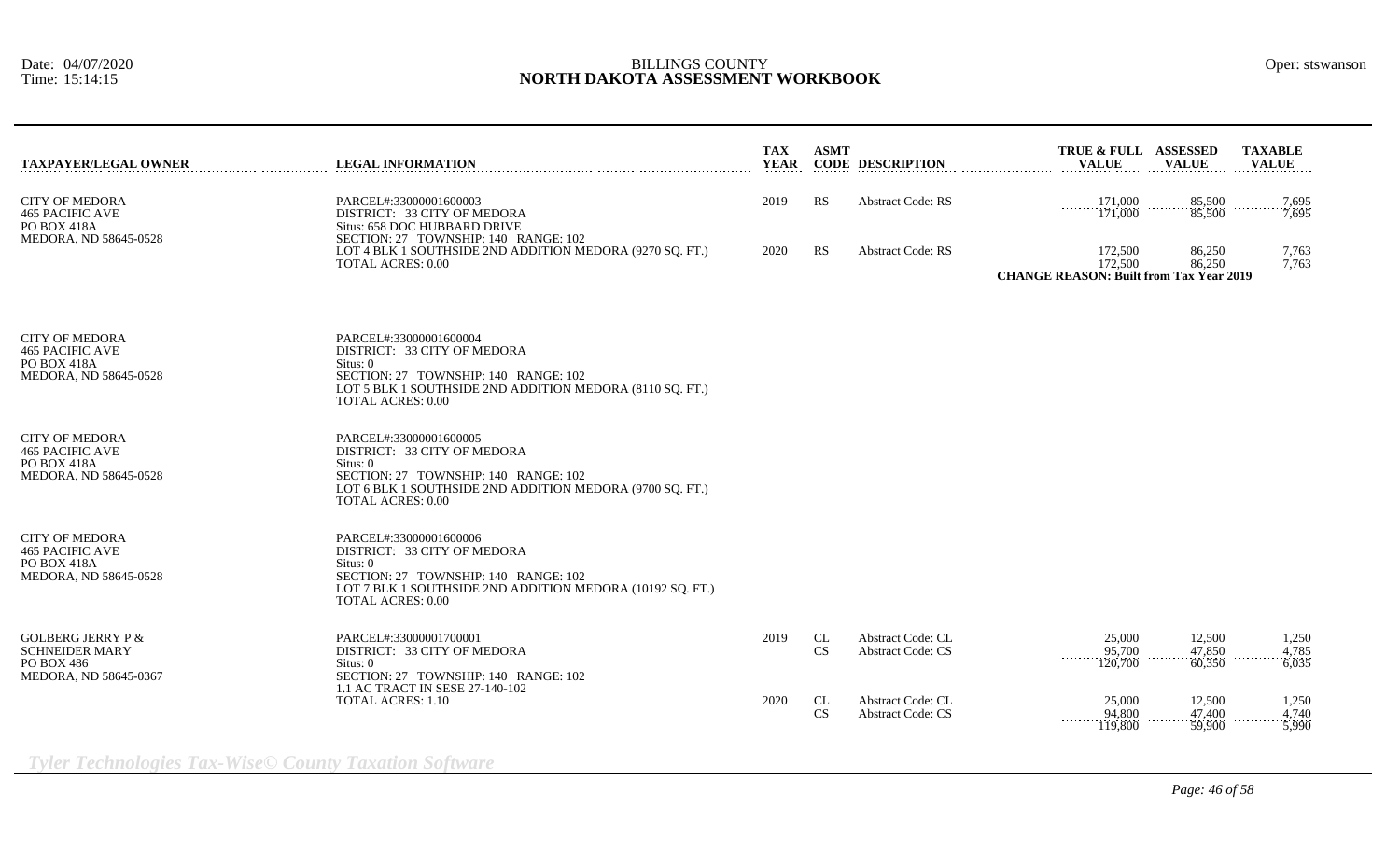| TAXPAYER/LEGAL OWNER | LEGAL INFORMATION | TAX YEAR | ASMT CODE | DESCRIPTION | TRUE & FULL VALUE | ASSESSED VALUE | TAXABLE VALUE |
|---|---|---|---|---|---|---|---|
| CITY OF MEDORA<br>465 PACIFIC AVE<br>PO BOX 418A<br>MEDORA, ND 58645-0528 | PARCEL#:33000001600003<br>DISTRICT: 33 CITY OF MEDORA<br>Situs: 658 DOC HUBBARD DRIVE<br>SECTION: 27 TOWNSHIP: 140 RANGE: 102<br>LOT 4 BLK 1 SOUTHSIDE 2ND ADDITION MEDORA (9270 SQ. FT.)<br>TOTAL ACRES: 0.00 | 2019 | RS | Abstract Code: RS | 171,000 | 85,500 | 7,695 |
| | | | | | 171,000 | 85,500 | 7,695 |
| | | 2020 | RS | Abstract Code: RS | 172,500 | 86,250 | 7,763 |
| | | | | | 172,500 | 86,250 | 7,763 |
| | | | | | **CHANGE REASON: Built from Tax Year 2019** | | |
| CITY OF MEDORA<br>465 PACIFIC AVE<br>PO BOX 418A<br>MEDORA, ND 58645-0528 | PARCEL#:33000001600004<br>DISTRICT: 33 CITY OF MEDORA<br>Situs: 0<br>SECTION: 27 TOWNSHIP: 140 RANGE: 102<br>LOT 5 BLK 1 SOUTHSIDE 2ND ADDITION MEDORA (8110 SQ. FT.)<br>TOTAL ACRES: 0.00 | | | | | | |
| CITY OF MEDORA<br>465 PACIFIC AVE<br>PO BOX 418A<br>MEDORA, ND 58645-0528 | PARCEL#:33000001600005<br>DISTRICT: 33 CITY OF MEDORA<br>Situs: 0<br>SECTION: 27 TOWNSHIP: 140 RANGE: 102<br>LOT 6 BLK 1 SOUTHSIDE 2ND ADDITION MEDORA (9700 SQ. FT.)<br>TOTAL ACRES: 0.00 | | | | | | |
| CITY OF MEDORA<br>465 PACIFIC AVE<br>PO BOX 418A<br>MEDORA, ND 58645-0528 | PARCEL#:33000001600006<br>DISTRICT: 33 CITY OF MEDORA<br>Situs: 0<br>SECTION: 27 TOWNSHIP: 140 RANGE: 102<br>LOT 7 BLK 1 SOUTHSIDE 2ND ADDITION MEDORA (10192 SQ. FT.)<br>TOTAL ACRES: 0.00 | | | | | | |
| GOLBERG JERRY P &<br>SCHNEIDER MARY<br>PO BOX 486<br>MEDORA, ND 58645-0367 | PARCEL#:33000001700001<br>DISTRICT: 33 CITY OF MEDORA<br>Situs: 0<br>SECTION: 27 TOWNSHIP: 140 RANGE: 102<br>1.1 AC TRACT IN SESE 27-140-102<br>TOTAL ACRES: 1.10 | 2019 | CL | Abstract Code: CL | 25,000 | 12,500 | 1,250 |
| | | | CS | Abstract Code: CS | 95,700 | 47,850 | 4,785 |
| | | | | | 120,700 | 60,350 | 6,035 |
| | | 2020 | CL | Abstract Code: CL | 25,000 | 12,500 | 1,250 |
| | | | CS | Abstract Code: CS | 94,800 | 47,400 | 4,740 |
| | | | | | 119,800 | 59,900 | 5,990 |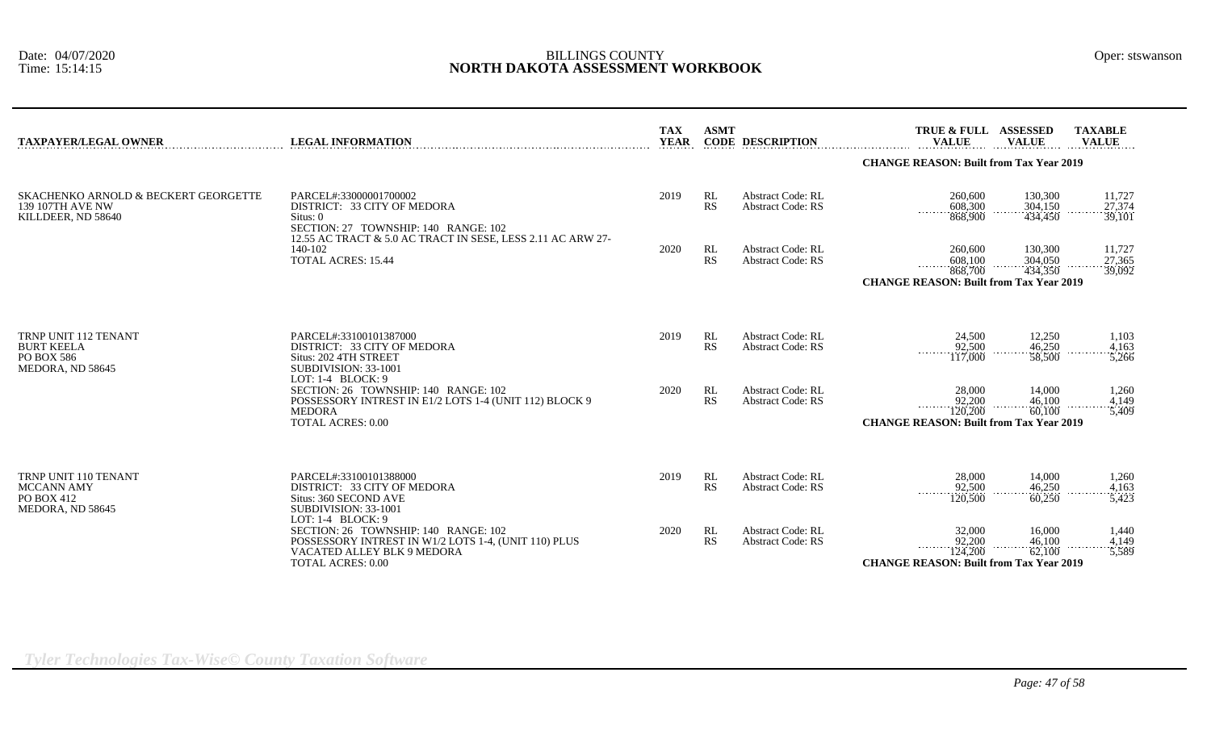# BILLINGS COUNTY
## NORTH DAKOTA ASSESSMENT WORKBOOK

Date: 04/07/2020
Time: 15:14:15

Oper: stswanson

| TAXPAYER/LEGAL OWNER | LEGAL INFORMATION | TAX YEAR | ASMT CODE | DESCRIPTION | TRUE & FULL VALUE | ASSESSED VALUE | TAXABLE VALUE |
|---|---|---|---|---|---|---|---|
| | | | | | **CHANGE REASON: Built from Tax Year 2019** | | |
| SKACHENKO ARNOLD & BECKERT GEORGETTE<br>139 107TH AVE NW<br>KILLDEER, ND 58640 | PARCEL#:33000001700002<br>DISTRICT: 33 CITY OF MEDORA<br>Situs: 0<br>SECTION: 27 TOWNSHIP: 140 RANGE: 102<br>12.55 AC TRACT & 5.0 AC TRACT IN SESE, LESS 2.11 AC ARW 27-140-102<br>TOTAL ACRES: 15.44 | 2019 | RL | Abstract Code: RL | 260,600 | 130,300 | 11,727 |
| | | | RS | Abstract Code: RS | 608,300 | 304,150 | 27,374 |
| | | | | | 868,900 | 434,450 | 39,101 |
| | | 2020 | RL | Abstract Code: RL | 260,600 | 130,300 | 11,727 |
| | | | RS | Abstract Code: RS | 608,100 | 304,050 | 27,365 |
| | | | | | 868,700 | 434,350 | 39,092 |
| | | | | | **CHANGE REASON: Built from Tax Year 2019** | | |
| TRNP UNIT 112 TENANT<br>BURT KEELA<br>PO BOX 586<br>MEDORA, ND 58645 | PARCEL#:33100101387000<br>DISTRICT: 33 CITY OF MEDORA<br>Situs: 202 4TH STREET<br>SUBDIVISION: 33-1001<br>LOT: 1-4 BLOCK: 9<br>SECTION: 26 TOWNSHIP: 140 RANGE: 102<br>POSSESSORY INTREST IN E1/2 LOTS 1-4 (UNIT 112) BLOCK 9 MEDORA<br>TOTAL ACRES: 0.00 | 2019 | RL | Abstract Code: RL | 24,500 | 12,250 | 1,103 |
| | | | RS | Abstract Code: RS | 92,500 | 46,250 | 4,163 |
| | | | | | 117,000 | 58,500 | 5,266 |
| | | 2020 | RL | Abstract Code: RL | 28,000 | 14,000 | 1,260 |
| | | | RS | Abstract Code: RS | 92,200 | 46,100 | 4,149 |
| | | | | | 120,200 | 60,100 | 5,409 |
| | | | | | **CHANGE REASON: Built from Tax Year 2019** | | |
| TRNP UNIT 110 TENANT<br>MCCANN AMY<br>PO BOX 412<br>MEDORA, ND 58645 | PARCEL#:33100101388000<br>DISTRICT: 33 CITY OF MEDORA<br>Situs: 360 SECOND AVE<br>SUBDIVISION: 33-1001<br>LOT: 1-4 BLOCK: 9<br>SECTION: 26 TOWNSHIP: 140 RANGE: 102<br>POSSESSORY INTREST IN W1/2 LOTS 1-4, (UNIT 110) PLUS VACATED ALLEY BLK 9 MEDORA<br>TOTAL ACRES: 0.00 | 2019 | RL | Abstract Code: RL | 28,000 | 14,000 | 1,260 |
| | | | RS | Abstract Code: RS | 92,500 | 46,250 | 4,163 |
| | | | | | 120,500 | 60,250 | 5,423 |
| | | 2020 | RL | Abstract Code: RL | 32,000 | 16,000 | 1,440 |
| | | | RS | Abstract Code: RS | 92,200 | 46,100 | 4,149 |
| | | | | | 124,200 | 62,100 | 5,589 |
| | | | | | **CHANGE REASON: Built from Tax Year 2019** | | |

*Tyler Technologies Tax-Wise© County Taxation Software*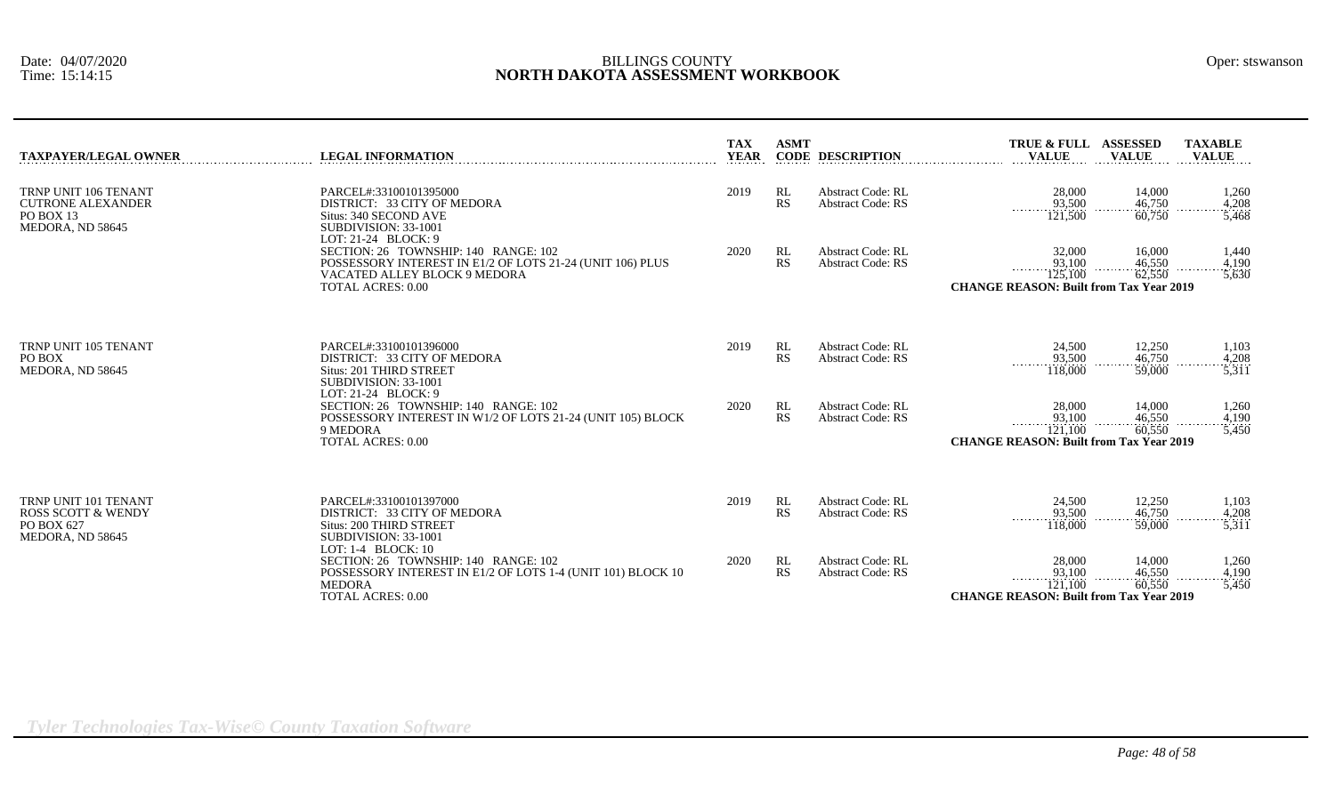BILLINGS COUNTY
**NORTH DAKOTA ASSESSMENT WORKBOOK**

Date: 04/07/2020
Time: 15:14:15

Oper: stswanson

| TAXPAYER/LEGAL OWNER | LEGAL INFORMATION | TAX YEAR | ASMT CODE | DESCRIPTION | TRUE & FULL VALUE | ASSESSED VALUE | TAXABLE VALUE |
|---|---|---|---|---|---|---|---|
| TRNP UNIT 106 TENANT<br>CUTRONE ALEXANDER<br>PO BOX 13<br>MEDORA, ND 58645 | PARCEL#:33100101395000<br>DISTRICT: 33 CITY OF MEDORA<br>Situs: 340 SECOND AVE<br>SUBDIVISION: 33-1001<br>LOT: 21-24 BLOCK: 9 | 2019 | RL | Abstract Code: RL | 28,000 | 14,000 | 1,260 |
| | | | RS | Abstract Code: RS | 93,500 | 46,750 | 4,208 |
| | | | | | 121,500 | 60,750 | 5,468 |
| | SECTION: 26 TOWNSHIP: 140 RANGE: 102<br>POSSESSORY INTEREST IN E1/2 OF LOTS 21-24 (UNIT 106) PLUS VACATED ALLEY BLOCK 9 MEDORA<br>TOTAL ACRES: 0.00 | 2020 | RL | Abstract Code: RL | 32,000 | 16,000 | 1,440 |
| | | | RS | Abstract Code: RS | 93,100 | 46,550 | 4,190 |
| | | | | | 125,100 | 62,550 | 5,630 |
| | | | | | **CHANGE REASON: Built from Tax Year 2019** | | |
| TRNP UNIT 105 TENANT<br>PO BOX<br>MEDORA, ND 58645 | PARCEL#:33100101396000<br>DISTRICT: 33 CITY OF MEDORA<br>Situs: 201 THIRD STREET<br>SUBDIVISION: 33-1001<br>LOT: 21-24 BLOCK: 9 | 2019 | RL | Abstract Code: RL | 24,500 | 12,250 | 1,103 |
| | | | RS | Abstract Code: RS | 93,500 | 46,750 | 4,208 |
| | | | | | 118,000 | 59,000 | 5,311 |
| | SECTION: 26 TOWNSHIP: 140 RANGE: 102<br>POSSESSORY INTEREST IN W1/2 OF LOTS 21-24 (UNIT 105) BLOCK 9 MEDORA<br>TOTAL ACRES: 0.00 | 2020 | RL | Abstract Code: RL | 28,000 | 14,000 | 1,260 |
| | | | RS | Abstract Code: RS | 93,100 | 46,550 | 4,190 |
| | | | | | 121,100 | 60,550 | 5,450 |
| | | | | | **CHANGE REASON: Built from Tax Year 2019** | | |
| TRNP UNIT 101 TENANT<br>ROSS SCOTT & WENDY<br>PO BOX 627<br>MEDORA, ND 58645 | PARCEL#:33100101397000<br>DISTRICT: 33 CITY OF MEDORA<br>Situs: 200 THIRD STREET<br>SUBDIVISION: 33-1001<br>LOT: 1-4 BLOCK: 10 | 2019 | RL | Abstract Code: RL | 24,500 | 12,250 | 1,103 |
| | | | RS | Abstract Code: RS | 93,500 | 46,750 | 4,208 |
| | | | | | 118,000 | 59,000 | 5,311 |
| | SECTION: 26 TOWNSHIP: 140 RANGE: 102<br>POSSESSORY INTEREST IN E1/2 OF LOTS 1-4 (UNIT 101) BLOCK 10 MEDORA<br>TOTAL ACRES: 0.00 | 2020 | RL | Abstract Code: RL | 28,000 | 14,000 | 1,260 |
| | | | RS | Abstract Code: RS | 93,100 | 46,550 | 4,190 |
| | | | | | 121,100 | 60,550 | 5,450 |
| | | | | | **CHANGE REASON: Built from Tax Year 2019** | | |

*Tyler Technologies Tax-Wise© County Taxation Software*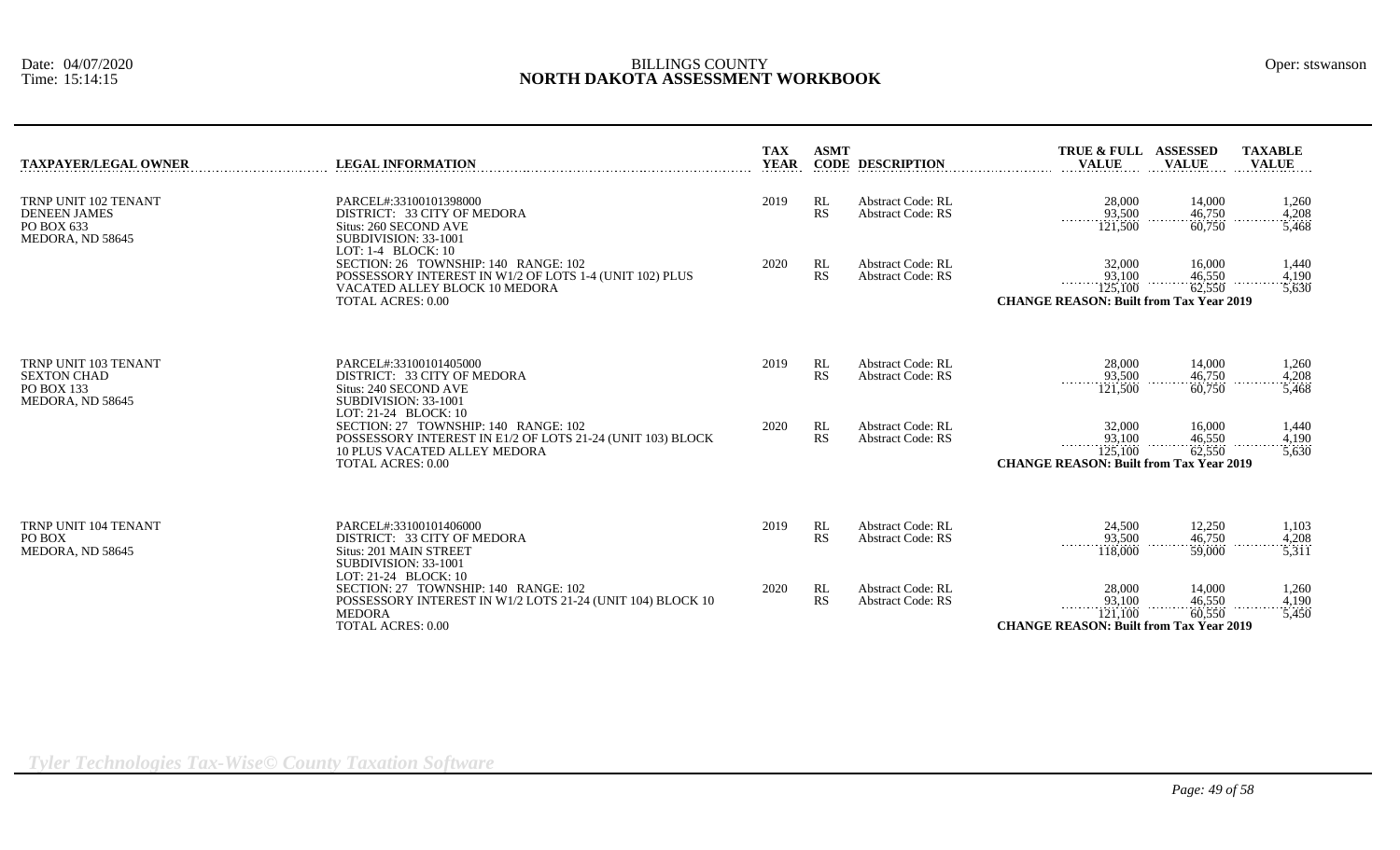| TAXPAYER/LEGAL OWNER | LEGAL INFORMATION | TAX YEAR | ASMT CODE | DESCRIPTION | TRUE & FULL VALUE | ASSESSED VALUE | TAXABLE VALUE |
|---|---|---|---|---|---|---|---|
| TRNP UNIT 102 TENANT<br>DENEEN JAMES<br>PO BOX 633<br>MEDORA, ND 58645 | PARCEL#:33100101398000<br>DISTRICT: 33 CITY OF MEDORA<br>Situs: 260 SECOND AVE<br>SUBDIVISION: 33-1001<br>LOT: 1-4 BLOCK: 10 | 2019 | RL<br>RS | Abstract Code: RL<br>Abstract Code: RS | 28,000<br>93,500<br>121,500 | 14,000<br>46,750<br>60,750 | 1,260<br>4,208<br>5,468 |
| | SECTION: 26 TOWNSHIP: 140 RANGE: 102<br>POSSESSORY INTEREST IN W1/2 OF LOTS 1-4 (UNIT 102) PLUS VACATED ALLEY BLOCK 10 MEDORA<br>TOTAL ACRES: 0.00 | 2020 | RL<br>RS | Abstract Code: RL<br>Abstract Code: RS | 32,000<br>93,100<br>125,100 | 16,000<br>46,550<br>62,550 | 1,440<br>4,190<br>5,630 |
| | | | | | **CHANGE REASON: Built from Tax Year 2019** | | |
| TRNP UNIT 103 TENANT<br>SEXTON CHAD<br>PO BOX 133<br>MEDORA, ND 58645 | PARCEL#:33100101405000<br>DISTRICT: 33 CITY OF MEDORA<br>Situs: 240 SECOND AVE<br>SUBDIVISION: 33-1001<br>LOT: 21-24 BLOCK: 10 | 2019 | RL<br>RS | Abstract Code: RL<br>Abstract Code: RS | 28,000<br>93,500<br>121,500 | 14,000<br>46,750<br>60,750 | 1,260<br>4,208<br>5,468 |
| | SECTION: 27 TOWNSHIP: 140 RANGE: 102<br>POSSESSORY INTEREST IN E1/2 OF LOTS 21-24 (UNIT 103) BLOCK 10 PLUS VACATED ALLEY MEDORA<br>TOTAL ACRES: 0.00 | 2020 | RL<br>RS | Abstract Code: RL<br>Abstract Code: RS | 32,000<br>93,100<br>125,100 | 16,000<br>46,550<br>62,550 | 1,440<br>4,190<br>5,630 |
| | | | | | **CHANGE REASON: Built from Tax Year 2019** | | |
| TRNP UNIT 104 TENANT<br>PO BOX<br>MEDORA, ND 58645 | PARCEL#:33100101406000<br>DISTRICT: 33 CITY OF MEDORA<br>Situs: 201 MAIN STREET<br>SUBDIVISION: 33-1001<br>LOT: 21-24 BLOCK: 10 | 2019 | RL<br>RS | Abstract Code: RL<br>Abstract Code: RS | 24,500<br>93,500<br>118,000 | 12,250<br>46,750<br>59,000 | 1,103<br>4,208<br>5,311 |
| | SECTION: 27 TOWNSHIP: 140 RANGE: 102<br>POSSESSORY INTEREST IN W1/2 LOTS 21-24 (UNIT 104) BLOCK 10 MEDORA<br>TOTAL ACRES: 0.00 | 2020 | RL<br>RS | Abstract Code: RL<br>Abstract Code: RS | 28,000<br>93,100<br>121,100 | 14,000<br>46,550<br>60,550 | 1,260<br>4,190<br>5,450 |
| | | | | | **CHANGE REASON: Built from Tax Year 2019** | | |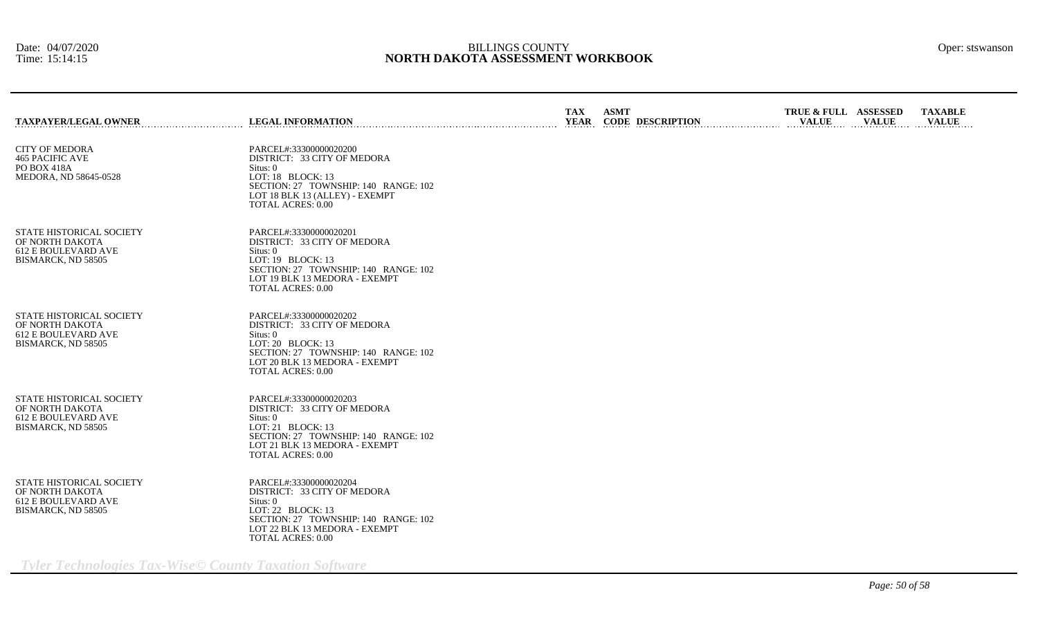| TAXPAYER/LEGAL OWNER | LEGAL INFORMATION | TAX YEAR | ASMT CODE | DESCRIPTION | TRUE & FULL VALUE | ASSESSED VALUE | TAXABLE VALUE |
|---|---|---|---|---|---|---|---|
| CITY OF MEDORA<br>465 PACIFIC AVE<br>PO BOX 418A<br>MEDORA, ND 58645-0528 | PARCEL#:33300000020200<br>DISTRICT: 33 CITY OF MEDORA<br>Situs: 0<br>LOT: 18 BLOCK: 13<br>SECTION: 27 TOWNSHIP: 140 RANGE: 102<br>LOT 18 BLK 13 (ALLEY) - EXEMPT<br>TOTAL ACRES: 0.00 | | | | | | |
| STATE HISTORICAL SOCIETY<br>OF NORTH DAKOTA<br>612 E BOULEVARD AVE<br>BISMARCK, ND 58505 | PARCEL#:33300000020201<br>DISTRICT: 33 CITY OF MEDORA<br>Situs: 0<br>LOT: 19 BLOCK: 13<br>SECTION: 27 TOWNSHIP: 140 RANGE: 102<br>LOT 19 BLK 13 MEDORA - EXEMPT<br>TOTAL ACRES: 0.00 | | | | | | |
| STATE HISTORICAL SOCIETY<br>OF NORTH DAKOTA<br>612 E BOULEVARD AVE<br>BISMARCK, ND 58505 | PARCEL#:33300000020202<br>DISTRICT: 33 CITY OF MEDORA<br>Situs: 0<br>LOT: 20 BLOCK: 13<br>SECTION: 27 TOWNSHIP: 140 RANGE: 102<br>LOT 20 BLK 13 MEDORA - EXEMPT<br>TOTAL ACRES: 0.00 | | | | | | |
| STATE HISTORICAL SOCIETY<br>OF NORTH DAKOTA<br>612 E BOULEVARD AVE<br>BISMARCK, ND 58505 | PARCEL#:33300000020203<br>DISTRICT: 33 CITY OF MEDORA<br>Situs: 0<br>LOT: 21 BLOCK: 13<br>SECTION: 27 TOWNSHIP: 140 RANGE: 102<br>LOT 21 BLK 13 MEDORA - EXEMPT<br>TOTAL ACRES: 0.00 | | | | | | |
| STATE HISTORICAL SOCIETY<br>OF NORTH DAKOTA<br>612 E BOULEVARD AVE<br>BISMARCK, ND 58505 | PARCEL#:33300000020204<br>DISTRICT: 33 CITY OF MEDORA<br>Situs: 0<br>LOT: 22 BLOCK: 13<br>SECTION: 27 TOWNSHIP: 140 RANGE: 102<br>LOT 22 BLK 13 MEDORA - EXEMPT<br>TOTAL ACRES: 0.00 | | | | | | |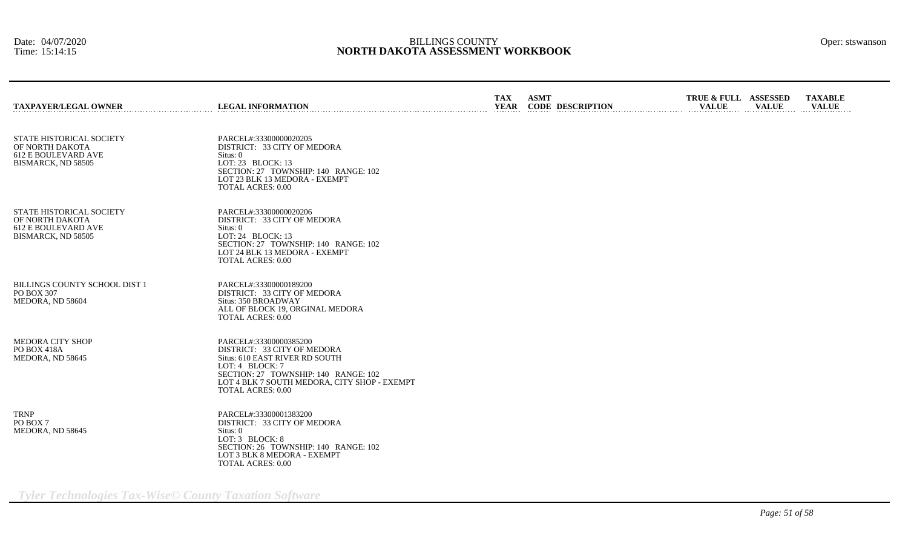| TAXPAYER/LEGAL OWNER | LEGAL INFORMATION | TAX YEAR | ASMT CODE | DESCRIPTION | TRUE & FULL VALUE | ASSESSED VALUE | TAXABLE VALUE |
|---|---|---|---|---|---|---|---|
| STATE HISTORICAL SOCIETY<br>OF NORTH DAKOTA<br>612 E BOULEVARD AVE<br>BISMARCK, ND 58505 | PARCEL#:33300000020205<br>DISTRICT: 33 CITY OF MEDORA<br>Situs: 0<br>LOT: 23 BLOCK: 13<br>SECTION: 27 TOWNSHIP: 140 RANGE: 102<br>LOT 23 BLK 13 MEDORA - EXEMPT<br>TOTAL ACRES: 0.00 | | | | | | |
| STATE HISTORICAL SOCIETY<br>OF NORTH DAKOTA<br>612 E BOULEVARD AVE<br>BISMARCK, ND 58505 | PARCEL#:33300000020206<br>DISTRICT: 33 CITY OF MEDORA<br>Situs: 0<br>LOT: 24 BLOCK: 13<br>SECTION: 27 TOWNSHIP: 140 RANGE: 102<br>LOT 24 BLK 13 MEDORA - EXEMPT<br>TOTAL ACRES: 0.00 | | | | | | |
| BILLINGS COUNTY SCHOOL DIST 1<br>PO BOX 307<br>MEDORA, ND 58604 | PARCEL#:33300000189200<br>DISTRICT: 33 CITY OF MEDORA<br>Situs: 350 BROADWAY<br>ALL OF BLOCK 19, ORGINAL MEDORA<br>TOTAL ACRES: 0.00 | | | | | | |
| MEDORA CITY SHOP<br>PO BOX 418A<br>MEDORA, ND 58645 | PARCEL#:33300000385200<br>DISTRICT: 33 CITY OF MEDORA<br>Situs: 610 EAST RIVER RD SOUTH<br>LOT: 4 BLOCK: 7<br>SECTION: 27 TOWNSHIP: 140 RANGE: 102<br>LOT 4 BLK 7 SOUTH MEDORA, CITY SHOP - EXEMPT<br>TOTAL ACRES: 0.00 | | | | | | |
| TRNP<br>PO BOX 7<br>MEDORA, ND 58645 | PARCEL#:33300001383200<br>DISTRICT: 33 CITY OF MEDORA<br>Situs: 0<br>LOT: 3 BLOCK: 8<br>SECTION: 26 TOWNSHIP: 140 RANGE: 102<br>LOT 3 BLK 8 MEDORA - EXEMPT<br>TOTAL ACRES: 0.00 | | | | | | |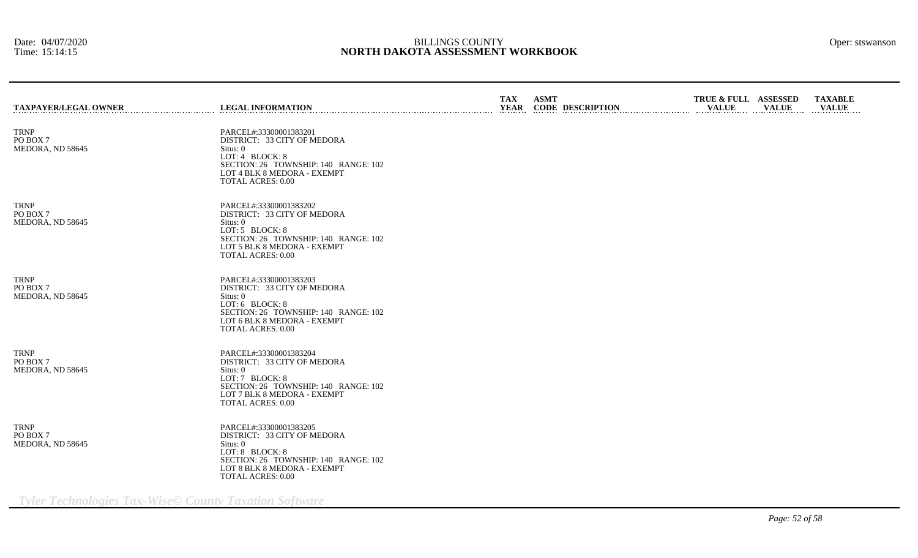| TAXPAYER/LEGAL OWNER | LEGAL INFORMATION | TAX YEAR | ASMT CODE | DESCRIPTION | TRUE & FULL VALUE | ASSESSED VALUE | TAXABLE VALUE |
|---|---|---|---|---|---|---|---|
| TRNP<br>PO BOX 7<br>MEDORA, ND 58645 | PARCEL#:33300001383201<br>DISTRICT: 33 CITY OF MEDORA<br>Situs: 0<br>LOT: 4 BLOCK: 8<br>SECTION: 26 TOWNSHIP: 140 RANGE: 102<br>LOT 4 BLK 8 MEDORA - EXEMPT<br>TOTAL ACRES: 0.00 | | | | | | |
| TRNP<br>PO BOX 7<br>MEDORA, ND 58645 | PARCEL#:33300001383202<br>DISTRICT: 33 CITY OF MEDORA<br>Situs: 0<br>LOT: 5 BLOCK: 8<br>SECTION: 26 TOWNSHIP: 140 RANGE: 102<br>LOT 5 BLK 8 MEDORA - EXEMPT<br>TOTAL ACRES: 0.00 | | | | | | |
| TRNP<br>PO BOX 7<br>MEDORA, ND 58645 | PARCEL#:33300001383203<br>DISTRICT: 33 CITY OF MEDORA<br>Situs: 0<br>LOT: 6 BLOCK: 8<br>SECTION: 26 TOWNSHIP: 140 RANGE: 102<br>LOT 6 BLK 8 MEDORA - EXEMPT<br>TOTAL ACRES: 0.00 | | | | | | |
| TRNP<br>PO BOX 7<br>MEDORA, ND 58645 | PARCEL#:33300001383204<br>DISTRICT: 33 CITY OF MEDORA<br>Situs: 0<br>LOT: 7 BLOCK: 8<br>SECTION: 26 TOWNSHIP: 140 RANGE: 102<br>LOT 7 BLK 8 MEDORA - EXEMPT<br>TOTAL ACRES: 0.00 | | | | | | |
| TRNP<br>PO BOX 7<br>MEDORA, ND 58645 | PARCEL#:33300001383205<br>DISTRICT: 33 CITY OF MEDORA<br>Situs: 0<br>LOT: 8 BLOCK: 8<br>SECTION: 26 TOWNSHIP: 140 RANGE: 102<br>LOT 8 BLK 8 MEDORA - EXEMPT<br>TOTAL ACRES: 0.00 | | | | | | |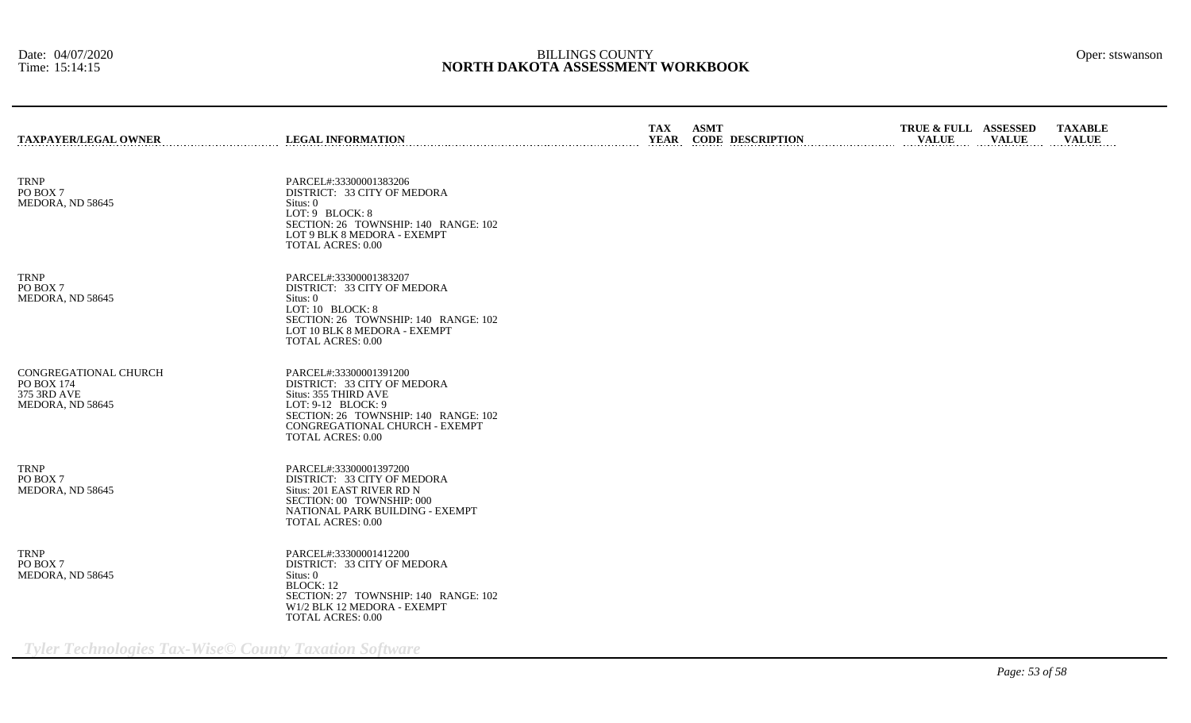| TAXPAYER/LEGAL OWNER | LEGAL INFORMATION | TAX YEAR | ASMT CODE | DESCRIPTION | TRUE & FULL VALUE | ASSESSED VALUE | TAXABLE VALUE |
|---|---|---|---|---|---|---|---|
| TRNP<br>PO BOX 7<br>MEDORA, ND 58645 | PARCEL#:33300001383206<br>DISTRICT: 33 CITY OF MEDORA<br>Situs: 0<br>LOT: 9 BLOCK: 8<br>SECTION: 26 TOWNSHIP: 140 RANGE: 102<br>LOT 9 BLK 8 MEDORA - EXEMPT<br>TOTAL ACRES: 0.00 | | | | | | |
| TRNP<br>PO BOX 7<br>MEDORA, ND 58645 | PARCEL#:33300001383207<br>DISTRICT: 33 CITY OF MEDORA<br>Situs: 0<br>LOT: 10 BLOCK: 8<br>SECTION: 26 TOWNSHIP: 140 RANGE: 102<br>LOT 10 BLK 8 MEDORA - EXEMPT<br>TOTAL ACRES: 0.00 | | | | | | |
| CONGREGATIONAL CHURCH<br>PO BOX 174<br>375 3RD AVE<br>MEDORA, ND 58645 | PARCEL#:33300001391200<br>DISTRICT: 33 CITY OF MEDORA<br>Situs: 355 THIRD AVE<br>LOT: 9-12 BLOCK: 9<br>SECTION: 26 TOWNSHIP: 140 RANGE: 102<br>CONGREGATIONAL CHURCH - EXEMPT<br>TOTAL ACRES: 0.00 | | | | | | |
| TRNP<br>PO BOX 7<br>MEDORA, ND 58645 | PARCEL#:33300001397200<br>DISTRICT: 33 CITY OF MEDORA<br>Situs: 201 EAST RIVER RD N<br>SECTION: 00 TOWNSHIP: 000<br>NATIONAL PARK BUILDING - EXEMPT<br>TOTAL ACRES: 0.00 | | | | | | |
| TRNP<br>PO BOX 7<br>MEDORA, ND 58645 | PARCEL#:33300001412200<br>DISTRICT: 33 CITY OF MEDORA<br>Situs: 0<br>BLOCK: 12<br>SECTION: 27 TOWNSHIP: 140 RANGE: 102<br>W1/2 BLK 12 MEDORA - EXEMPT<br>TOTAL ACRES: 0.00 | | | | | | |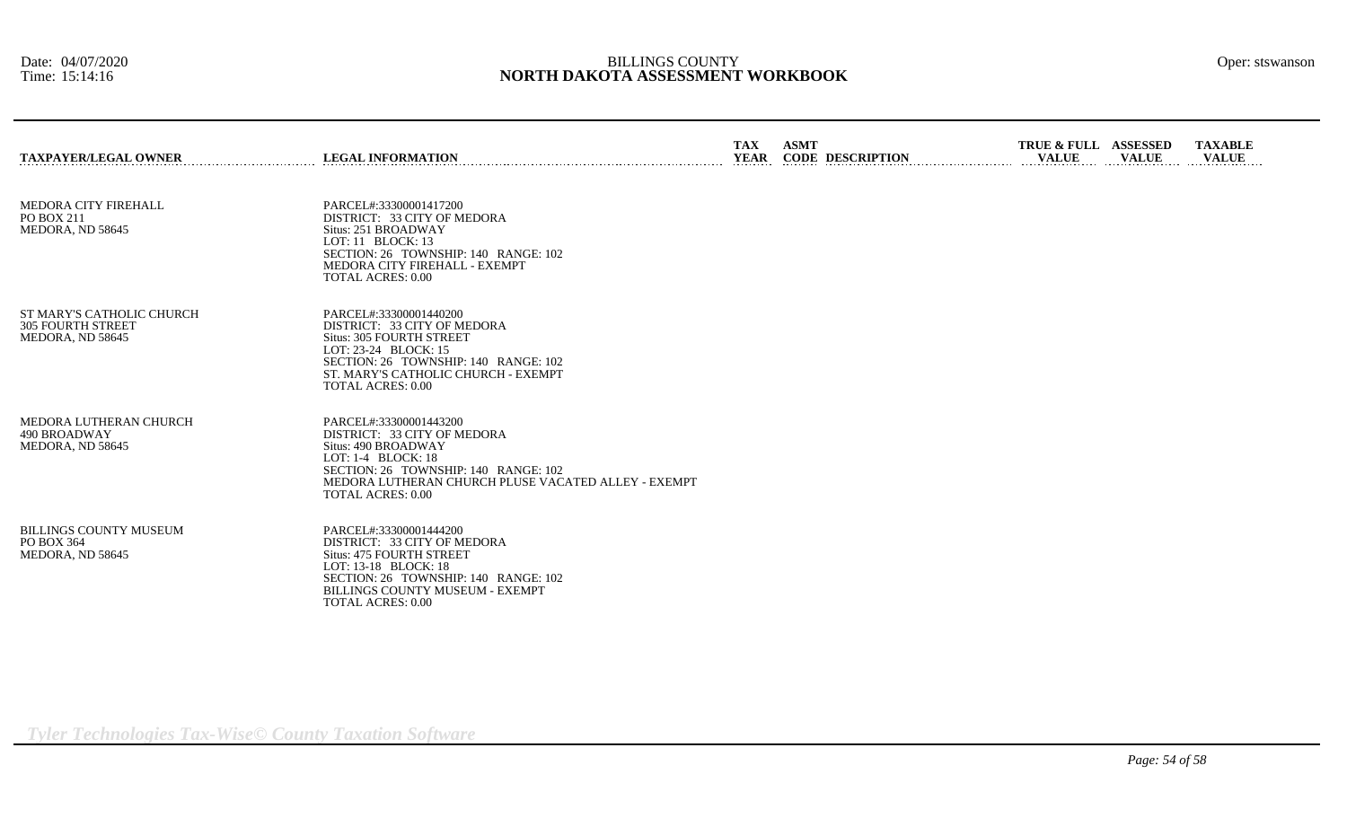| TAXPAYER/LEGAL OWNER | LEGAL INFORMATION | TAX YEAR | ASMT CODE | DESCRIPTION | TRUE & FULL VALUE | ASSESSED VALUE | TAXABLE VALUE |
|---|---|---|---|---|---|---|---|
| MEDORA CITY FIREHALL<br>PO BOX 211<br>MEDORA, ND 58645 | PARCEL#:33300001417200<br>DISTRICT: 33 CITY OF MEDORA<br>Situs: 251 BROADWAY<br>LOT: 11 BLOCK: 13<br>SECTION: 26 TOWNSHIP: 140 RANGE: 102<br>MEDORA CITY FIREHALL - EXEMPT<br>TOTAL ACRES: 0.00 | | | | | | |
| ST MARY'S CATHOLIC CHURCH<br>305 FOURTH STREET<br>MEDORA, ND 58645 | PARCEL#:33300001440200<br>DISTRICT: 33 CITY OF MEDORA<br>Situs: 305 FOURTH STREET<br>LOT: 23-24 BLOCK: 15<br>SECTION: 26 TOWNSHIP: 140 RANGE: 102<br>ST. MARY'S CATHOLIC CHURCH - EXEMPT<br>TOTAL ACRES: 0.00 | | | | | | |
| MEDORA LUTHERAN CHURCH<br>490 BROADWAY<br>MEDORA, ND 58645 | PARCEL#:33300001443200<br>DISTRICT: 33 CITY OF MEDORA<br>Situs: 490 BROADWAY<br>LOT: 1-4 BLOCK: 18<br>SECTION: 26 TOWNSHIP: 140 RANGE: 102<br>MEDORA LUTHERAN CHURCH PLUSE VACATED ALLEY - EXEMPT<br>TOTAL ACRES: 0.00 | | | | | | |
| BILLINGS COUNTY MUSEUM<br>PO BOX 364<br>MEDORA, ND 58645 | PARCEL#:33300001444200<br>DISTRICT: 33 CITY OF MEDORA<br>Situs: 475 FOURTH STREET<br>LOT: 13-18 BLOCK: 18<br>SECTION: 26 TOWNSHIP: 140 RANGE: 102<br>BILLINGS COUNTY MUSEUM - EXEMPT<br>TOTAL ACRES: 0.00 | | | | | | |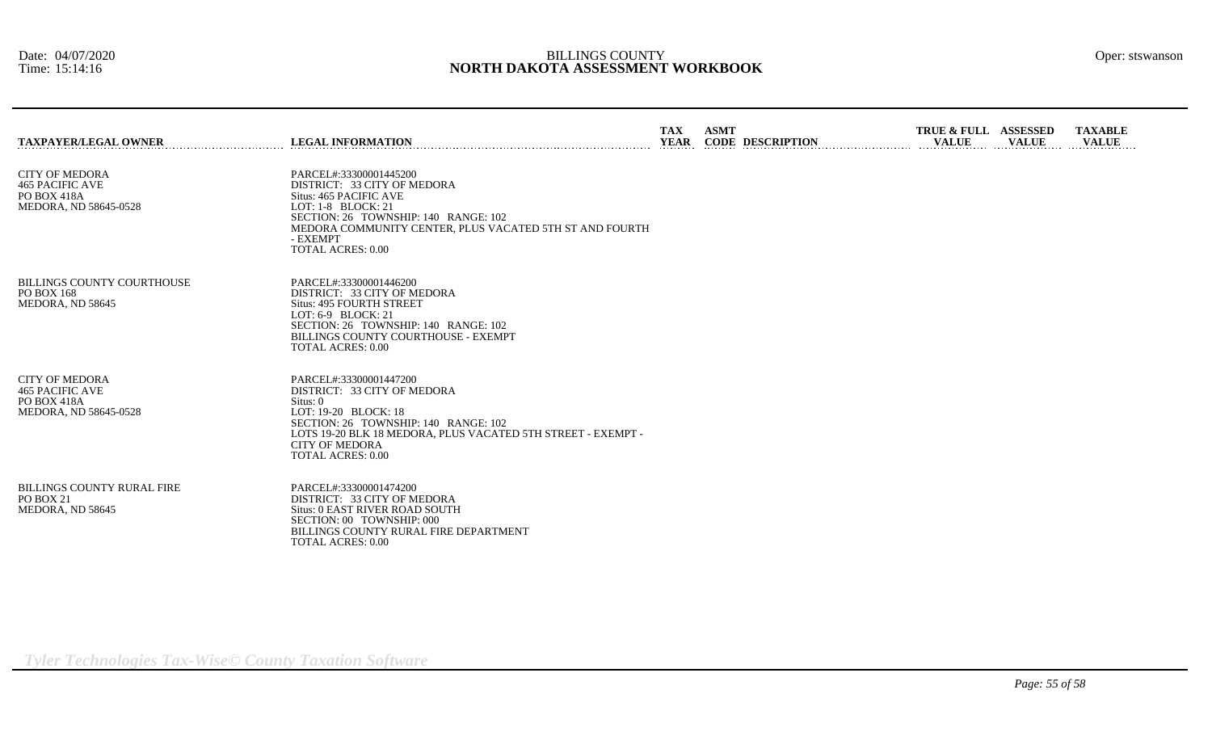| TAXPAYER/LEGAL OWNER | LEGAL INFORMATION | TAX YEAR | ASMT CODE | DESCRIPTION | TRUE & FULL VALUE | ASSESSED VALUE | TAXABLE VALUE |
|---|---|---|---|---|---|---|---|
| CITY OF MEDORA<br>465 PACIFIC AVE<br>PO BOX 418A<br>MEDORA, ND 58645-0528 | PARCEL#:33300001445200<br>DISTRICT: 33 CITY OF MEDORA<br>Situs: 465 PACIFIC AVE<br>LOT: 1-8 BLOCK: 21<br>SECTION: 26 TOWNSHIP: 140 RANGE: 102<br>MEDORA COMMUNITY CENTER, PLUS VACATED 5TH ST AND FOURTH - EXEMPT<br>TOTAL ACRES: 0.00 | | | | | | |
| BILLINGS COUNTY COURTHOUSE<br>PO BOX 168<br>MEDORA, ND 58645 | PARCEL#:33300001446200<br>DISTRICT: 33 CITY OF MEDORA<br>Situs: 495 FOURTH STREET<br>LOT: 6-9 BLOCK: 21<br>SECTION: 26 TOWNSHIP: 140 RANGE: 102<br>BILLINGS COUNTY COURTHOUSE - EXEMPT<br>TOTAL ACRES: 0.00 | | | | | | |
| CITY OF MEDORA<br>465 PACIFIC AVE<br>PO BOX 418A<br>MEDORA, ND 58645-0528 | PARCEL#:33300001447200<br>DISTRICT: 33 CITY OF MEDORA<br>Situs: 0<br>LOT: 19-20 BLOCK: 18<br>SECTION: 26 TOWNSHIP: 140 RANGE: 102<br>LOTS 19-20 BLK 18 MEDORA, PLUS VACATED 5TH STREET - EXEMPT - CITY OF MEDORA<br>TOTAL ACRES: 0.00 | | | | | | |
| BILLINGS COUNTY RURAL FIRE<br>PO BOX 21<br>MEDORA, ND 58645 | PARCEL#:33300001474200<br>DISTRICT: 33 CITY OF MEDORA<br>Situs: 0 EAST RIVER ROAD SOUTH<br>SECTION: 00 TOWNSHIP: 000<br>BILLINGS COUNTY RURAL FIRE DEPARTMENT<br>TOTAL ACRES: 0.00 | | | | | | |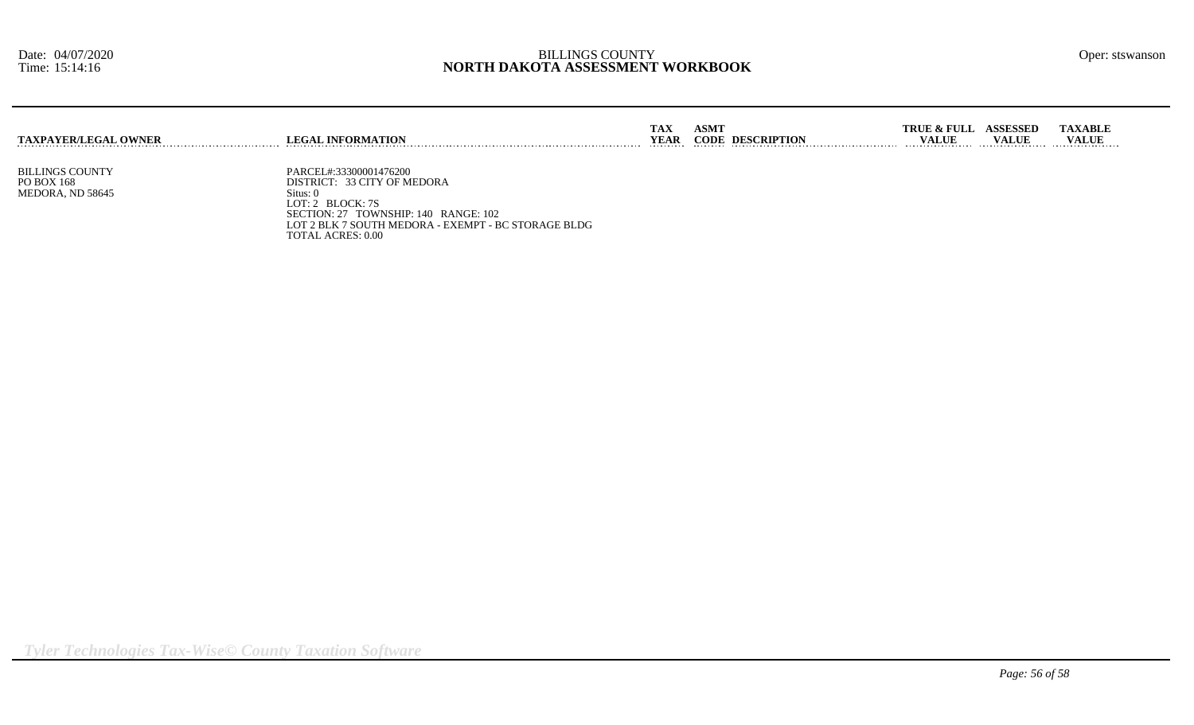| TAXPAYER/LEGAL OWNER | LEGAL INFORMATION | TAX YEAR | ASMT CODE | DESCRIPTION | TRUE & FULL VALUE | ASSESSED VALUE | TAXABLE VALUE |
|---|---|---|---|---|---|---|---|
| BILLINGS COUNTY<br>PO BOX 168<br>MEDORA, ND 58645 | PARCEL#:33300001476200<br>DISTRICT: 33 CITY OF MEDORA<br>Situs: 0<br>LOT: 2 BLOCK: 7S<br>SECTION: 27 TOWNSHIP: 140 RANGE: 102<br>LOT 2 BLK 7 SOUTH MEDORA - EXEMPT - BC STORAGE BLDG<br>TOTAL ACRES: 0.00 | | | | | | |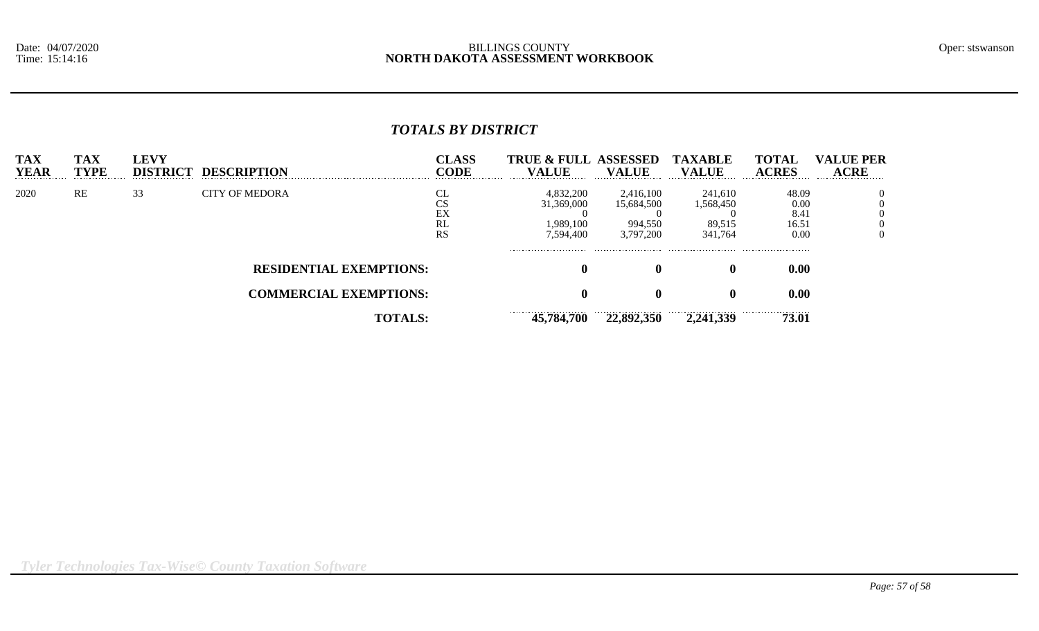## *TOTALS BY DISTRICT*

| TAX YEAR | TAX TYPE | LEVY DISTRICT | DESCRIPTION | CLASS CODE | TRUE & FULL VALUE | ASSESSED VALUE | TAXABLE VALUE | TOTAL ACRES | VALUE PER ACRE |
|---|---|---|---|---|---|---|---|---|---|
| 2020 | RE | 33 | CITY OF MEDORA | CL | 4,832,200 | 2,416,100 | 241,610 | 48.09 | 0 |
| | | | | CS | 31,369,000 | 15,684,500 | 1,568,450 | 0.00 | 0 |
| | | | | EX | 0 | 0 | 0 | 8.41 | 0 |
| | | | | RL | 1,989,100 | 994,550 | 89,515 | 16.51 | 0 |
| | | | | RS | 7,594,400 | 3,797,200 | 341,764 | 0.00 | 0 |
| | | | **RESIDENTIAL EXEMPTIONS:** | | **0** | **0** | **0** | **0.00** | |
| | | | **COMMERCIAL EXEMPTIONS:** | | **0** | **0** | **0** | **0.00** | |
| | | | **TOTALS:** | | **45,784,700** | **22,892,350** | **2,241,339** | **73.01** | |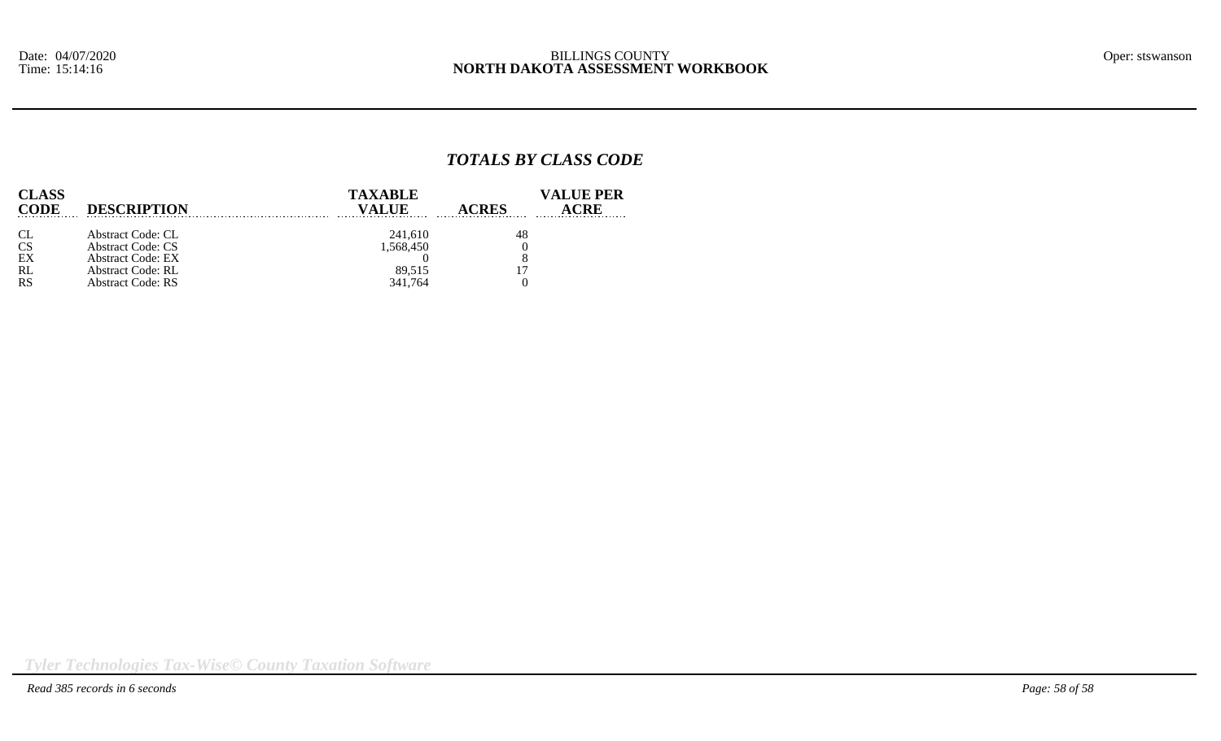## TOTALS BY CLASS CODE

| CLASS CODE | DESCRIPTION | TAXABLE VALUE | ACRES | VALUE PER ACRE |
|---|---|---|---|---|
| CL | Abstract Code: CL | 241,610 | 48 | |
| CS | Abstract Code: CS | 1,568,450 | 0 | |
| EX | Abstract Code: EX | 0 | 8 | |
| RL | Abstract Code: RL | 89,515 | 17 | |
| RS | Abstract Code: RS | 341,764 | 0 | |

*Read 385 records in 6 seconds*